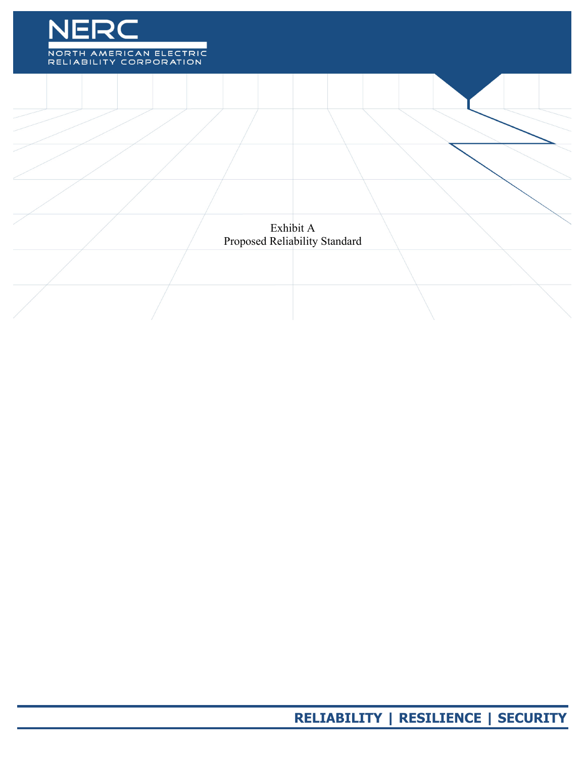Exhibit A
Proposed Reliability Standard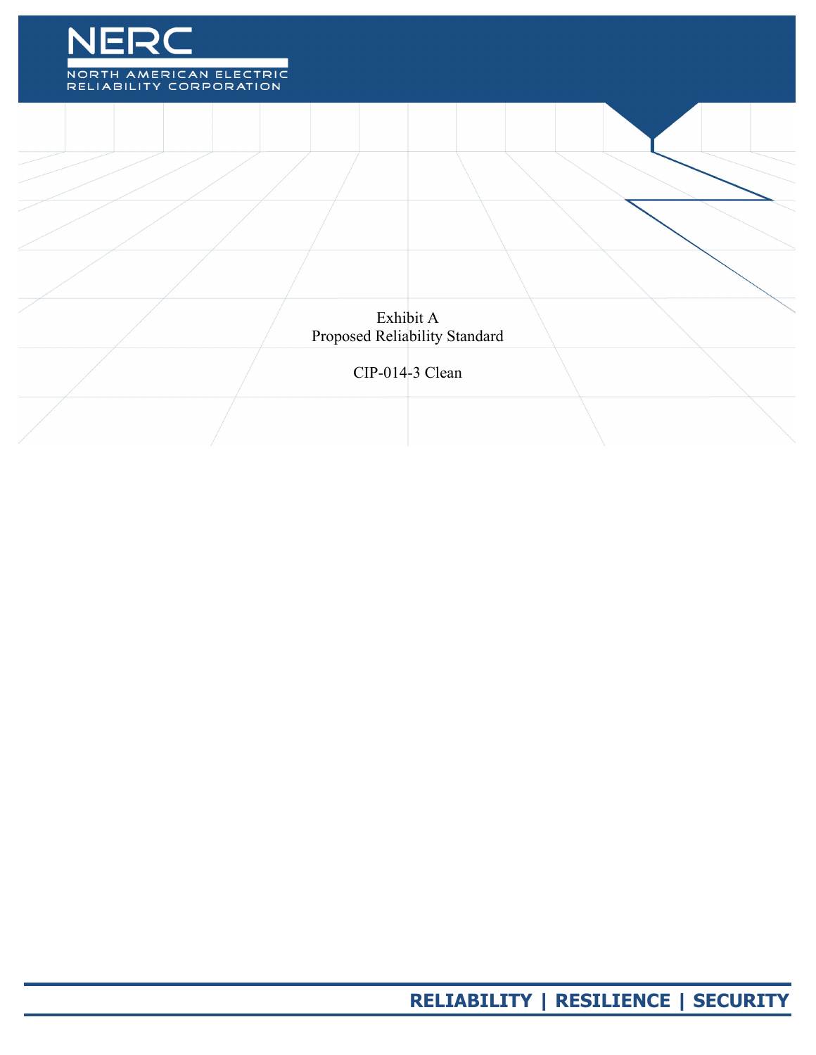Exhibit A
Proposed Reliability Standard

CIP-014-3 Clean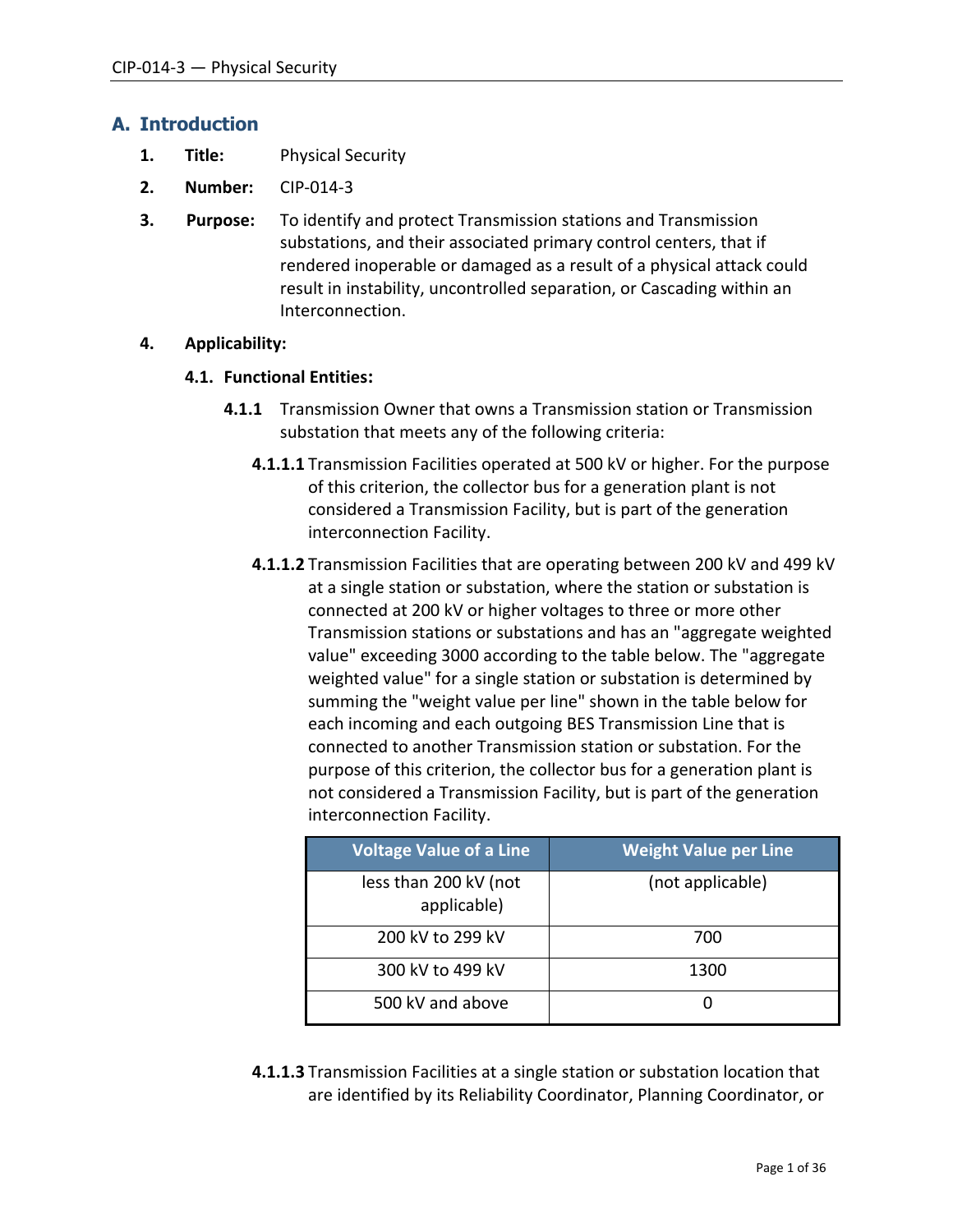## A. Introduction

1. **Title:** Physical Security

2. **Number:** CIP-014-3

3. **Purpose:** To identify and protect Transmission stations and Transmission substations, and their associated primary control centers, that if rendered inoperable or damaged as a result of a physical attack could result in instability, uncontrolled separation, or Cascading within an Interconnection.

4. **Applicability:**

   **4.1. Functional Entities:**

   **4.1.1** Transmission Owner that owns a Transmission station or Transmission substation that meets any of the following criteria:

   **4.1.1.1** Transmission Facilities operated at 500 kV or higher. For the purpose of this criterion, the collector bus for a generation plant is not considered a Transmission Facility, but is part of the generation interconnection Facility.

   **4.1.1.2** Transmission Facilities that are operating between 200 kV and 499 kV at a single station or substation, where the station or substation is connected at 200 kV or higher voltages to three or more other Transmission stations or substations and has an "aggregate weighted value" exceeding 3000 according to the table below. The "aggregate weighted value" for a single station or substation is determined by summing the "weight value per line" shown in the table below for each incoming and each outgoing BES Transmission Line that is connected to another Transmission station or substation. For the purpose of this criterion, the collector bus for a generation plant is not considered a Transmission Facility, but is part of the generation interconnection Facility.

| Voltage Value of a Line | Weight Value per Line |
|---|---|
| less than 200 kV (not applicable) | (not applicable) |
| 200 kV to 299 kV | 700 |
| 300 kV to 499 kV | 1300 |
| 500 kV and above | 0 |

   **4.1.1.3** Transmission Facilities at a single station or substation location that are identified by its Reliability Coordinator, Planning Coordinator, or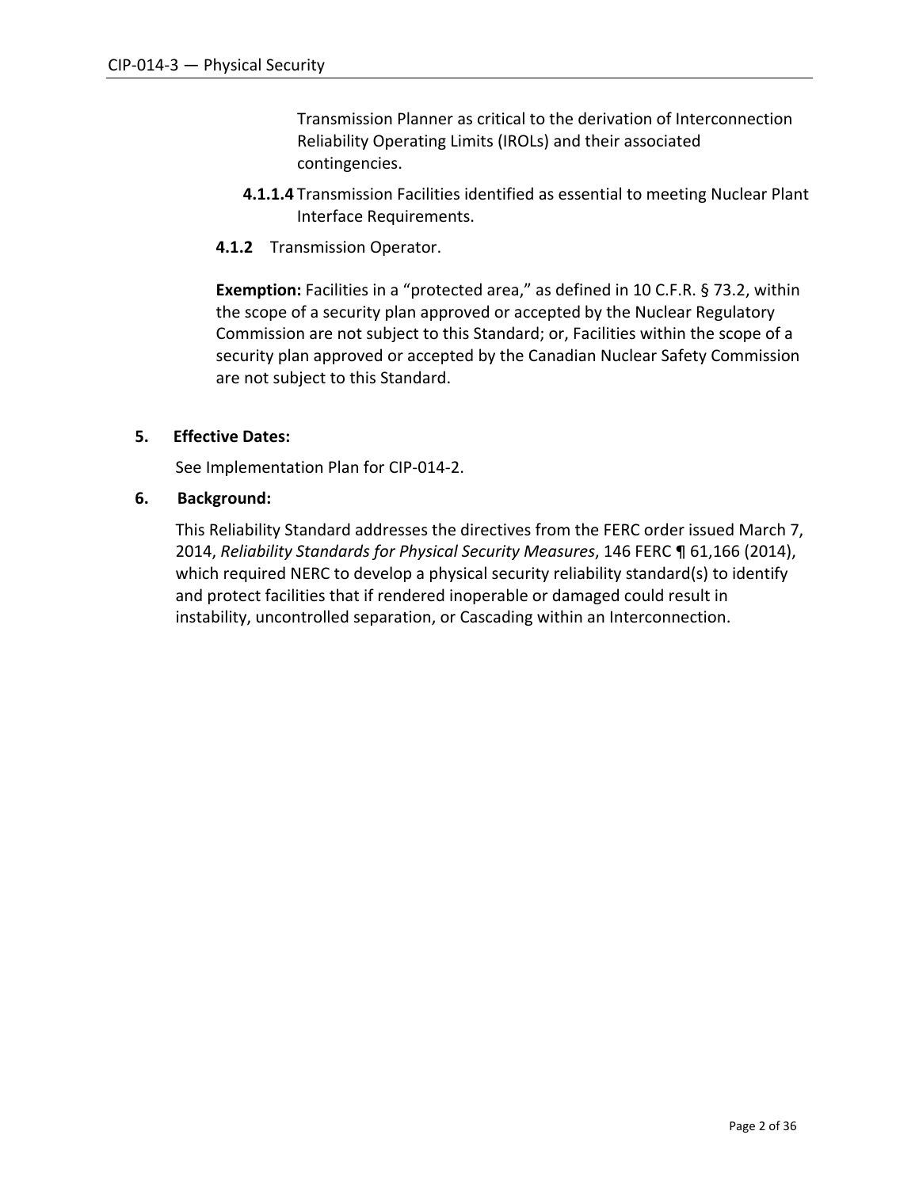Transmission Planner as critical to the derivation of Interconnection Reliability Operating Limits (IROLs) and their associated contingencies.

**4.1.1.4** Transmission Facilities identified as essential to meeting Nuclear Plant Interface Requirements.

**4.1.2** Transmission Operator.

**Exemption:** Facilities in a "protected area," as defined in 10 C.F.R. § 73.2, within the scope of a security plan approved or accepted by the Nuclear Regulatory Commission are not subject to this Standard; or, Facilities within the scope of a security plan approved or accepted by the Canadian Nuclear Safety Commission are not subject to this Standard.

**5. Effective Dates:**

See Implementation Plan for CIP-014-2.

**6. Background:**

This Reliability Standard addresses the directives from the FERC order issued March 7, 2014, *Reliability Standards for Physical Security Measures*, 146 FERC ¶ 61,166 (2014), which required NERC to develop a physical security reliability standard(s) to identify and protect facilities that if rendered inoperable or damaged could result in instability, uncontrolled separation, or Cascading within an Interconnection.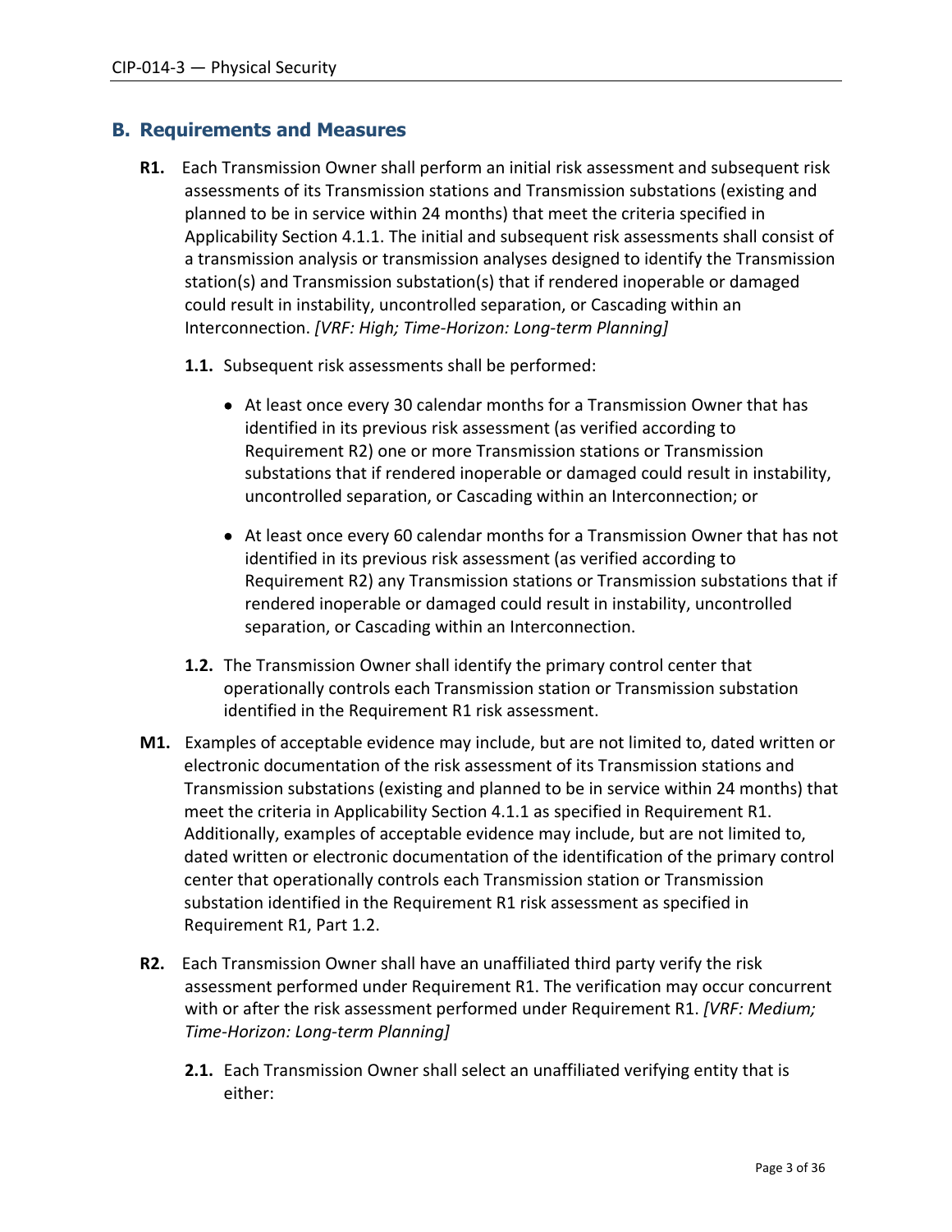## B. Requirements and Measures

**R1.** Each Transmission Owner shall perform an initial risk assessment and subsequent risk assessments of its Transmission stations and Transmission substations (existing and planned to be in service within 24 months) that meet the criteria specified in Applicability Section 4.1.1. The initial and subsequent risk assessments shall consist of a transmission analysis or transmission analyses designed to identify the Transmission station(s) and Transmission substation(s) that if rendered inoperable or damaged could result in instability, uncontrolled separation, or Cascading within an Interconnection. *[VRF: High; Time-Horizon: Long-term Planning]*

**1.1.** Subsequent risk assessments shall be performed:

- At least once every 30 calendar months for a Transmission Owner that has identified in its previous risk assessment (as verified according to Requirement R2) one or more Transmission stations or Transmission substations that if rendered inoperable or damaged could result in instability, uncontrolled separation, or Cascading within an Interconnection; or
- At least once every 60 calendar months for a Transmission Owner that has not identified in its previous risk assessment (as verified according to Requirement R2) any Transmission stations or Transmission substations that if rendered inoperable or damaged could result in instability, uncontrolled separation, or Cascading within an Interconnection.

**1.2.** The Transmission Owner shall identify the primary control center that operationally controls each Transmission station or Transmission substation identified in the Requirement R1 risk assessment.

**M1.** Examples of acceptable evidence may include, but are not limited to, dated written or electronic documentation of the risk assessment of its Transmission stations and Transmission substations (existing and planned to be in service within 24 months) that meet the criteria in Applicability Section 4.1.1 as specified in Requirement R1. Additionally, examples of acceptable evidence may include, but are not limited to, dated written or electronic documentation of the identification of the primary control center that operationally controls each Transmission station or Transmission substation identified in the Requirement R1 risk assessment as specified in Requirement R1, Part 1.2.

**R2.** Each Transmission Owner shall have an unaffiliated third party verify the risk assessment performed under Requirement R1. The verification may occur concurrent with or after the risk assessment performed under Requirement R1. *[VRF: Medium; Time-Horizon: Long-term Planning]*

**2.1.** Each Transmission Owner shall select an unaffiliated verifying entity that is either: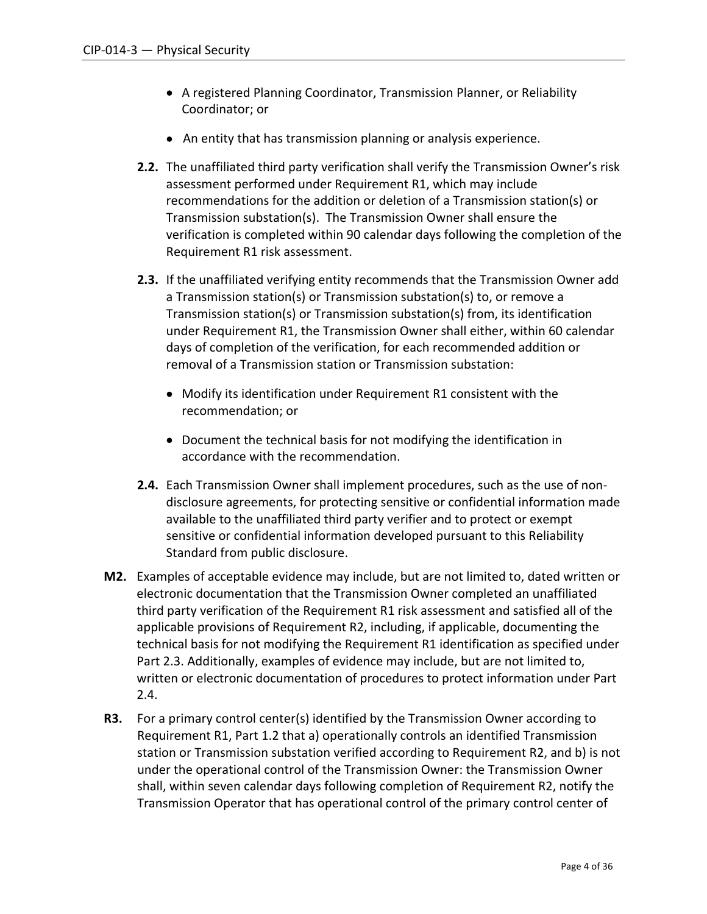- A registered Planning Coordinator, Transmission Planner, or Reliability Coordinator; or
- An entity that has transmission planning or analysis experience.

**2.2.** The unaffiliated third party verification shall verify the Transmission Owner's risk assessment performed under Requirement R1, which may include recommendations for the addition or deletion of a Transmission station(s) or Transmission substation(s). The Transmission Owner shall ensure the verification is completed within 90 calendar days following the completion of the Requirement R1 risk assessment.

**2.3.** If the unaffiliated verifying entity recommends that the Transmission Owner add a Transmission station(s) or Transmission substation(s) to, or remove a Transmission station(s) or Transmission substation(s) from, its identification under Requirement R1, the Transmission Owner shall either, within 60 calendar days of completion of the verification, for each recommended addition or removal of a Transmission station or Transmission substation:

- Modify its identification under Requirement R1 consistent with the recommendation; or
- Document the technical basis for not modifying the identification in accordance with the recommendation.

**2.4.** Each Transmission Owner shall implement procedures, such as the use of non-disclosure agreements, for protecting sensitive or confidential information made available to the unaffiliated third party verifier and to protect or exempt sensitive or confidential information developed pursuant to this Reliability Standard from public disclosure.

**M2.** Examples of acceptable evidence may include, but are not limited to, dated written or electronic documentation that the Transmission Owner completed an unaffiliated third party verification of the Requirement R1 risk assessment and satisfied all of the applicable provisions of Requirement R2, including, if applicable, documenting the technical basis for not modifying the Requirement R1 identification as specified under Part 2.3. Additionally, examples of evidence may include, but are not limited to, written or electronic documentation of procedures to protect information under Part 2.4.

**R3.** For a primary control center(s) identified by the Transmission Owner according to Requirement R1, Part 1.2 that a) operationally controls an identified Transmission station or Transmission substation verified according to Requirement R2, and b) is not under the operational control of the Transmission Owner: the Transmission Owner shall, within seven calendar days following completion of Requirement R2, notify the Transmission Operator that has operational control of the primary control center of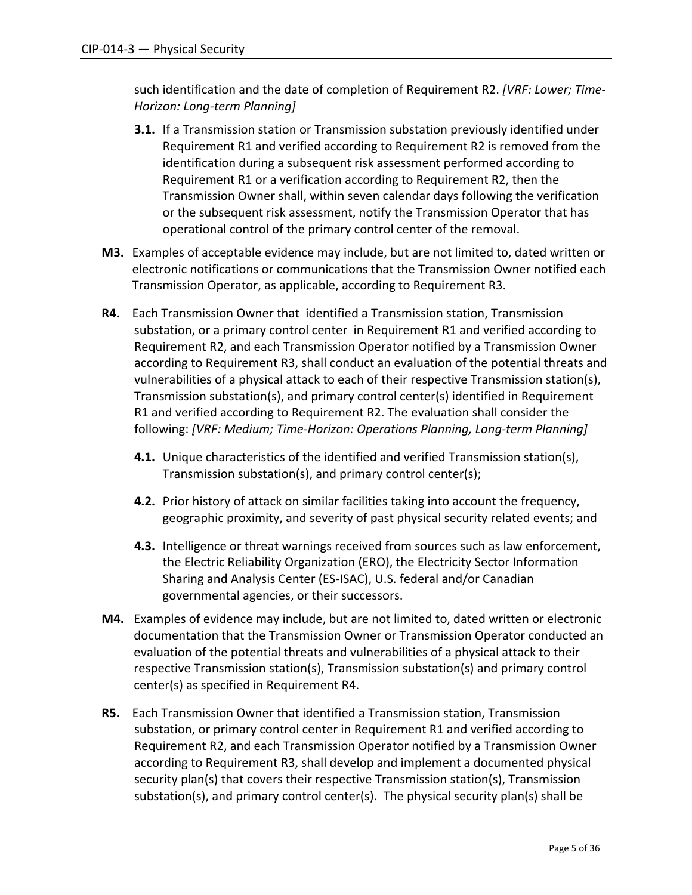such identification and the date of completion of Requirement R2. *[VRF: Lower; Time-Horizon: Long-term Planning]*

- **3.1.** If a Transmission station or Transmission substation previously identified under Requirement R1 and verified according to Requirement R2 is removed from the identification during a subsequent risk assessment performed according to Requirement R1 or a verification according to Requirement R2, then the Transmission Owner shall, within seven calendar days following the verification or the subsequent risk assessment, notify the Transmission Operator that has operational control of the primary control center of the removal.

**M3.** Examples of acceptable evidence may include, but are not limited to, dated written or electronic notifications or communications that the Transmission Owner notified each Transmission Operator, as applicable, according to Requirement R3.

**R4.** Each Transmission Owner that identified a Transmission station, Transmission substation, or a primary control center in Requirement R1 and verified according to Requirement R2, and each Transmission Operator notified by a Transmission Owner according to Requirement R3, shall conduct an evaluation of the potential threats and vulnerabilities of a physical attack to each of their respective Transmission station(s), Transmission substation(s), and primary control center(s) identified in Requirement R1 and verified according to Requirement R2. The evaluation shall consider the following: *[VRF: Medium; Time-Horizon: Operations Planning, Long-term Planning]*

- **4.1.** Unique characteristics of the identified and verified Transmission station(s), Transmission substation(s), and primary control center(s);
- **4.2.** Prior history of attack on similar facilities taking into account the frequency, geographic proximity, and severity of past physical security related events; and
- **4.3.** Intelligence or threat warnings received from sources such as law enforcement, the Electric Reliability Organization (ERO), the Electricity Sector Information Sharing and Analysis Center (ES-ISAC), U.S. federal and/or Canadian governmental agencies, or their successors.

**M4.** Examples of evidence may include, but are not limited to, dated written or electronic documentation that the Transmission Owner or Transmission Operator conducted an evaluation of the potential threats and vulnerabilities of a physical attack to their respective Transmission station(s), Transmission substation(s) and primary control center(s) as specified in Requirement R4.

**R5.** Each Transmission Owner that identified a Transmission station, Transmission substation, or primary control center in Requirement R1 and verified according to Requirement R2, and each Transmission Operator notified by a Transmission Owner according to Requirement R3, shall develop and implement a documented physical security plan(s) that covers their respective Transmission station(s), Transmission substation(s), and primary control center(s). The physical security plan(s) shall be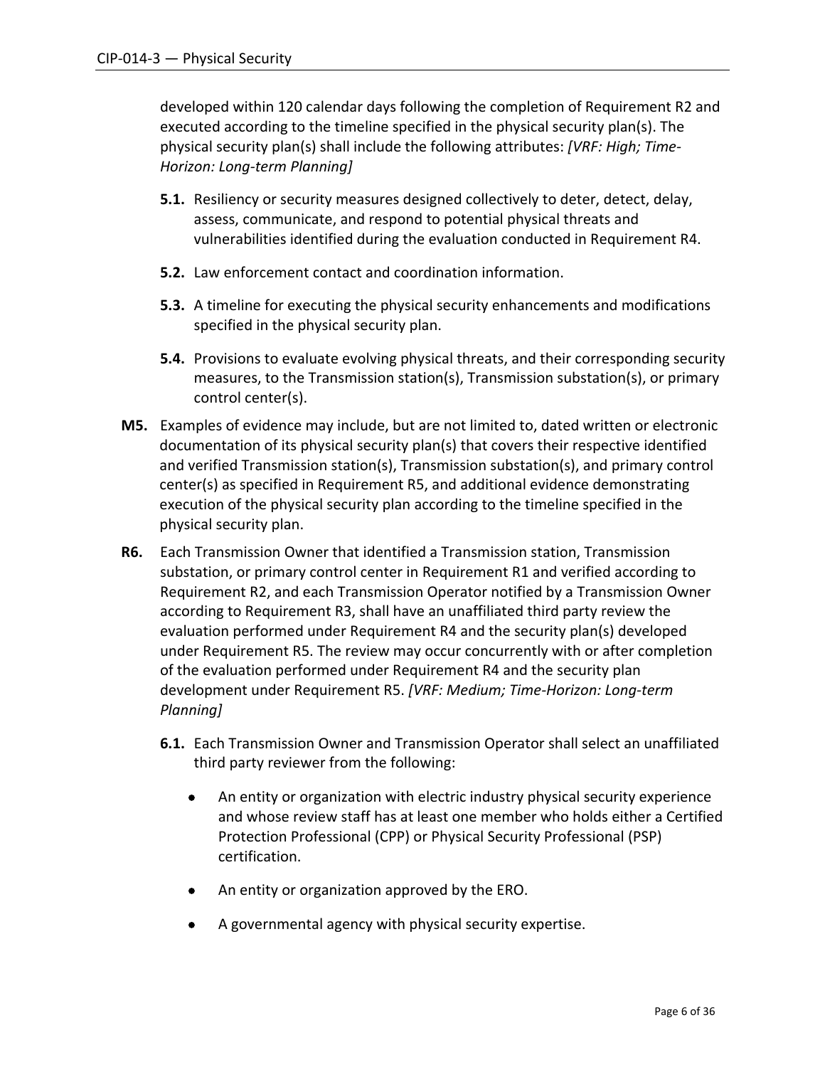developed within 120 calendar days following the completion of Requirement R2 and executed according to the timeline specified in the physical security plan(s). The physical security plan(s) shall include the following attributes: *[VRF: High; Time-Horizon: Long-term Planning]*

- **5.1.** Resiliency or security measures designed collectively to deter, detect, delay, assess, communicate, and respond to potential physical threats and vulnerabilities identified during the evaluation conducted in Requirement R4.
- **5.2.** Law enforcement contact and coordination information.
- **5.3.** A timeline for executing the physical security enhancements and modifications specified in the physical security plan.
- **5.4.** Provisions to evaluate evolving physical threats, and their corresponding security measures, to the Transmission station(s), Transmission substation(s), or primary control center(s).

**M5.** Examples of evidence may include, but are not limited to, dated written or electronic documentation of its physical security plan(s) that covers their respective identified and verified Transmission station(s), Transmission substation(s), and primary control center(s) as specified in Requirement R5, and additional evidence demonstrating execution of the physical security plan according to the timeline specified in the physical security plan.

**R6.** Each Transmission Owner that identified a Transmission station, Transmission substation, or primary control center in Requirement R1 and verified according to Requirement R2, and each Transmission Operator notified by a Transmission Owner according to Requirement R3, shall have an unaffiliated third party review the evaluation performed under Requirement R4 and the security plan(s) developed under Requirement R5. The review may occur concurrently with or after completion of the evaluation performed under Requirement R4 and the security plan development under Requirement R5. *[VRF: Medium; Time-Horizon: Long-term Planning]*

- **6.1.** Each Transmission Owner and Transmission Operator shall select an unaffiliated third party reviewer from the following:
  - An entity or organization with electric industry physical security experience and whose review staff has at least one member who holds either a Certified Protection Professional (CPP) or Physical Security Professional (PSP) certification.
  - An entity or organization approved by the ERO.
  - A governmental agency with physical security expertise.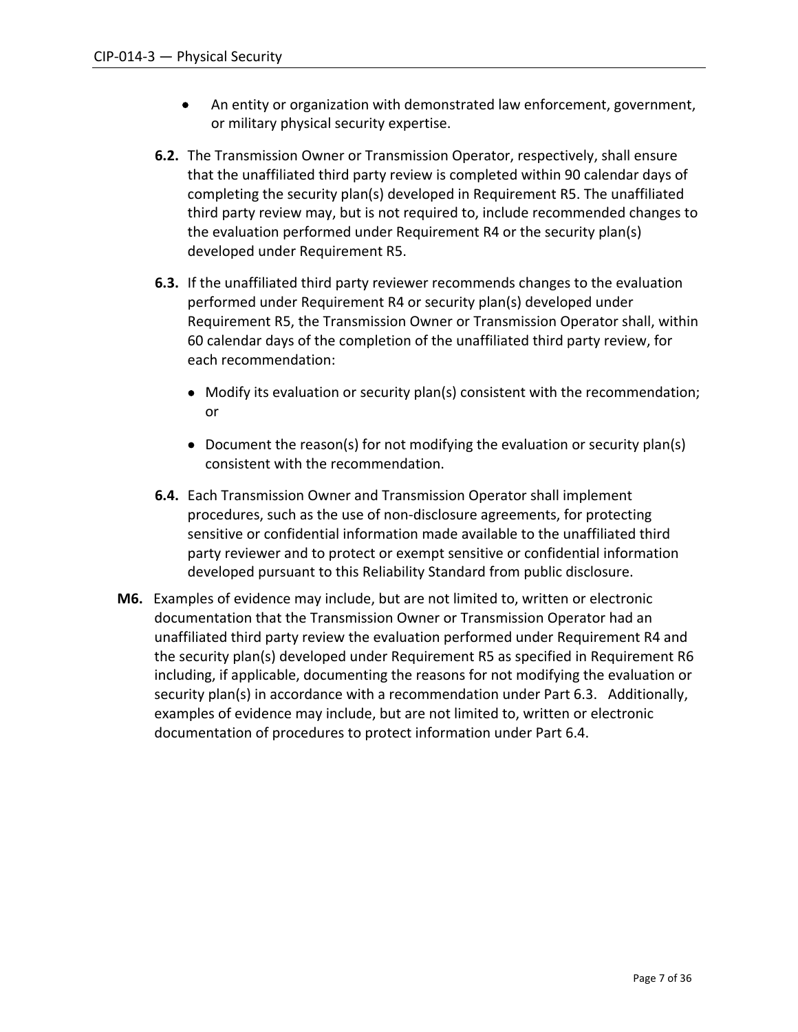- An entity or organization with demonstrated law enforcement, government, or military physical security expertise.

**6.2.** The Transmission Owner or Transmission Operator, respectively, shall ensure that the unaffiliated third party review is completed within 90 calendar days of completing the security plan(s) developed in Requirement R5. The unaffiliated third party review may, but is not required to, include recommended changes to the evaluation performed under Requirement R4 or the security plan(s) developed under Requirement R5.

**6.3.** If the unaffiliated third party reviewer recommends changes to the evaluation performed under Requirement R4 or security plan(s) developed under Requirement R5, the Transmission Owner or Transmission Operator shall, within 60 calendar days of the completion of the unaffiliated third party review, for each recommendation:

- Modify its evaluation or security plan(s) consistent with the recommendation; or
- Document the reason(s) for not modifying the evaluation or security plan(s) consistent with the recommendation.

**6.4.** Each Transmission Owner and Transmission Operator shall implement procedures, such as the use of non-disclosure agreements, for protecting sensitive or confidential information made available to the unaffiliated third party reviewer and to protect or exempt sensitive or confidential information developed pursuant to this Reliability Standard from public disclosure.

**M6.** Examples of evidence may include, but are not limited to, written or electronic documentation that the Transmission Owner or Transmission Operator had an unaffiliated third party review the evaluation performed under Requirement R4 and the security plan(s) developed under Requirement R5 as specified in Requirement R6 including, if applicable, documenting the reasons for not modifying the evaluation or security plan(s) in accordance with a recommendation under Part 6.3. Additionally, examples of evidence may include, but are not limited to, written or electronic documentation of procedures to protect information under Part 6.4.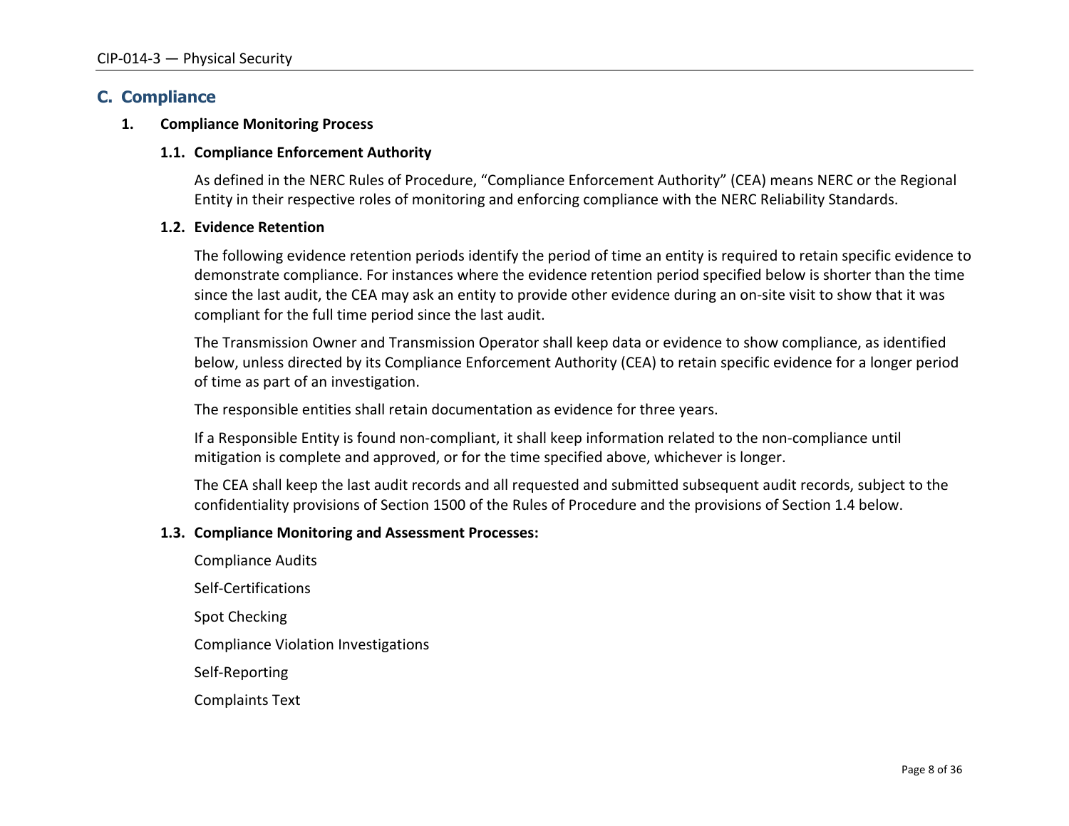## C. Compliance

### 1. Compliance Monitoring Process

#### 1.1. Compliance Enforcement Authority

As defined in the NERC Rules of Procedure, “Compliance Enforcement Authority” (CEA) means NERC or the Regional Entity in their respective roles of monitoring and enforcing compliance with the NERC Reliability Standards.

#### 1.2. Evidence Retention

The following evidence retention periods identify the period of time an entity is required to retain specific evidence to demonstrate compliance. For instances where the evidence retention period specified below is shorter than the time since the last audit, the CEA may ask an entity to provide other evidence during an on-site visit to show that it was compliant for the full time period since the last audit.

The Transmission Owner and Transmission Operator shall keep data or evidence to show compliance, as identified below, unless directed by its Compliance Enforcement Authority (CEA) to retain specific evidence for a longer period of time as part of an investigation.

The responsible entities shall retain documentation as evidence for three years.

If a Responsible Entity is found non-compliant, it shall keep information related to the non-compliance until mitigation is complete and approved, or for the time specified above, whichever is longer.

The CEA shall keep the last audit records and all requested and submitted subsequent audit records, subject to the confidentiality provisions of Section 1500 of the Rules of Procedure and the provisions of Section 1.4 below.

#### 1.3. Compliance Monitoring and Assessment Processes:

Compliance Audits

Self-Certifications

Spot Checking

Compliance Violation Investigations

Self-Reporting

Complaints Text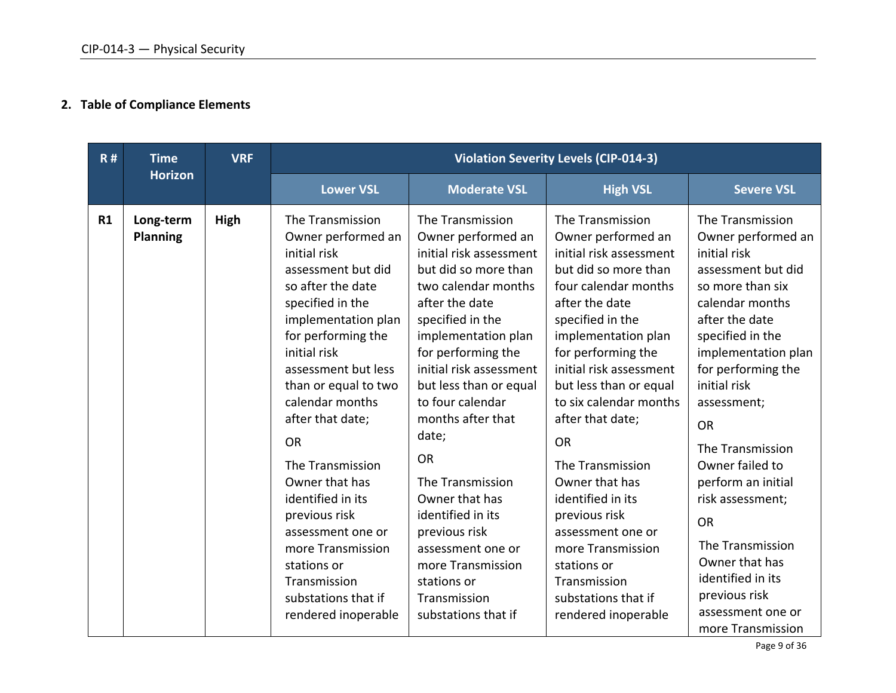## 2. Table of Compliance Elements

| R # | Time Horizon | VRF | Violation Severity Levels (CIP-014-3) | | | |
|---|---|---|---|---|---|---|
| | | | **Lower VSL** | **Moderate VSL** | **High VSL** | **Severe VSL** |
| **R1** | **Long-term Planning** | **High** | The Transmission Owner performed an initial risk assessment but did so after the date specified in the implementation plan for performing the initial risk assessment but less than or equal to two calendar months after that date; <br><br> OR <br><br> The Transmission Owner that has identified in its previous risk assessment one or more Transmission stations or Transmission substations that if rendered inoperable | The Transmission Owner performed an initial risk assessment but did so more than two calendar months after the date specified in the implementation plan for performing the initial risk assessment but less than or equal to four calendar months after that date; <br><br> OR <br><br> The Transmission Owner that has identified in its previous risk assessment one or more Transmission stations or Transmission substations that if | The Transmission Owner performed an initial risk assessment but did so more than four calendar months after the date specified in the implementation plan for performing the initial risk assessment but less than or equal to six calendar months after that date; <br><br> OR <br><br> The Transmission Owner that has identified in its previous risk assessment one or more Transmission stations or Transmission substations that if rendered inoperable | The Transmission Owner performed an initial risk assessment but did so more than six calendar months after the date specified in the implementation plan for performing the initial risk assessment; <br><br> OR <br><br> The Transmission Owner failed to perform an initial risk assessment; <br><br> OR <br><br> The Transmission Owner that has identified in its previous risk assessment one or more Transmission |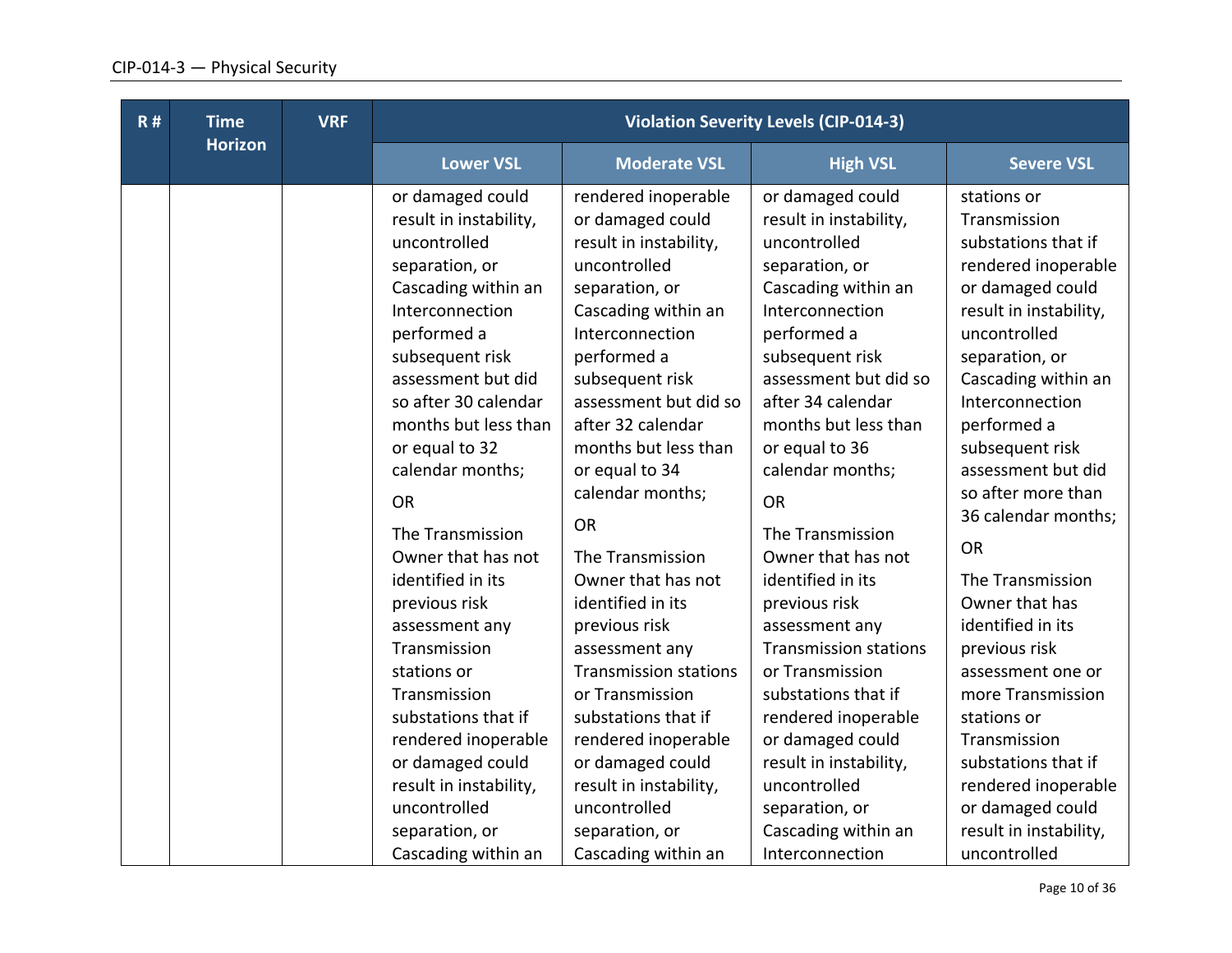| R # | Time Horizon | VRF | Violation Severity Levels (CIP-014-3) | | | |
|---|---|---|---|---|---|---|
| | | | Lower VSL | Moderate VSL | High VSL | Severe VSL |
| | | | or damaged could result in instability, uncontrolled separation, or Cascading within an Interconnection performed a subsequent risk assessment but did so after 30 calendar months but less than or equal to 32 calendar months;<br><br>OR<br><br>The Transmission Owner that has not identified in its previous risk assessment any Transmission stations or Transmission substations that if rendered inoperable or damaged could result in instability, uncontrolled separation, or Cascading within an | rendered inoperable or damaged could result in instability, uncontrolled separation, or Cascading within an Interconnection performed a subsequent risk assessment but did so after 32 calendar months but less than or equal to 34 calendar months;<br><br>OR<br><br>The Transmission Owner that has not identified in its previous risk assessment any Transmission stations or Transmission substations that if rendered inoperable or damaged could result in instability, uncontrolled separation, or Cascading within an | or damaged could result in instability, uncontrolled separation, or Cascading within an Interconnection performed a subsequent risk assessment but did so after 34 calendar months but less than or equal to 36 calendar months;<br><br>OR<br><br>The Transmission Owner that has not identified in its previous risk assessment any Transmission stations or Transmission substations that if rendered inoperable or damaged could result in instability, uncontrolled separation, or Cascading within an Interconnection | stations or Transmission substations that if rendered inoperable or damaged could result in instability, uncontrolled separation, or Cascading within an Interconnection performed a subsequent risk assessment but did so after more than 36 calendar months;<br><br>OR<br><br>The Transmission Owner that has identified in its previous risk assessment one or more Transmission stations or Transmission substations that if rendered inoperable or damaged could result in instability, uncontrolled |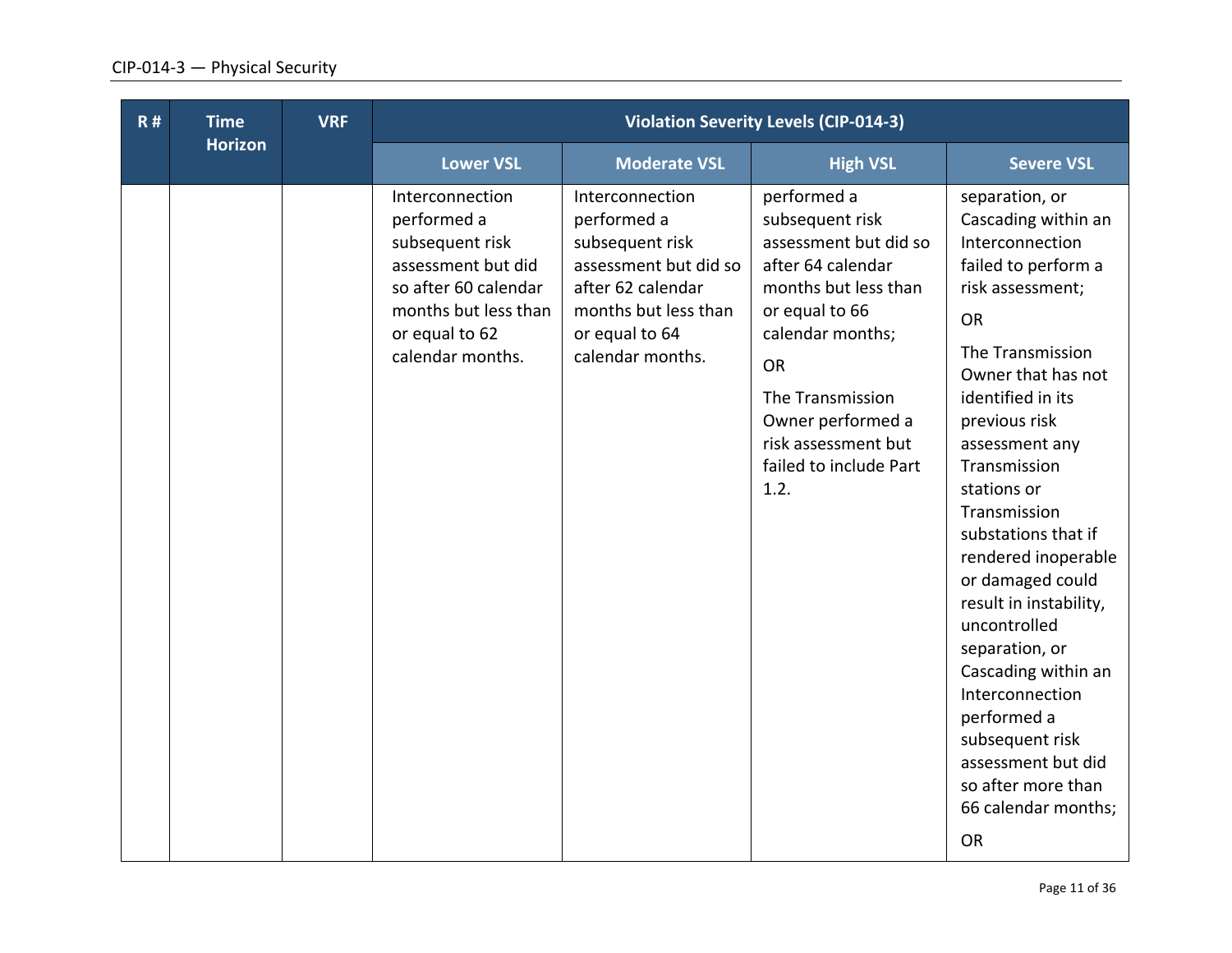| R # | Time Horizon | VRF | Violation Severity Levels (CIP-014-3) | | | |
|---|---|---|---|---|---|---|
| | | | Lower VSL | Moderate VSL | High VSL | Severe VSL |
| | | | Interconnection performed a subsequent risk assessment but did so after 60 calendar months but less than or equal to 62 calendar months. | Interconnection performed a subsequent risk assessment but did so after 62 calendar months but less than or equal to 64 calendar months. | performed a subsequent risk assessment but did so after 64 calendar months but less than or equal to 66 calendar months;<br><br>OR<br><br>The Transmission Owner performed a risk assessment but failed to include Part 1.2. | separation, or Cascading within an Interconnection failed to perform a risk assessment;<br><br>OR<br><br>The Transmission Owner that has not identified in its previous risk assessment any Transmission stations or Transmission substations that if rendered inoperable or damaged could result in instability, uncontrolled separation, or Cascading within an Interconnection performed a subsequent risk assessment but did so after more than 66 calendar months;<br><br>OR |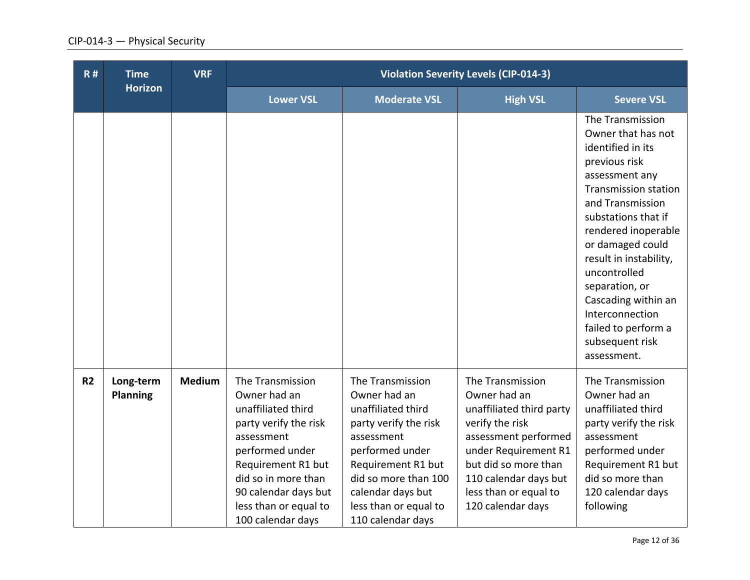| R # | Time Horizon | VRF | Violation Severity Levels (CIP-014-3) | | | |
|---|---|---|---|---|---|---|
| | | | Lower VSL | Moderate VSL | High VSL | Severe VSL |
| | | | | | | The Transmission Owner that has not identified in its previous risk assessment any Transmission station and Transmission substations that if rendered inoperable or damaged could result in instability, uncontrolled separation, or Cascading within an Interconnection failed to perform a subsequent risk assessment. |
| **R2** | **Long-term Planning** | **Medium** | The Transmission Owner had an unaffiliated third party verify the risk assessment performed under Requirement R1 but did so in more than 90 calendar days but less than or equal to 100 calendar days | The Transmission Owner had an unaffiliated third party verify the risk assessment performed under Requirement R1 but did so more than 100 calendar days but less than or equal to 110 calendar days | The Transmission Owner had an unaffiliated third party verify the risk assessment performed under Requirement R1 but did so more than 110 calendar days but less than or equal to 120 calendar days | The Transmission Owner had an unaffiliated third party verify the risk assessment performed under Requirement R1 but did so more than 120 calendar days following |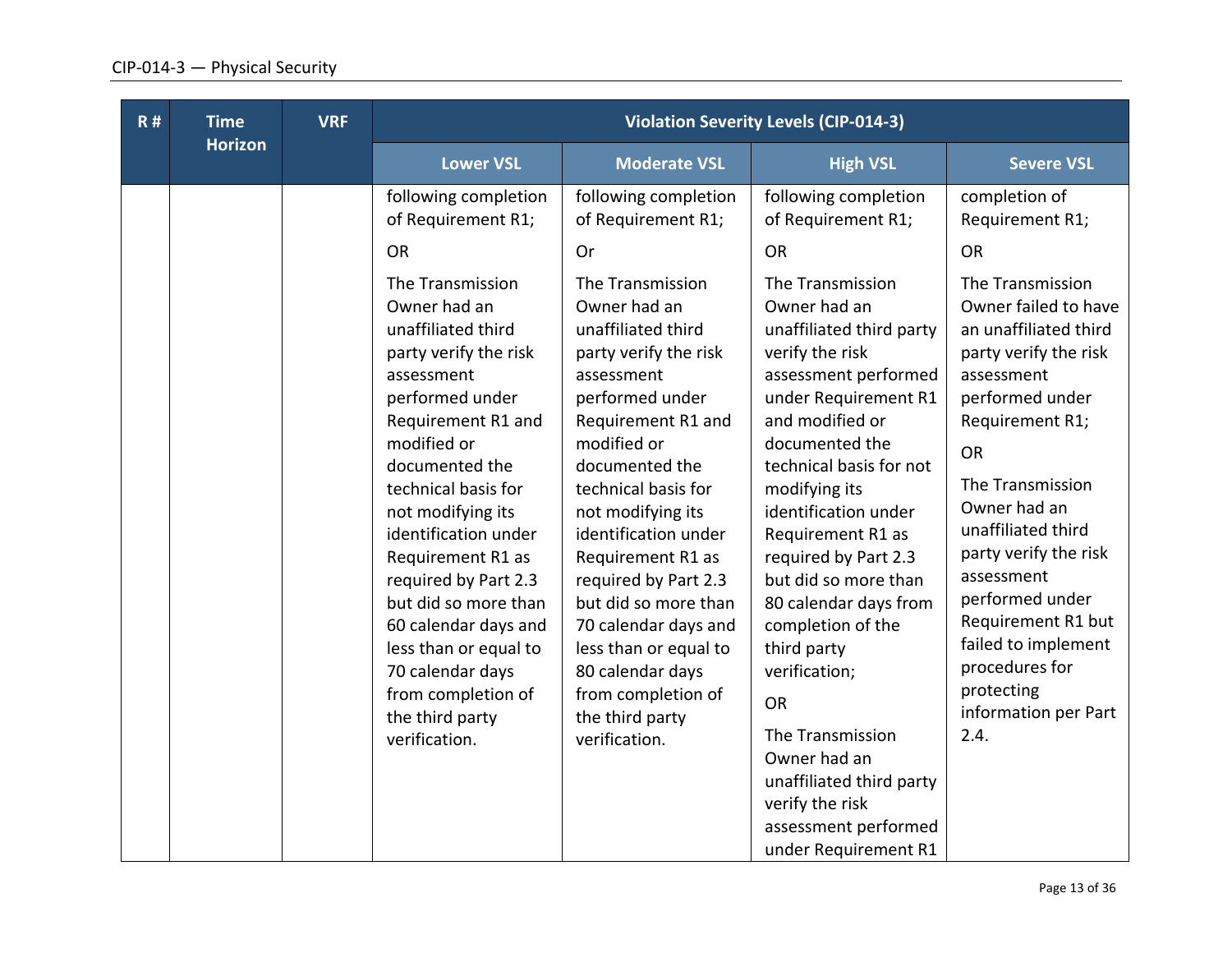| R # | Time Horizon | VRF | Violation Severity Levels (CIP-014-3) | | | |
|---|---|---|---|---|---|---|
| | | | Lower VSL | Moderate VSL | High VSL | Severe VSL |
| | | | following completion of Requirement R1;<br><br>OR<br><br>The Transmission Owner had an unaffiliated third party verify the risk assessment performed under Requirement R1 and modified or documented the technical basis for not modifying its identification under Requirement R1 as required by Part 2.3 but did so more than 60 calendar days and less than or equal to 70 calendar days from completion of the third party verification. | following completion of Requirement R1;<br><br>Or<br><br>The Transmission Owner had an unaffiliated third party verify the risk assessment performed under Requirement R1 and modified or documented the technical basis for not modifying its identification under Requirement R1 as required by Part 2.3 but did so more than 70 calendar days and less than or equal to 80 calendar days from completion of the third party verification. | following completion of Requirement R1;<br><br>OR<br><br>The Transmission Owner had an unaffiliated third party verify the risk assessment performed under Requirement R1 and modified or documented the technical basis for not modifying its identification under Requirement R1 as required by Part 2.3 but did so more than 80 calendar days from completion of the third party verification;<br><br>OR<br><br>The Transmission Owner had an unaffiliated third party verify the risk assessment performed under Requirement R1 | completion of Requirement R1;<br><br>OR<br><br>The Transmission Owner failed to have an unaffiliated third party verify the risk assessment performed under Requirement R1;<br><br>OR<br><br>The Transmission Owner had an unaffiliated third party verify the risk assessment performed under Requirement R1 but failed to implement procedures for protecting information per Part 2.4. |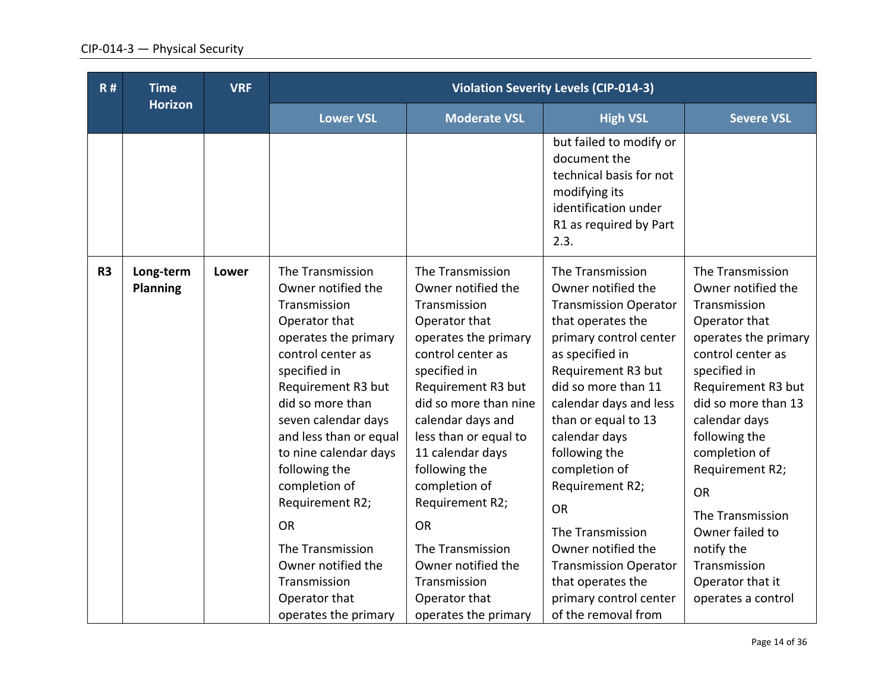| R # | Time Horizon | VRF | Violation Severity Levels (CIP-014-3) | | | |
|---|---|---|---|---|---|---|
| | | | Lower VSL | Moderate VSL | High VSL | Severe VSL |
| | | | | | but failed to modify or document the technical basis for not modifying its identification under R1 as required by Part 2.3. | |
| **R3** | **Long-term Planning** | **Lower** | The Transmission Owner notified the Transmission Operator that operates the primary control center as specified in Requirement R3 but did so more than seven calendar days and less than or equal to nine calendar days following the completion of Requirement R2;<br><br>OR<br><br>The Transmission Owner notified the Transmission Operator that operates the primary | The Transmission Owner notified the Transmission Operator that operates the primary control center as specified in Requirement R3 but did so more than nine calendar days and less than or equal to 11 calendar days following the completion of Requirement R2;<br><br>OR<br><br>The Transmission Owner notified the Transmission Operator that operates the primary | The Transmission Owner notified the Transmission Operator that operates the primary control center as specified in Requirement R3 but did so more than 11 calendar days and less than or equal to 13 calendar days following the completion of Requirement R2;<br><br>OR<br><br>The Transmission Owner notified the Transmission Operator that operates the primary control center of the removal from | The Transmission Owner notified the Transmission Operator that operates the primary control center as specified in Requirement R3 but did so more than 13 calendar days following the completion of Requirement R2;<br><br>OR<br><br>The Transmission Owner failed to notify the Transmission Operator that it operates a control |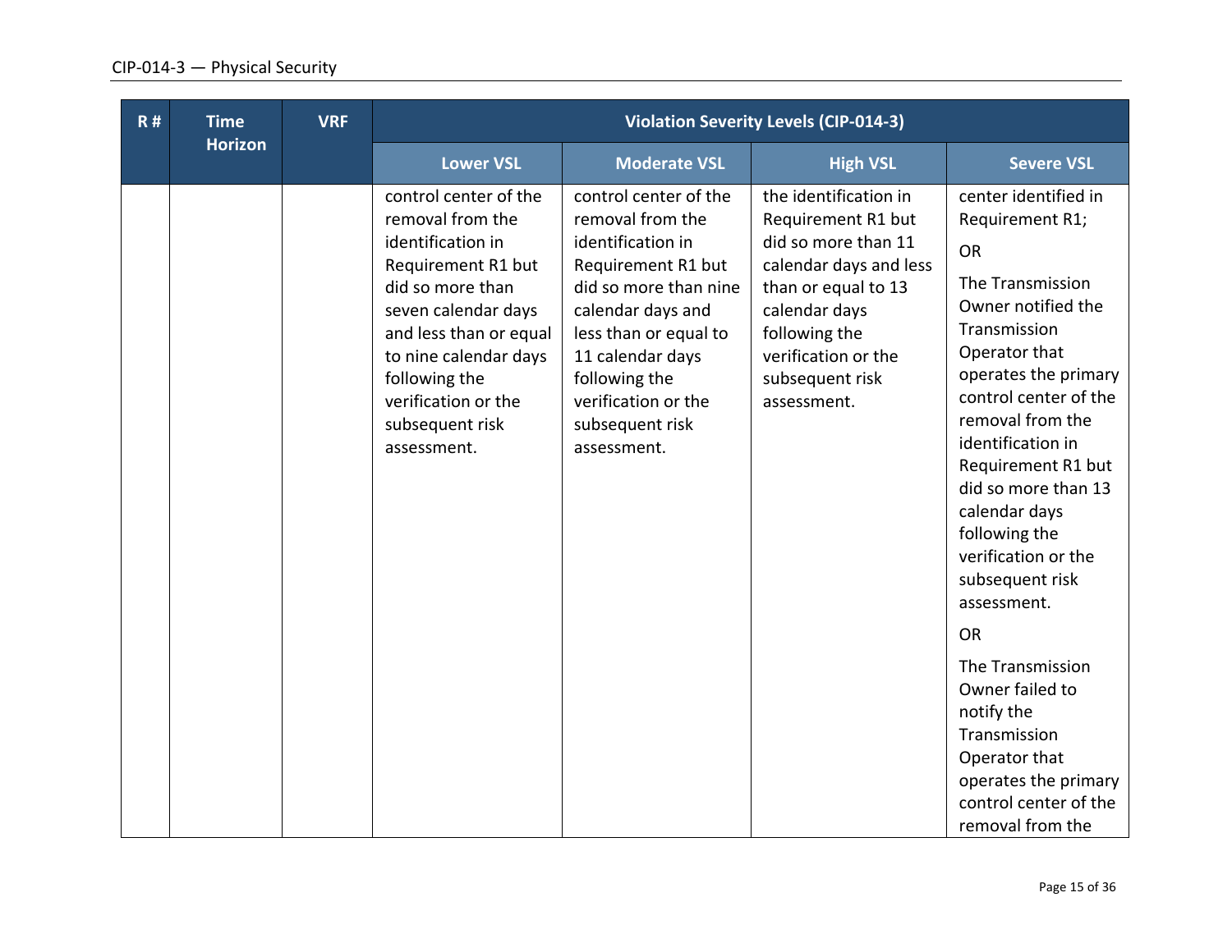| R # | Time Horizon | VRF | Violation Severity Levels (CIP-014-3) | | | |
|---|---|---|---|---|---|---|
| | | | Lower VSL | Moderate VSL | High VSL | Severe VSL |
| | | | control center of the removal from the identification in Requirement R1 but did so more than seven calendar days and less than or equal to nine calendar days following the verification or the subsequent risk assessment. | control center of the removal from the identification in Requirement R1 but did so more than nine calendar days and less than or equal to 11 calendar days following the verification or the subsequent risk assessment. | the identification in Requirement R1 but did so more than 11 calendar days and less than or equal to 13 calendar days following the verification or the subsequent risk assessment. | center identified in Requirement R1;<br><br>OR<br><br>The Transmission Owner notified the Transmission Operator that operates the primary control center of the removal from the identification in Requirement R1 but did so more than 13 calendar days following the verification or the subsequent risk assessment.<br><br>OR<br><br>The Transmission Owner failed to notify the Transmission Operator that operates the primary control center of the removal from the |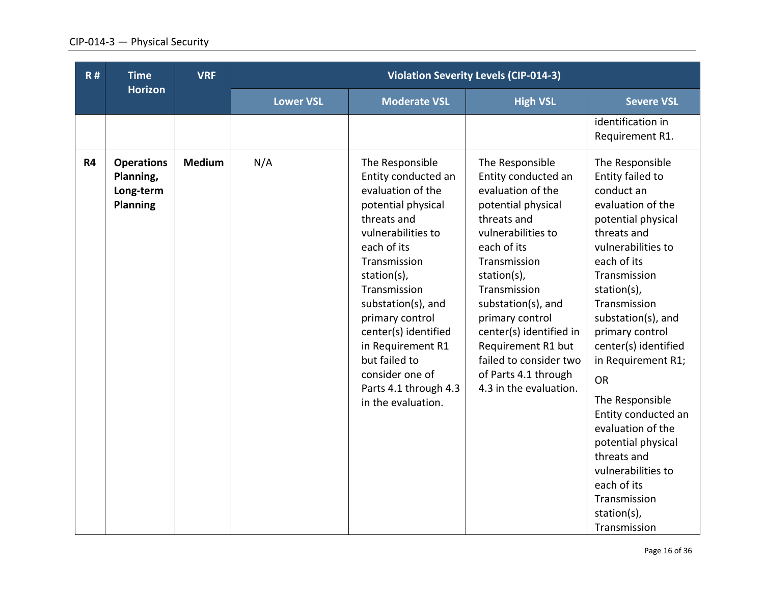| R # | Time Horizon | VRF | Violation Severity Levels (CIP-014-3) | | | |
|---|---|---|---|---|---|---|
| | | | Lower VSL | Moderate VSL | High VSL | Severe VSL |
| | | | | | | identification in Requirement R1. |
| **R4** | **Operations Planning, Long-term Planning** | **Medium** | N/A | The Responsible Entity conducted an evaluation of the potential physical threats and vulnerabilities to each of its Transmission station(s), Transmission substation(s), and primary control center(s) identified in Requirement R1 but failed to consider one of Parts 4.1 through 4.3 in the evaluation. | The Responsible Entity conducted an evaluation of the potential physical threats and vulnerabilities to each of its Transmission station(s), Transmission substation(s), and primary control center(s) identified in Requirement R1 but failed to consider two of Parts 4.1 through 4.3 in the evaluation. | The Responsible Entity failed to conduct an evaluation of the potential physical threats and vulnerabilities to each of its Transmission station(s), Transmission substation(s), and primary control center(s) identified in Requirement R1;<br>OR<br>The Responsible Entity conducted an evaluation of the potential physical threats and vulnerabilities to each of its Transmission station(s), Transmission |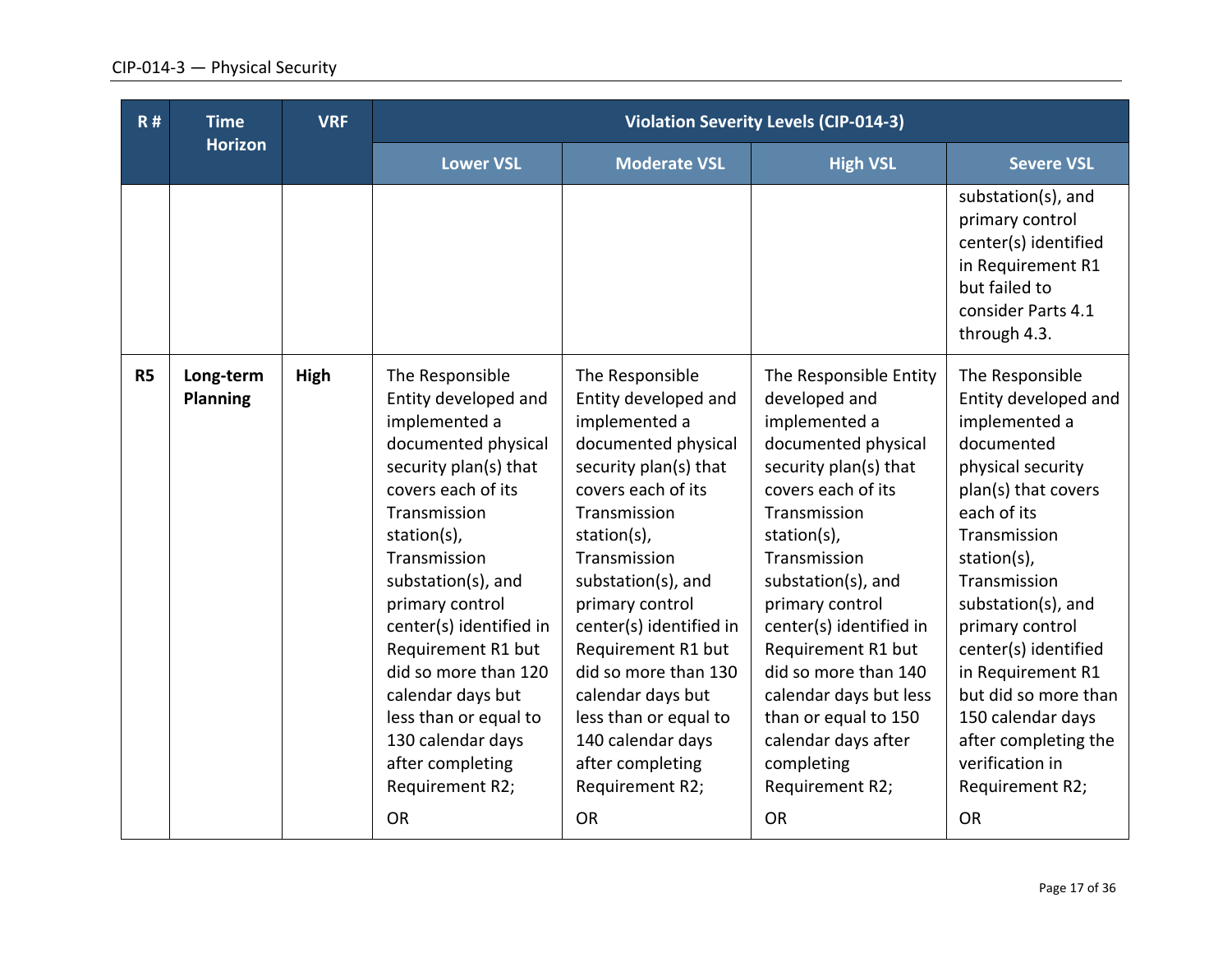| R # | Time Horizon | VRF | Violation Severity Levels (CIP-014-3) | | | |
|---|---|---|---|---|---|---|
| | | | Lower VSL | Moderate VSL | High VSL | Severe VSL |
| | | | | | | substation(s), and primary control center(s) identified in Requirement R1 but failed to consider Parts 4.1 through 4.3. |
| R5 | **Long-term Planning** | **High** | The Responsible Entity developed and implemented a documented physical security plan(s) that covers each of its Transmission station(s), Transmission substation(s), and primary control center(s) identified in Requirement R1 but did so more than 120 calendar days but less than or equal to 130 calendar days after completing Requirement R2;<br><br>OR | The Responsible Entity developed and implemented a documented physical security plan(s) that covers each of its Transmission station(s), Transmission substation(s), and primary control center(s) identified in Requirement R1 but did so more than 130 calendar days but less than or equal to 140 calendar days after completing Requirement R2;<br><br>OR | The Responsible Entity developed and implemented a documented physical security plan(s) that covers each of its Transmission station(s), Transmission substation(s), and primary control center(s) identified in Requirement R1 but did so more than 140 calendar days but less than or equal to 150 calendar days after completing Requirement R2;<br><br>OR | The Responsible Entity developed and implemented a documented physical security plan(s) that covers each of its Transmission station(s), Transmission substation(s), and primary control center(s) identified in Requirement R1 but did so more than 150 calendar days after completing the verification in Requirement R2;<br><br>OR |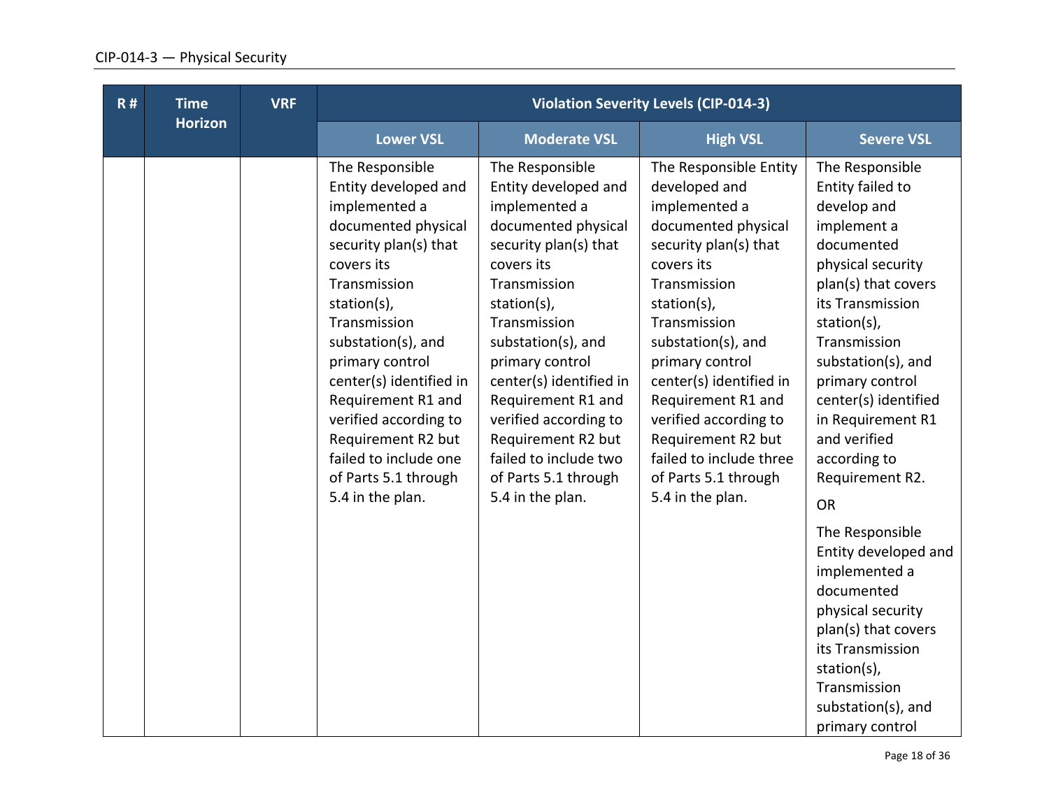| R # | Time Horizon | VRF | Violation Severity Levels (CIP-014-3) | | | |
|---|---|---|---|---|---|---|
| | | | Lower VSL | Moderate VSL | High VSL | Severe VSL |
| | | | The Responsible Entity developed and implemented a documented physical security plan(s) that covers its Transmission station(s), Transmission substation(s), and primary control center(s) identified in Requirement R1 and verified according to Requirement R2 but failed to include one of Parts 5.1 through 5.4 in the plan. | The Responsible Entity developed and implemented a documented physical security plan(s) that covers its Transmission station(s), Transmission substation(s), and primary control center(s) identified in Requirement R1 and verified according to Requirement R2 but failed to include two of Parts 5.1 through 5.4 in the plan. | The Responsible Entity developed and implemented a documented physical security plan(s) that covers its Transmission station(s), Transmission substation(s), and primary control center(s) identified in Requirement R1 and verified according to Requirement R2 but failed to include three of Parts 5.1 through 5.4 in the plan. | The Responsible Entity failed to develop and implement a documented physical security plan(s) that covers its Transmission station(s), Transmission substation(s), and primary control center(s) identified in Requirement R1 and verified according to Requirement R2.<br><br>OR<br><br>The Responsible Entity developed and implemented a documented physical security plan(s) that covers its Transmission station(s), Transmission substation(s), and primary control |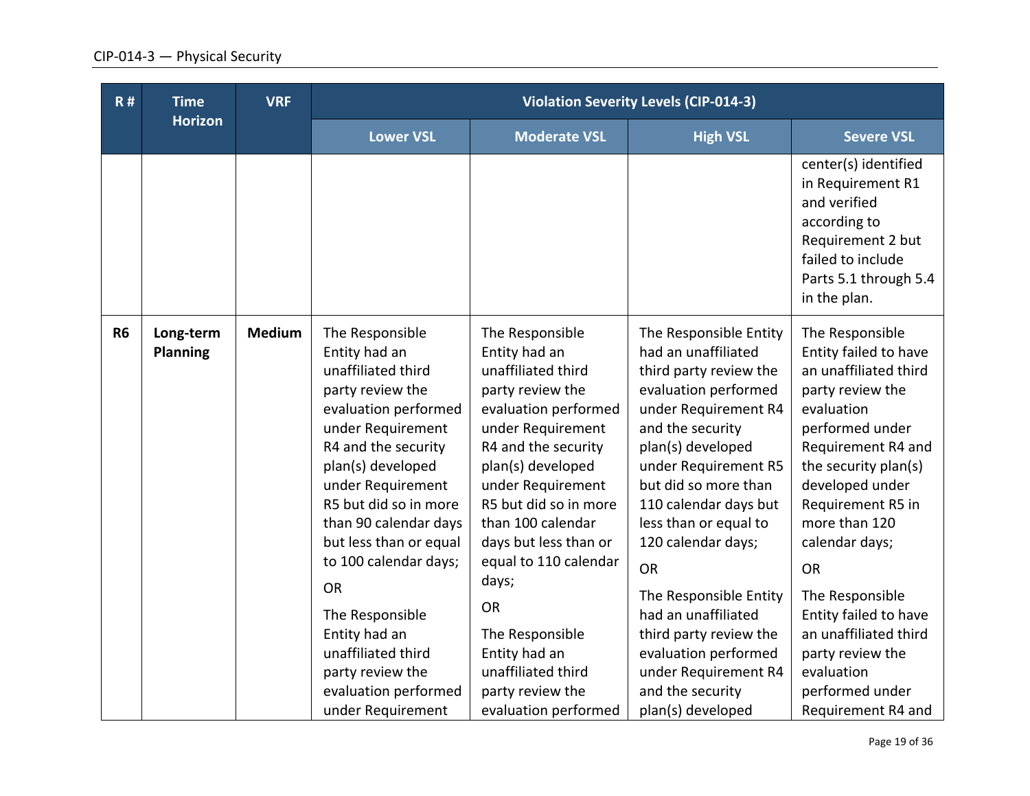| R # | Time Horizon | VRF | Violation Severity Levels (CIP-014-3) | | | |
|---|---|---|---|---|---|---|
| | | | Lower VSL | Moderate VSL | High VSL | Severe VSL |
| | | | | | | center(s) identified in Requirement R1 and verified according to Requirement 2 but failed to include Parts 5.1 through 5.4 in the plan. |
| **R6** | **Long-term Planning** | **Medium** | The Responsible Entity had an unaffiliated third party review the evaluation performed under Requirement R4 and the security plan(s) developed under Requirement R5 but did so in more than 90 calendar days but less than or equal to 100 calendar days;<br><br>OR<br><br>The Responsible Entity had an unaffiliated third party review the evaluation performed under Requirement | The Responsible Entity had an unaffiliated third party review the evaluation performed under Requirement R4 and the security plan(s) developed under Requirement R5 but did so in more than 100 calendar days but less than or equal to 110 calendar days;<br><br>OR<br><br>The Responsible Entity had an unaffiliated third party review the evaluation performed | The Responsible Entity had an unaffiliated third party review the evaluation performed under Requirement R4 and the security plan(s) developed under Requirement R5 but did so more than 110 calendar days but less than or equal to 120 calendar days;<br><br>OR<br><br>The Responsible Entity had an unaffiliated third party review the evaluation performed under Requirement R4 and the security plan(s) developed | The Responsible Entity failed to have an unaffiliated third party review the evaluation performed under Requirement R4 and the security plan(s) developed under Requirement R5 in more than 120 calendar days;<br><br>OR<br><br>The Responsible Entity failed to have an unaffiliated third party review the evaluation performed under Requirement R4 and |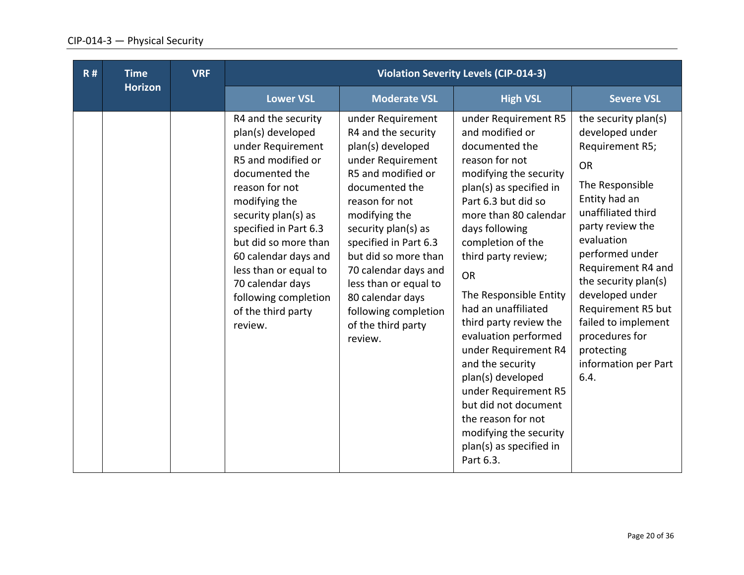| R # | Time Horizon | VRF | Violation Severity Levels (CIP-014-3) | | | |
|---|---|---|---|---|---|---|
| | | | Lower VSL | Moderate VSL | High VSL | Severe VSL |
| | | | R4 and the security plan(s) developed under Requirement R5 and modified or documented the reason for not modifying the security plan(s) as specified in Part 6.3 but did so more than 60 calendar days and less than or equal to 70 calendar days following completion of the third party review. | under Requirement R4 and the security plan(s) developed under Requirement R5 and modified or documented the reason for not modifying the security plan(s) as specified in Part 6.3 but did so more than 70 calendar days and less than or equal to 80 calendar days following completion of the third party review. | under Requirement R5 and modified or documented the reason for not modifying the security plan(s) as specified in Part 6.3 but did so more than 80 calendar days following completion of the third party review;<br><br>OR<br><br>The Responsible Entity had an unaffiliated third party review the evaluation performed under Requirement R4 and the security plan(s) developed under Requirement R5 but did not document the reason for not modifying the security plan(s) as specified in Part 6.3. | the security plan(s) developed under Requirement R5;<br><br>OR<br><br>The Responsible Entity had an unaffiliated third party review the evaluation performed under Requirement R4 and the security plan(s) developed under Requirement R5 but failed to implement procedures for protecting information per Part 6.4. |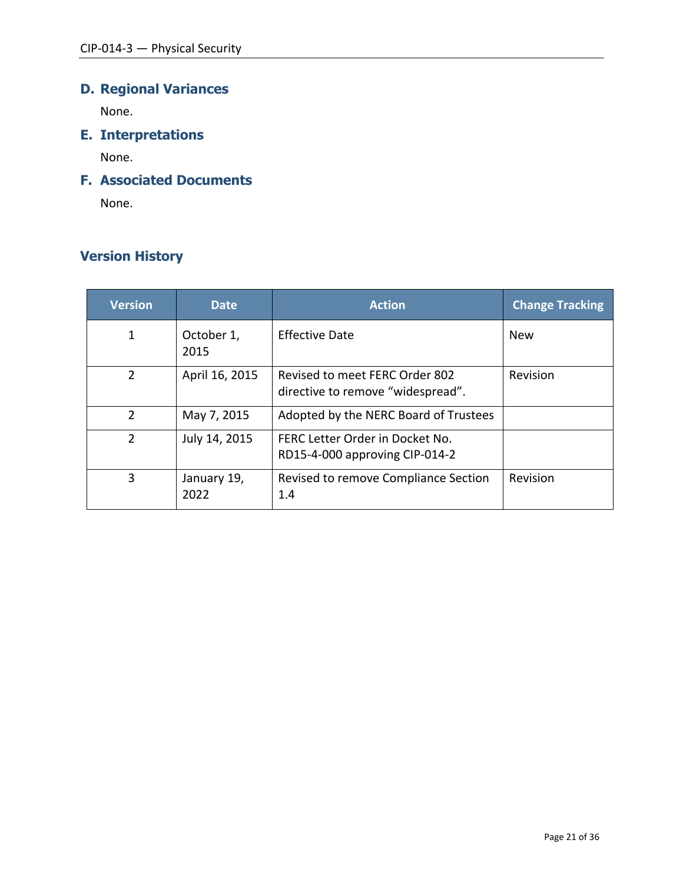## D. Regional Variances

None.

## E. Interpretations

None.

## F. Associated Documents

None.

## Version History

| Version | Date | Action | Change Tracking |
|---|---|---|---|
| 1 | October 1, 2015 | Effective Date | New |
| 2 | April 16, 2015 | Revised to meet FERC Order 802 directive to remove "widespread". | Revision |
| 2 | May 7, 2015 | Adopted by the NERC Board of Trustees | |
| 2 | July 14, 2015 | FERC Letter Order in Docket No. RD15-4-000 approving CIP-014-2 | |
| 3 | January 19, 2022 | Revised to remove Compliance Section 1.4 | Revision |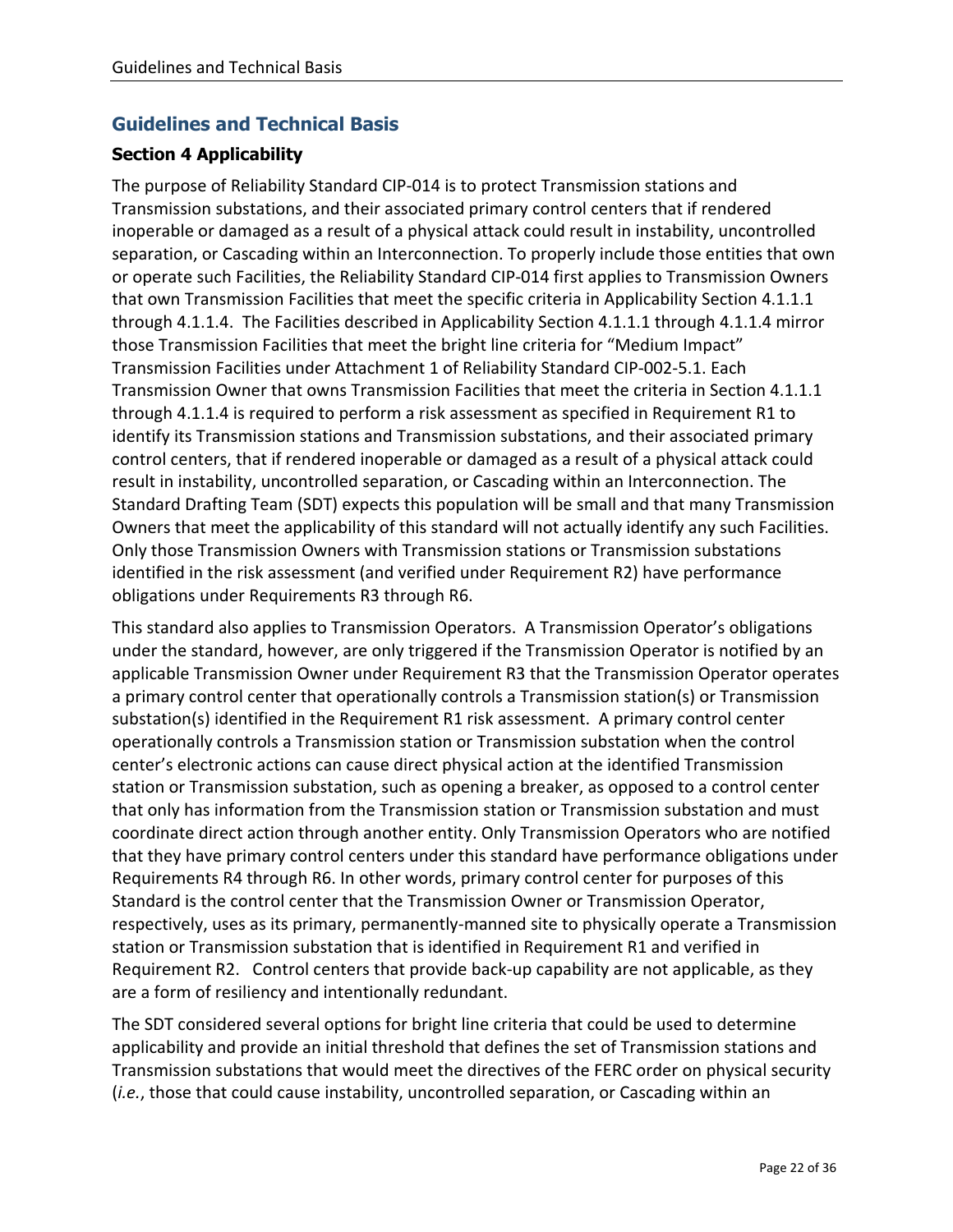## Guidelines and Technical Basis

### Section 4 Applicability

The purpose of Reliability Standard CIP-014 is to protect Transmission stations and Transmission substations, and their associated primary control centers that if rendered inoperable or damaged as a result of a physical attack could result in instability, uncontrolled separation, or Cascading within an Interconnection. To properly include those entities that own or operate such Facilities, the Reliability Standard CIP-014 first applies to Transmission Owners that own Transmission Facilities that meet the specific criteria in Applicability Section 4.1.1.1 through 4.1.1.4. The Facilities described in Applicability Section 4.1.1.1 through 4.1.1.4 mirror those Transmission Facilities that meet the bright line criteria for "Medium Impact" Transmission Facilities under Attachment 1 of Reliability Standard CIP-002-5.1. Each Transmission Owner that owns Transmission Facilities that meet the criteria in Section 4.1.1.1 through 4.1.1.4 is required to perform a risk assessment as specified in Requirement R1 to identify its Transmission stations and Transmission substations, and their associated primary control centers, that if rendered inoperable or damaged as a result of a physical attack could result in instability, uncontrolled separation, or Cascading within an Interconnection. The Standard Drafting Team (SDT) expects this population will be small and that many Transmission Owners that meet the applicability of this standard will not actually identify any such Facilities. Only those Transmission Owners with Transmission stations or Transmission substations identified in the risk assessment (and verified under Requirement R2) have performance obligations under Requirements R3 through R6.

This standard also applies to Transmission Operators. A Transmission Operator's obligations under the standard, however, are only triggered if the Transmission Operator is notified by an applicable Transmission Owner under Requirement R3 that the Transmission Operator operates a primary control center that operationally controls a Transmission station(s) or Transmission substation(s) identified in the Requirement R1 risk assessment. A primary control center operationally controls a Transmission station or Transmission substation when the control center's electronic actions can cause direct physical action at the identified Transmission station or Transmission substation, such as opening a breaker, as opposed to a control center that only has information from the Transmission station or Transmission substation and must coordinate direct action through another entity. Only Transmission Operators who are notified that they have primary control centers under this standard have performance obligations under Requirements R4 through R6. In other words, primary control center for purposes of this Standard is the control center that the Transmission Owner or Transmission Operator, respectively, uses as its primary, permanently-manned site to physically operate a Transmission station or Transmission substation that is identified in Requirement R1 and verified in Requirement R2. Control centers that provide back-up capability are not applicable, as they are a form of resiliency and intentionally redundant.

The SDT considered several options for bright line criteria that could be used to determine applicability and provide an initial threshold that defines the set of Transmission stations and Transmission substations that would meet the directives of the FERC order on physical security (*i.e.*, those that could cause instability, uncontrolled separation, or Cascading within an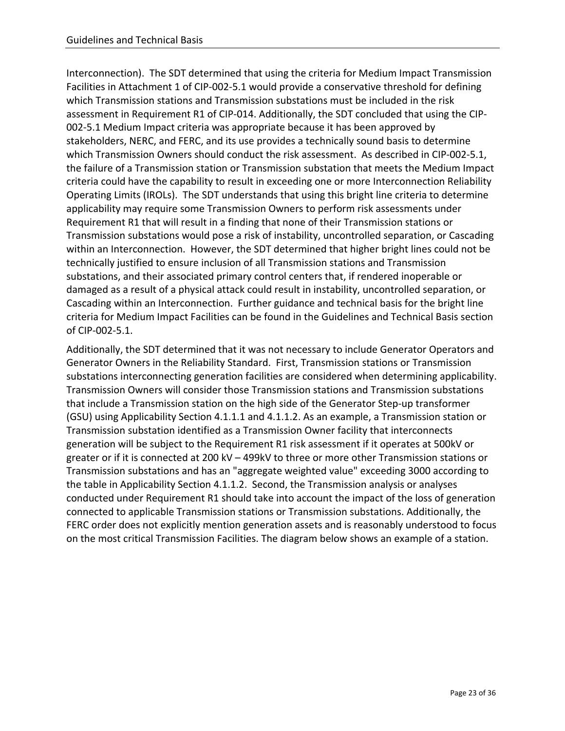Interconnection). The SDT determined that using the criteria for Medium Impact Transmission Facilities in Attachment 1 of CIP-002-5.1 would provide a conservative threshold for defining which Transmission stations and Transmission substations must be included in the risk assessment in Requirement R1 of CIP-014. Additionally, the SDT concluded that using the CIP-002-5.1 Medium Impact criteria was appropriate because it has been approved by stakeholders, NERC, and FERC, and its use provides a technically sound basis to determine which Transmission Owners should conduct the risk assessment. As described in CIP-002-5.1, the failure of a Transmission station or Transmission substation that meets the Medium Impact criteria could have the capability to result in exceeding one or more Interconnection Reliability Operating Limits (IROLs). The SDT understands that using this bright line criteria to determine applicability may require some Transmission Owners to perform risk assessments under Requirement R1 that will result in a finding that none of their Transmission stations or Transmission substations would pose a risk of instability, uncontrolled separation, or Cascading within an Interconnection. However, the SDT determined that higher bright lines could not be technically justified to ensure inclusion of all Transmission stations and Transmission substations, and their associated primary control centers that, if rendered inoperable or damaged as a result of a physical attack could result in instability, uncontrolled separation, or Cascading within an Interconnection. Further guidance and technical basis for the bright line criteria for Medium Impact Facilities can be found in the Guidelines and Technical Basis section of CIP-002-5.1.

Additionally, the SDT determined that it was not necessary to include Generator Operators and Generator Owners in the Reliability Standard. First, Transmission stations or Transmission substations interconnecting generation facilities are considered when determining applicability. Transmission Owners will consider those Transmission stations and Transmission substations that include a Transmission station on the high side of the Generator Step-up transformer (GSU) using Applicability Section 4.1.1.1 and 4.1.1.2. As an example, a Transmission station or Transmission substation identified as a Transmission Owner facility that interconnects generation will be subject to the Requirement R1 risk assessment if it operates at 500kV or greater or if it is connected at 200 kV – 499kV to three or more other Transmission stations or Transmission substations and has an "aggregate weighted value" exceeding 3000 according to the table in Applicability Section 4.1.1.2. Second, the Transmission analysis or analyses conducted under Requirement R1 should take into account the impact of the loss of generation connected to applicable Transmission stations or Transmission substations. Additionally, the FERC order does not explicitly mention generation assets and is reasonably understood to focus on the most critical Transmission Facilities. The diagram below shows an example of a station.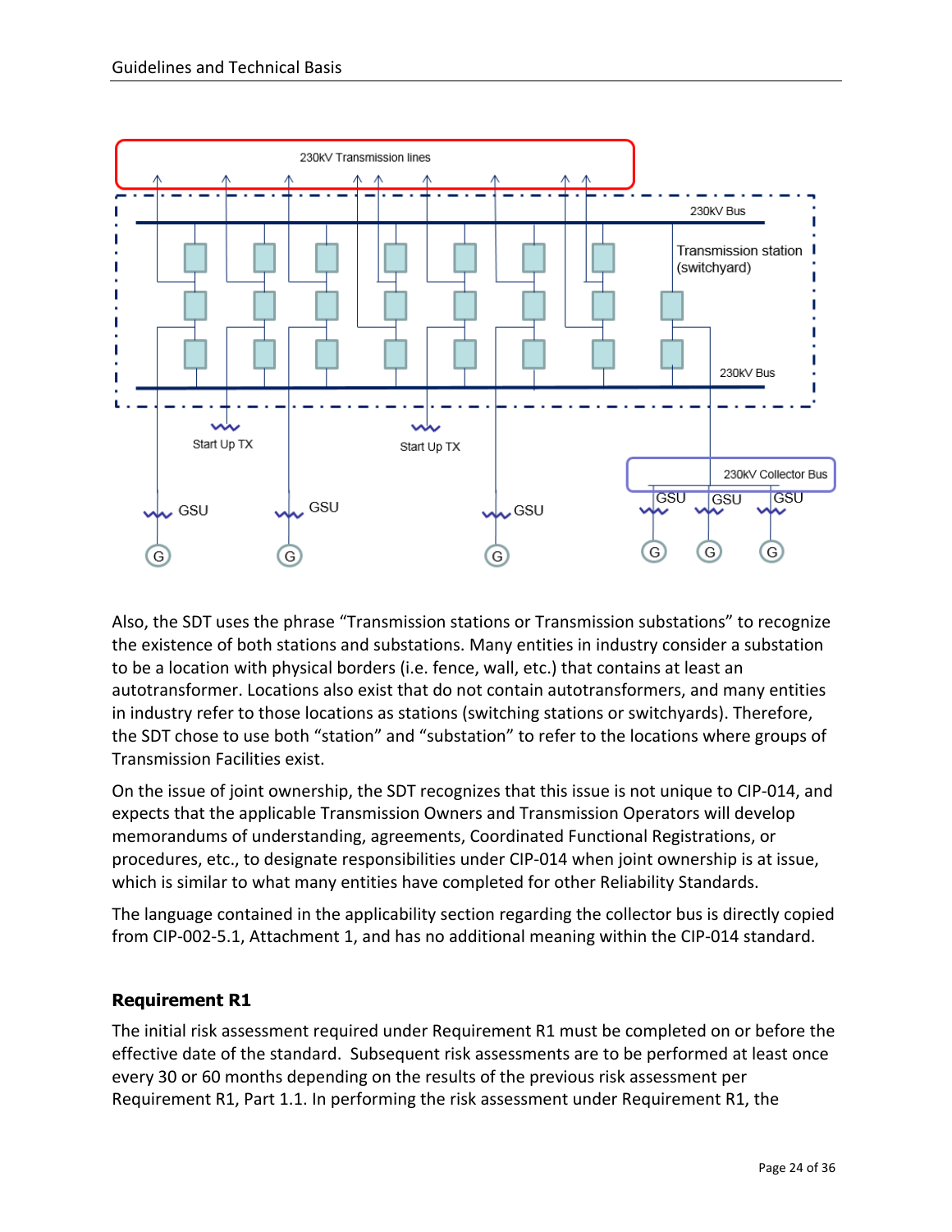Also, the SDT uses the phrase "Transmission stations or Transmission substations" to recognize the existence of both stations and substations. Many entities in industry consider a substation to be a location with physical borders (i.e. fence, wall, etc.) that contains at least an autotransformer. Locations also exist that do not contain autotransformers, and many entities in industry refer to those locations as stations (switching stations or switchyards). Therefore, the SDT chose to use both "station" and "substation" to refer to the locations where groups of Transmission Facilities exist.

On the issue of joint ownership, the SDT recognizes that this issue is not unique to CIP-014, and expects that the applicable Transmission Owners and Transmission Operators will develop memorandums of understanding, agreements, Coordinated Functional Registrations, or procedures, etc., to designate responsibilities under CIP-014 when joint ownership is at issue, which is similar to what many entities have completed for other Reliability Standards.

The language contained in the applicability section regarding the collector bus is directly copied from CIP-002-5.1, Attachment 1, and has no additional meaning within the CIP-014 standard.

### Requirement R1

The initial risk assessment required under Requirement R1 must be completed on or before the effective date of the standard. Subsequent risk assessments are to be performed at least once every 30 or 60 months depending on the results of the previous risk assessment per Requirement R1, Part 1.1. In performing the risk assessment under Requirement R1, the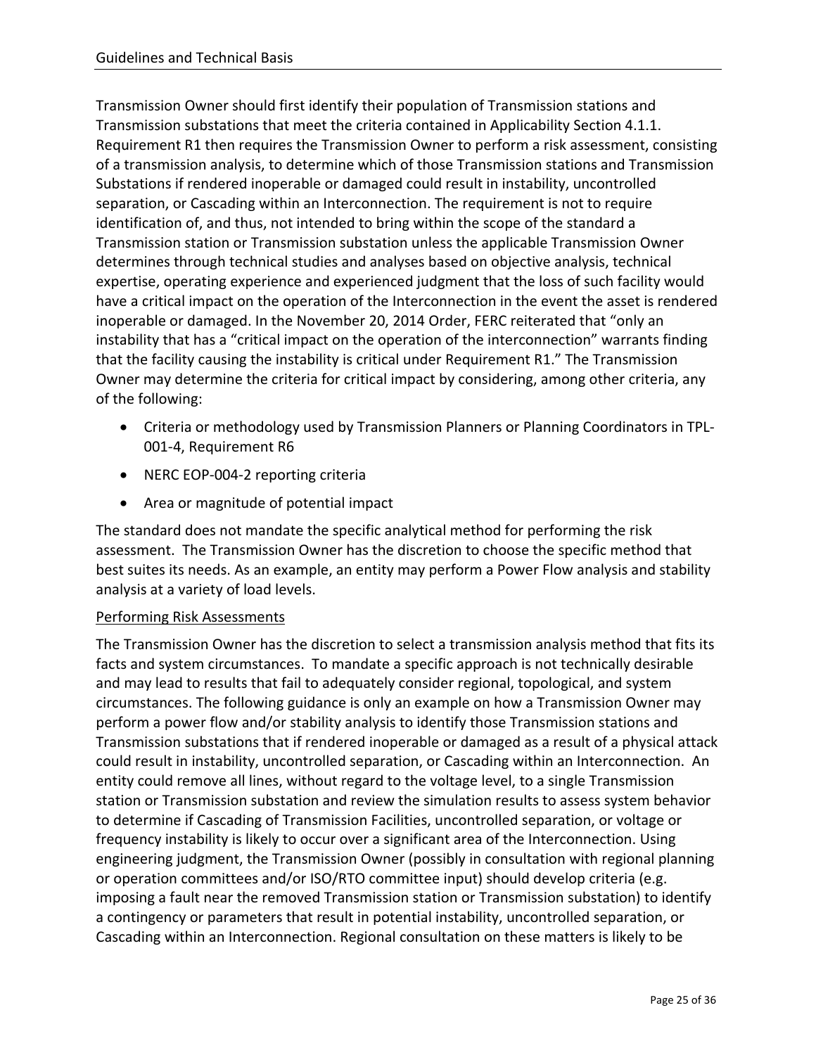Transmission Owner should first identify their population of Transmission stations and Transmission substations that meet the criteria contained in Applicability Section 4.1.1. Requirement R1 then requires the Transmission Owner to perform a risk assessment, consisting of a transmission analysis, to determine which of those Transmission stations and Transmission Substations if rendered inoperable or damaged could result in instability, uncontrolled separation, or Cascading within an Interconnection. The requirement is not to require identification of, and thus, not intended to bring within the scope of the standard a Transmission station or Transmission substation unless the applicable Transmission Owner determines through technical studies and analyses based on objective analysis, technical expertise, operating experience and experienced judgment that the loss of such facility would have a critical impact on the operation of the Interconnection in the event the asset is rendered inoperable or damaged. In the November 20, 2014 Order, FERC reiterated that "only an instability that has a "critical impact on the operation of the interconnection" warrants finding that the facility causing the instability is critical under Requirement R1." The Transmission Owner may determine the criteria for critical impact by considering, among other criteria, any of the following:

- Criteria or methodology used by Transmission Planners or Planning Coordinators in TPL-001-4, Requirement R6
- NERC EOP-004-2 reporting criteria
- Area or magnitude of potential impact

The standard does not mandate the specific analytical method for performing the risk assessment. The Transmission Owner has the discretion to choose the specific method that best suites its needs. As an example, an entity may perform a Power Flow analysis and stability analysis at a variety of load levels.

Performing Risk Assessments

The Transmission Owner has the discretion to select a transmission analysis method that fits its facts and system circumstances. To mandate a specific approach is not technically desirable and may lead to results that fail to adequately consider regional, topological, and system circumstances. The following guidance is only an example on how a Transmission Owner may perform a power flow and/or stability analysis to identify those Transmission stations and Transmission substations that if rendered inoperable or damaged as a result of a physical attack could result in instability, uncontrolled separation, or Cascading within an Interconnection. An entity could remove all lines, without regard to the voltage level, to a single Transmission station or Transmission substation and review the simulation results to assess system behavior to determine if Cascading of Transmission Facilities, uncontrolled separation, or voltage or frequency instability is likely to occur over a significant area of the Interconnection. Using engineering judgment, the Transmission Owner (possibly in consultation with regional planning or operation committees and/or ISO/RTO committee input) should develop criteria (e.g. imposing a fault near the removed Transmission station or Transmission substation) to identify a contingency or parameters that result in potential instability, uncontrolled separation, or Cascading within an Interconnection. Regional consultation on these matters is likely to be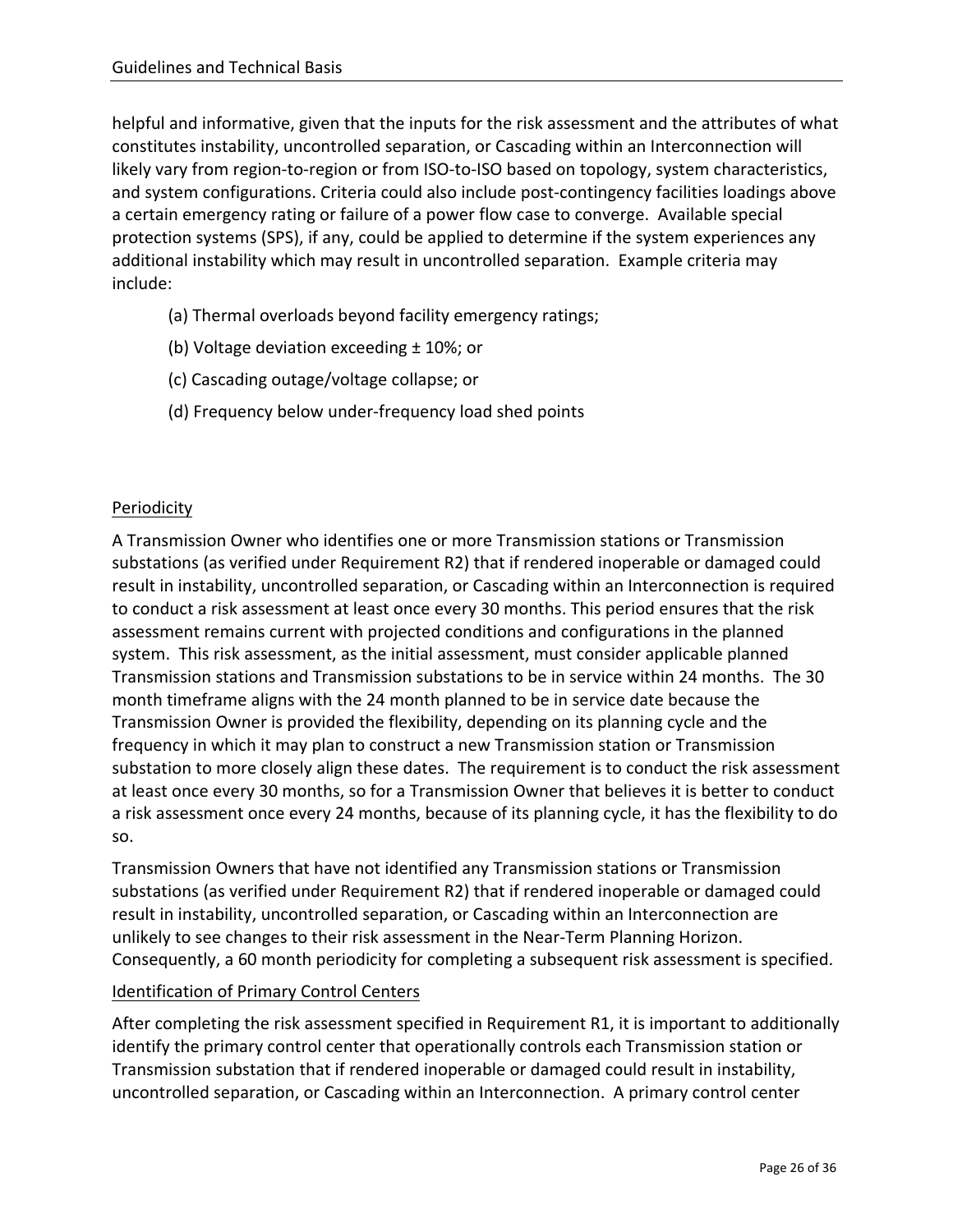helpful and informative, given that the inputs for the risk assessment and the attributes of what constitutes instability, uncontrolled separation, or Cascading within an Interconnection will likely vary from region-to-region or from ISO-to-ISO based on topology, system characteristics, and system configurations. Criteria could also include post-contingency facilities loadings above a certain emergency rating or failure of a power flow case to converge. Available special protection systems (SPS), if any, could be applied to determine if the system experiences any additional instability which may result in uncontrolled separation. Example criteria may include:

(a) Thermal overloads beyond facility emergency ratings;

(b) Voltage deviation exceeding ± 10%; or

(c) Cascading outage/voltage collapse; or

(d) Frequency below under-frequency load shed points

Periodicity

A Transmission Owner who identifies one or more Transmission stations or Transmission substations (as verified under Requirement R2) that if rendered inoperable or damaged could result in instability, uncontrolled separation, or Cascading within an Interconnection is required to conduct a risk assessment at least once every 30 months. This period ensures that the risk assessment remains current with projected conditions and configurations in the planned system. This risk assessment, as the initial assessment, must consider applicable planned Transmission stations and Transmission substations to be in service within 24 months. The 30 month timeframe aligns with the 24 month planned to be in service date because the Transmission Owner is provided the flexibility, depending on its planning cycle and the frequency in which it may plan to construct a new Transmission station or Transmission substation to more closely align these dates. The requirement is to conduct the risk assessment at least once every 30 months, so for a Transmission Owner that believes it is better to conduct a risk assessment once every 24 months, because of its planning cycle, it has the flexibility to do so.

Transmission Owners that have not identified any Transmission stations or Transmission substations (as verified under Requirement R2) that if rendered inoperable or damaged could result in instability, uncontrolled separation, or Cascading within an Interconnection are unlikely to see changes to their risk assessment in the Near-Term Planning Horizon. Consequently, a 60 month periodicity for completing a subsequent risk assessment is specified.

Identification of Primary Control Centers

After completing the risk assessment specified in Requirement R1, it is important to additionally identify the primary control center that operationally controls each Transmission station or Transmission substation that if rendered inoperable or damaged could result in instability, uncontrolled separation, or Cascading within an Interconnection. A primary control center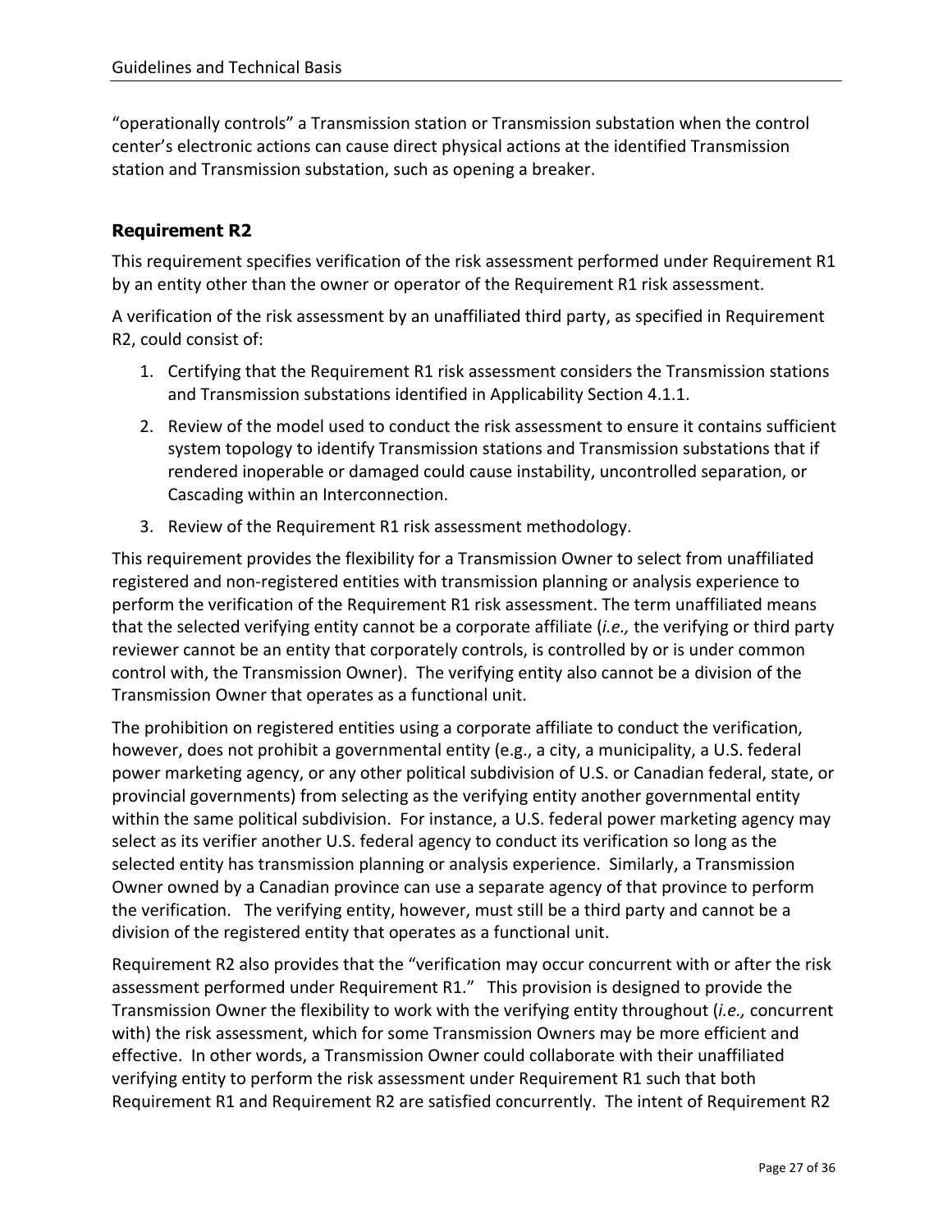“operationally controls” a Transmission station or Transmission substation when the control center’s electronic actions can cause direct physical actions at the identified Transmission station and Transmission substation, such as opening a breaker.

### Requirement R2

This requirement specifies verification of the risk assessment performed under Requirement R1 by an entity other than the owner or operator of the Requirement R1 risk assessment.

A verification of the risk assessment by an unaffiliated third party, as specified in Requirement R2, could consist of:

1. Certifying that the Requirement R1 risk assessment considers the Transmission stations and Transmission substations identified in Applicability Section 4.1.1.
2. Review of the model used to conduct the risk assessment to ensure it contains sufficient system topology to identify Transmission stations and Transmission substations that if rendered inoperable or damaged could cause instability, uncontrolled separation, or Cascading within an Interconnection.
3. Review of the Requirement R1 risk assessment methodology.

This requirement provides the flexibility for a Transmission Owner to select from unaffiliated registered and non-registered entities with transmission planning or analysis experience to perform the verification of the Requirement R1 risk assessment. The term unaffiliated means that the selected verifying entity cannot be a corporate affiliate (*i.e.,* the verifying or third party reviewer cannot be an entity that corporately controls, is controlled by or is under common control with, the Transmission Owner). The verifying entity also cannot be a division of the Transmission Owner that operates as a functional unit.

The prohibition on registered entities using a corporate affiliate to conduct the verification, however, does not prohibit a governmental entity (e.g., a city, a municipality, a U.S. federal power marketing agency, or any other political subdivision of U.S. or Canadian federal, state, or provincial governments) from selecting as the verifying entity another governmental entity within the same political subdivision. For instance, a U.S. federal power marketing agency may select as its verifier another U.S. federal agency to conduct its verification so long as the selected entity has transmission planning or analysis experience. Similarly, a Transmission Owner owned by a Canadian province can use a separate agency of that province to perform the verification. The verifying entity, however, must still be a third party and cannot be a division of the registered entity that operates as a functional unit.

Requirement R2 also provides that the “verification may occur concurrent with or after the risk assessment performed under Requirement R1.” This provision is designed to provide the Transmission Owner the flexibility to work with the verifying entity throughout (*i.e.,* concurrent with) the risk assessment, which for some Transmission Owners may be more efficient and effective. In other words, a Transmission Owner could collaborate with their unaffiliated verifying entity to perform the risk assessment under Requirement R1 such that both Requirement R1 and Requirement R2 are satisfied concurrently. The intent of Requirement R2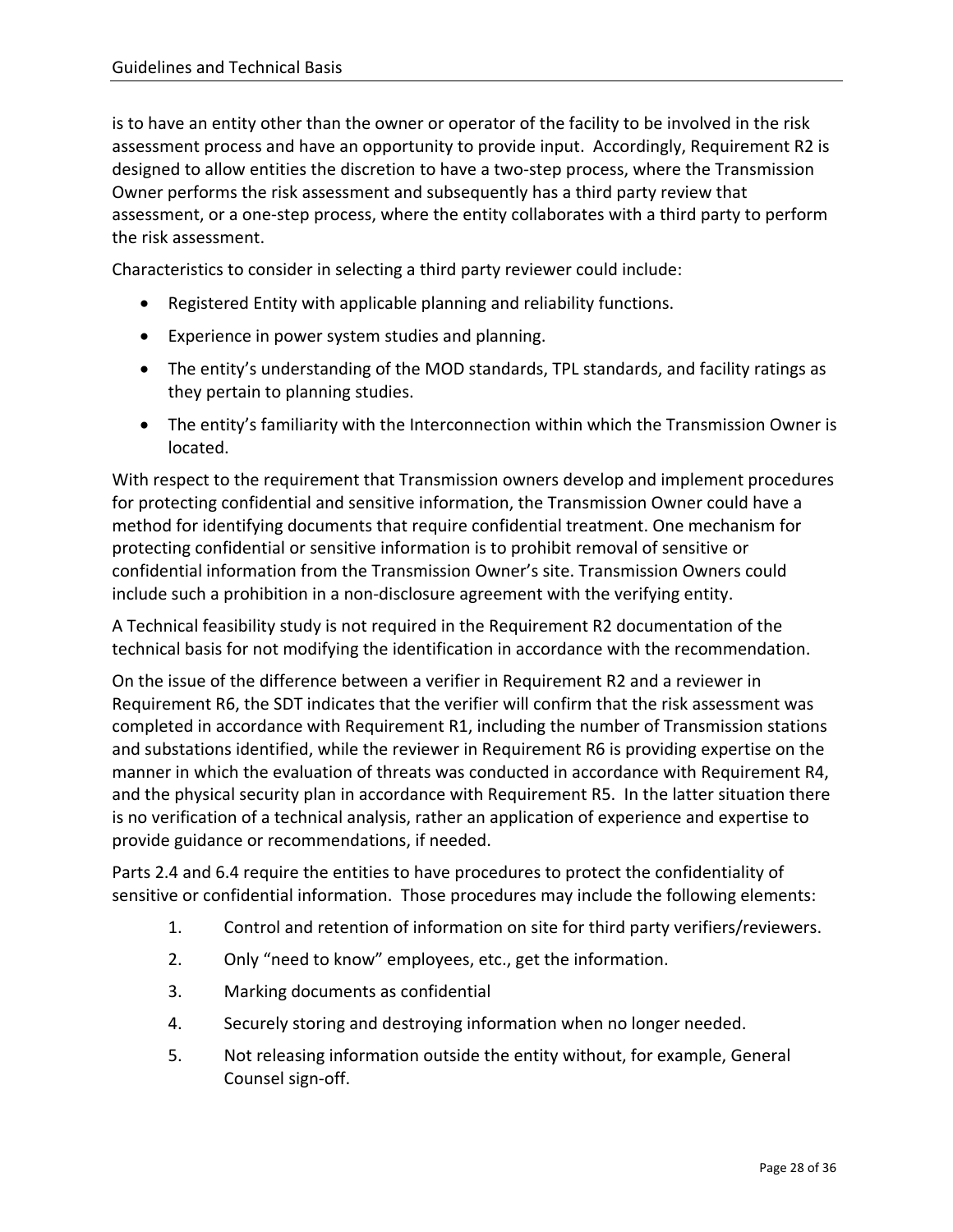is to have an entity other than the owner or operator of the facility to be involved in the risk assessment process and have an opportunity to provide input. Accordingly, Requirement R2 is designed to allow entities the discretion to have a two-step process, where the Transmission Owner performs the risk assessment and subsequently has a third party review that assessment, or a one-step process, where the entity collaborates with a third party to perform the risk assessment.

Characteristics to consider in selecting a third party reviewer could include:

- Registered Entity with applicable planning and reliability functions.
- Experience in power system studies and planning.
- The entity's understanding of the MOD standards, TPL standards, and facility ratings as they pertain to planning studies.
- The entity's familiarity with the Interconnection within which the Transmission Owner is located.

With respect to the requirement that Transmission owners develop and implement procedures for protecting confidential and sensitive information, the Transmission Owner could have a method for identifying documents that require confidential treatment. One mechanism for protecting confidential or sensitive information is to prohibit removal of sensitive or confidential information from the Transmission Owner's site. Transmission Owners could include such a prohibition in a non-disclosure agreement with the verifying entity.

A Technical feasibility study is not required in the Requirement R2 documentation of the technical basis for not modifying the identification in accordance with the recommendation.

On the issue of the difference between a verifier in Requirement R2 and a reviewer in Requirement R6, the SDT indicates that the verifier will confirm that the risk assessment was completed in accordance with Requirement R1, including the number of Transmission stations and substations identified, while the reviewer in Requirement R6 is providing expertise on the manner in which the evaluation of threats was conducted in accordance with Requirement R4, and the physical security plan in accordance with Requirement R5. In the latter situation there is no verification of a technical analysis, rather an application of experience and expertise to provide guidance or recommendations, if needed.

Parts 2.4 and 6.4 require the entities to have procedures to protect the confidentiality of sensitive or confidential information. Those procedures may include the following elements:

1. Control and retention of information on site for third party verifiers/reviewers.
2. Only "need to know" employees, etc., get the information.
3. Marking documents as confidential
4. Securely storing and destroying information when no longer needed.
5. Not releasing information outside the entity without, for example, General Counsel sign-off.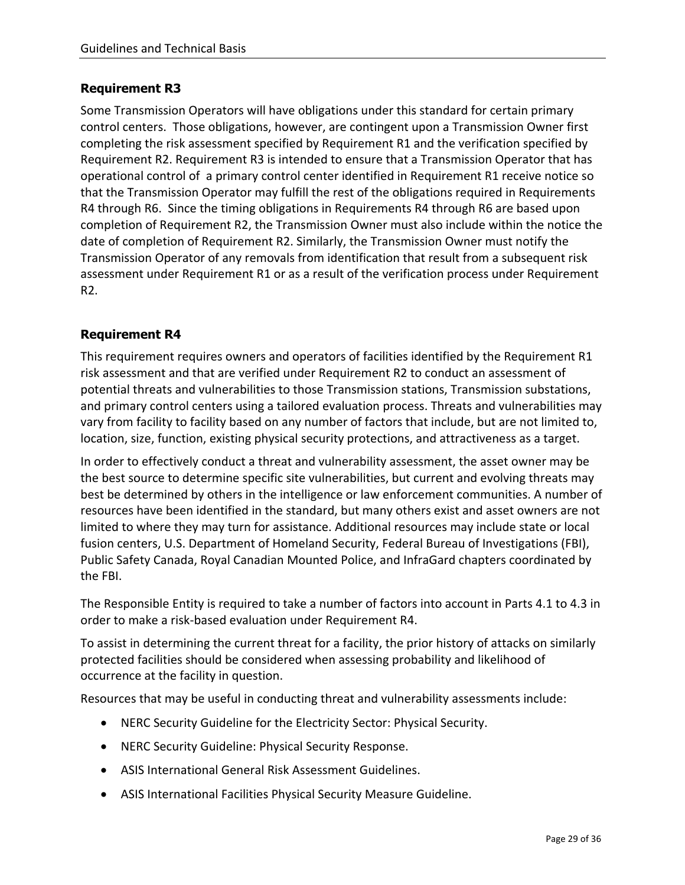### Requirement R3

Some Transmission Operators will have obligations under this standard for certain primary control centers. Those obligations, however, are contingent upon a Transmission Owner first completing the risk assessment specified by Requirement R1 and the verification specified by Requirement R2. Requirement R3 is intended to ensure that a Transmission Operator that has operational control of a primary control center identified in Requirement R1 receive notice so that the Transmission Operator may fulfill the rest of the obligations required in Requirements R4 through R6. Since the timing obligations in Requirements R4 through R6 are based upon completion of Requirement R2, the Transmission Owner must also include within the notice the date of completion of Requirement R2. Similarly, the Transmission Owner must notify the Transmission Operator of any removals from identification that result from a subsequent risk assessment under Requirement R1 or as a result of the verification process under Requirement R2.

### Requirement R4

This requirement requires owners and operators of facilities identified by the Requirement R1 risk assessment and that are verified under Requirement R2 to conduct an assessment of potential threats and vulnerabilities to those Transmission stations, Transmission substations, and primary control centers using a tailored evaluation process. Threats and vulnerabilities may vary from facility to facility based on any number of factors that include, but are not limited to, location, size, function, existing physical security protections, and attractiveness as a target.

In order to effectively conduct a threat and vulnerability assessment, the asset owner may be the best source to determine specific site vulnerabilities, but current and evolving threats may best be determined by others in the intelligence or law enforcement communities. A number of resources have been identified in the standard, but many others exist and asset owners are not limited to where they may turn for assistance. Additional resources may include state or local fusion centers, U.S. Department of Homeland Security, Federal Bureau of Investigations (FBI), Public Safety Canada, Royal Canadian Mounted Police, and InfraGard chapters coordinated by the FBI.

The Responsible Entity is required to take a number of factors into account in Parts 4.1 to 4.3 in order to make a risk-based evaluation under Requirement R4.

To assist in determining the current threat for a facility, the prior history of attacks on similarly protected facilities should be considered when assessing probability and likelihood of occurrence at the facility in question.

Resources that may be useful in conducting threat and vulnerability assessments include:

- NERC Security Guideline for the Electricity Sector: Physical Security.
- NERC Security Guideline: Physical Security Response.
- ASIS International General Risk Assessment Guidelines.
- ASIS International Facilities Physical Security Measure Guideline.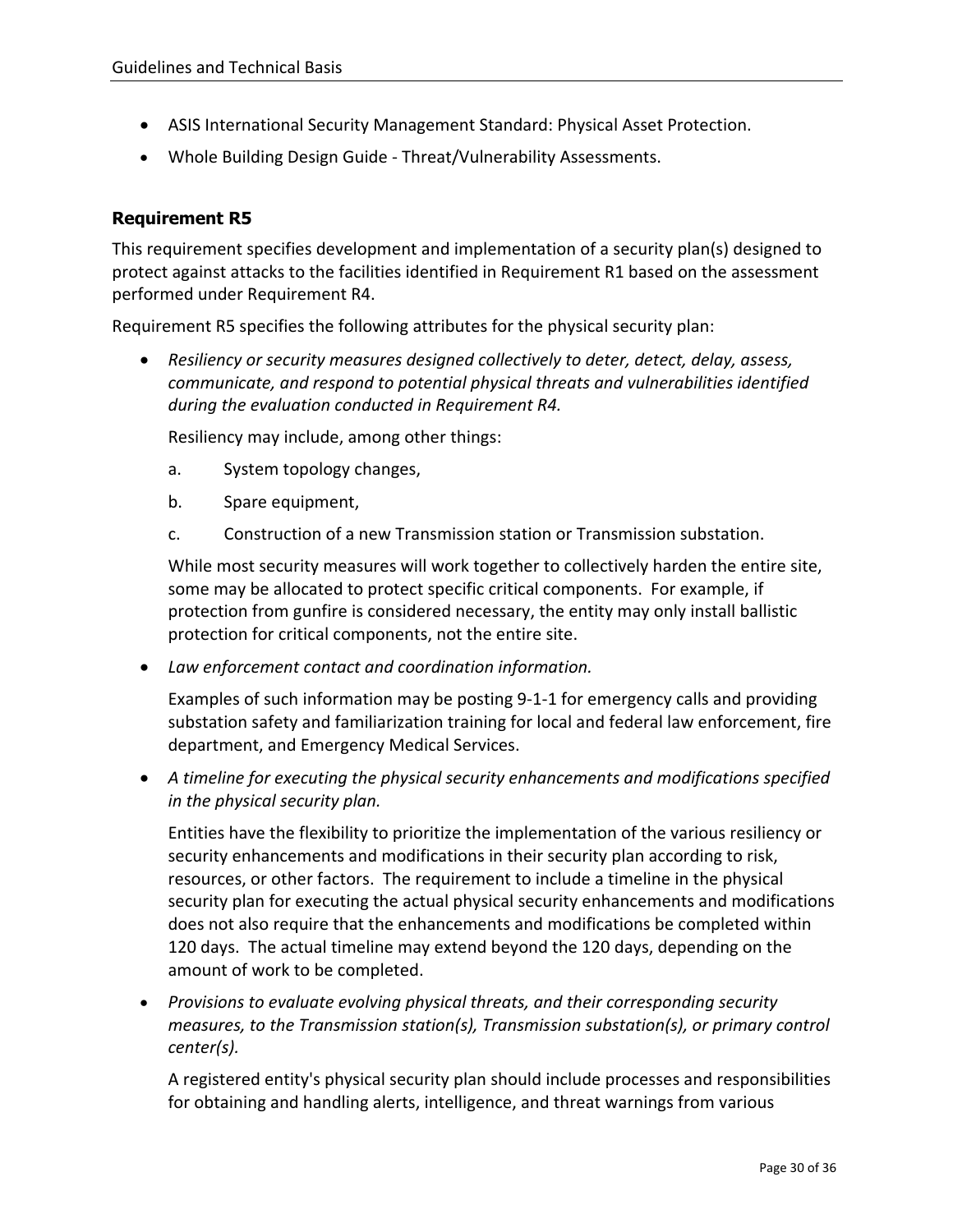- ASIS International Security Management Standard: Physical Asset Protection.
- Whole Building Design Guide - Threat/Vulnerability Assessments.

### Requirement R5

This requirement specifies development and implementation of a security plan(s) designed to protect against attacks to the facilities identified in Requirement R1 based on the assessment performed under Requirement R4.

Requirement R5 specifies the following attributes for the physical security plan:

- *Resiliency or security measures designed collectively to deter, detect, delay, assess, communicate, and respond to potential physical threats and vulnerabilities identified during the evaluation conducted in Requirement R4.*

  Resiliency may include, among other things:

  a. System topology changes,

  b. Spare equipment,

  c. Construction of a new Transmission station or Transmission substation.

  While most security measures will work together to collectively harden the entire site, some may be allocated to protect specific critical components. For example, if protection from gunfire is considered necessary, the entity may only install ballistic protection for critical components, not the entire site.

- *Law enforcement contact and coordination information.*

  Examples of such information may be posting 9-1-1 for emergency calls and providing substation safety and familiarization training for local and federal law enforcement, fire department, and Emergency Medical Services.

- *A timeline for executing the physical security enhancements and modifications specified in the physical security plan.*

  Entities have the flexibility to prioritize the implementation of the various resiliency or security enhancements and modifications in their security plan according to risk, resources, or other factors. The requirement to include a timeline in the physical security plan for executing the actual physical security enhancements and modifications does not also require that the enhancements and modifications be completed within 120 days. The actual timeline may extend beyond the 120 days, depending on the amount of work to be completed.

- *Provisions to evaluate evolving physical threats, and their corresponding security measures, to the Transmission station(s), Transmission substation(s), or primary control center(s).*

  A registered entity's physical security plan should include processes and responsibilities for obtaining and handling alerts, intelligence, and threat warnings from various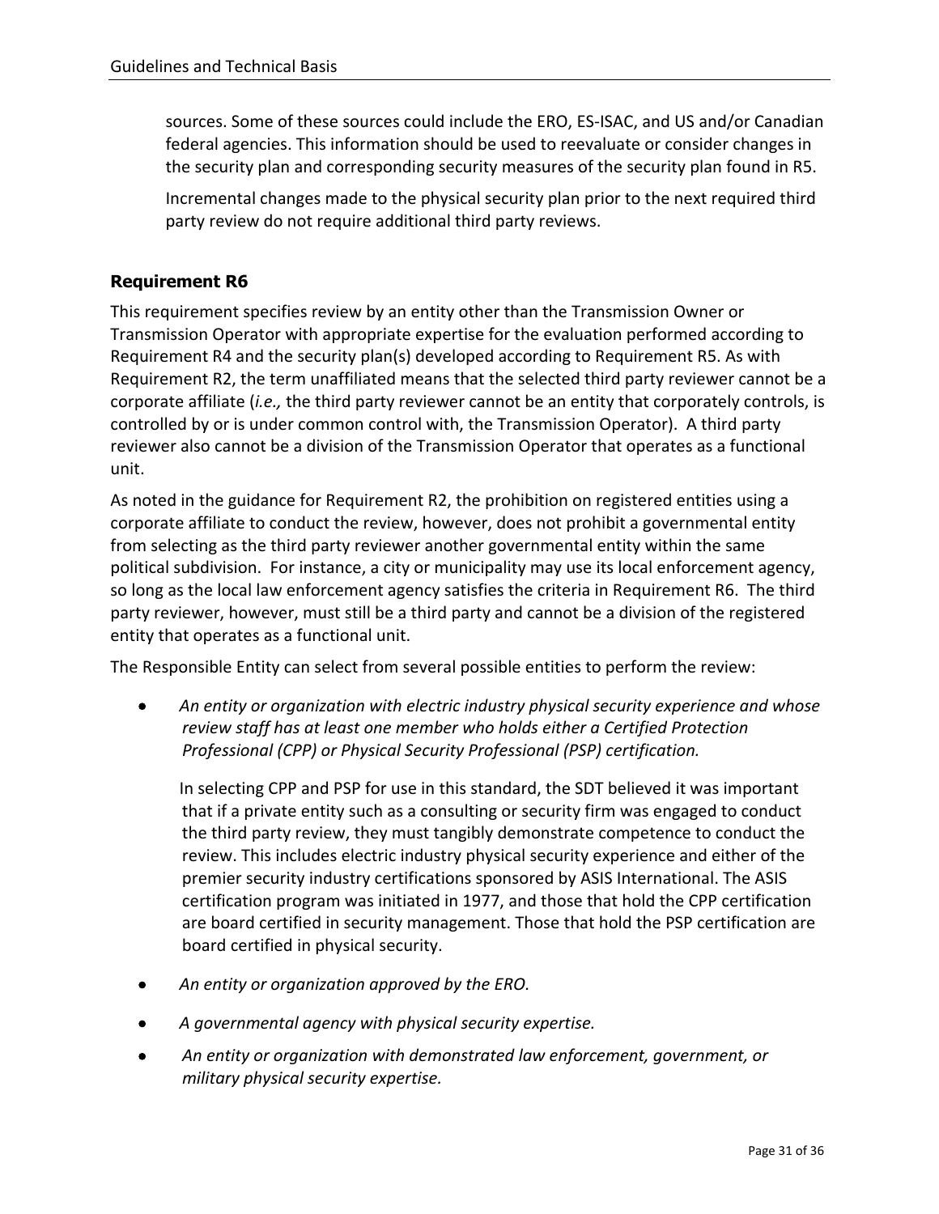sources. Some of these sources could include the ERO, ES-ISAC, and US and/or Canadian federal agencies. This information should be used to reevaluate or consider changes in the security plan and corresponding security measures of the security plan found in R5.

Incremental changes made to the physical security plan prior to the next required third party review do not require additional third party reviews.

### Requirement R6

This requirement specifies review by an entity other than the Transmission Owner or Transmission Operator with appropriate expertise for the evaluation performed according to Requirement R4 and the security plan(s) developed according to Requirement R5. As with Requirement R2, the term unaffiliated means that the selected third party reviewer cannot be a corporate affiliate (*i.e.,* the third party reviewer cannot be an entity that corporately controls, is controlled by or is under common control with, the Transmission Operator). A third party reviewer also cannot be a division of the Transmission Operator that operates as a functional unit.

As noted in the guidance for Requirement R2, the prohibition on registered entities using a corporate affiliate to conduct the review, however, does not prohibit a governmental entity from selecting as the third party reviewer another governmental entity within the same political subdivision. For instance, a city or municipality may use its local enforcement agency, so long as the local law enforcement agency satisfies the criteria in Requirement R6. The third party reviewer, however, must still be a third party and cannot be a division of the registered entity that operates as a functional unit.

The Responsible Entity can select from several possible entities to perform the review:

- *An entity or organization with electric industry physical security experience and whose review staff has at least one member who holds either a Certified Protection Professional (CPP) or Physical Security Professional (PSP) certification.*

  In selecting CPP and PSP for use in this standard, the SDT believed it was important that if a private entity such as a consulting or security firm was engaged to conduct the third party review, they must tangibly demonstrate competence to conduct the review. This includes electric industry physical security experience and either of the premier security industry certifications sponsored by ASIS International. The ASIS certification program was initiated in 1977, and those that hold the CPP certification are board certified in security management. Those that hold the PSP certification are board certified in physical security.

- *An entity or organization approved by the ERO.*

- *A governmental agency with physical security expertise.*

- *An entity or organization with demonstrated law enforcement, government, or military physical security expertise.*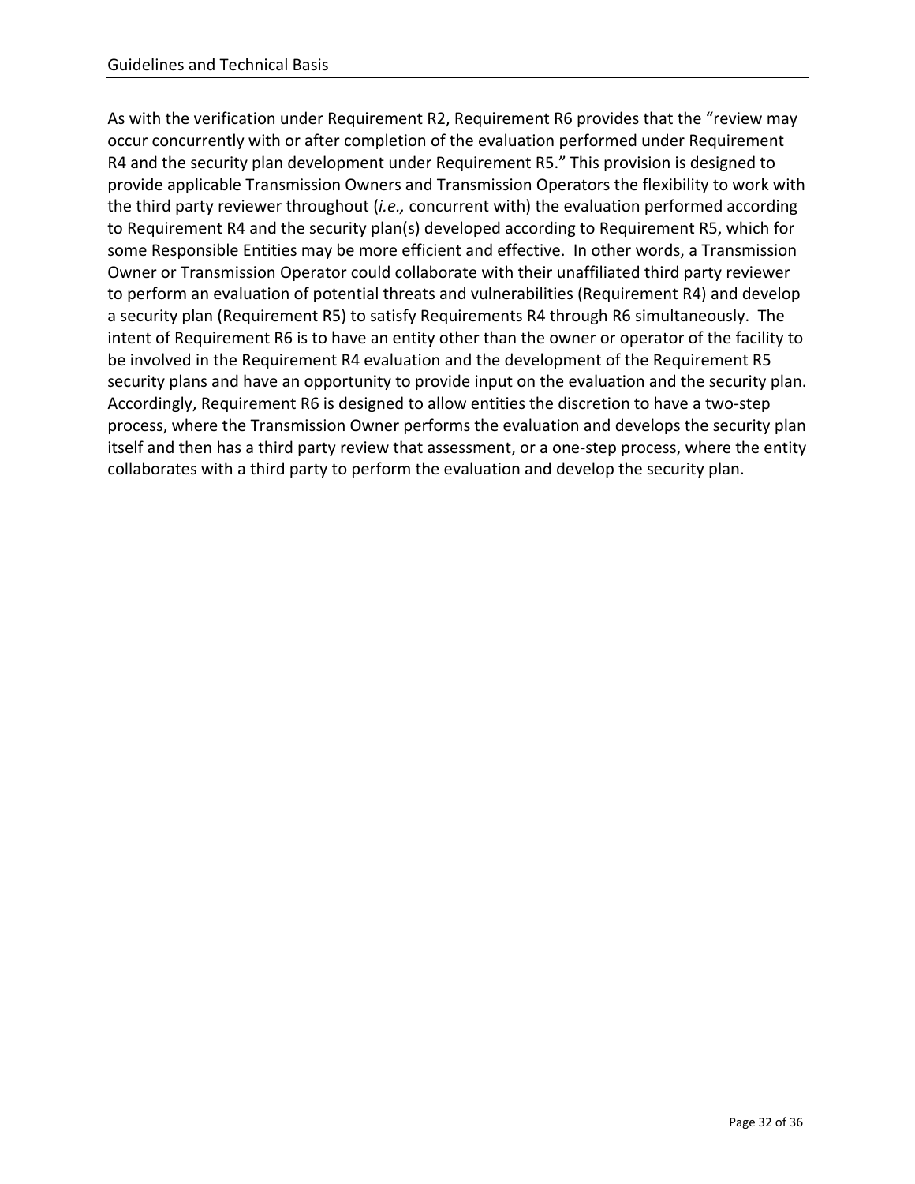As with the verification under Requirement R2, Requirement R6 provides that the "review may occur concurrently with or after completion of the evaluation performed under Requirement R4 and the security plan development under Requirement R5." This provision is designed to provide applicable Transmission Owners and Transmission Operators the flexibility to work with the third party reviewer throughout (*i.e.,* concurrent with) the evaluation performed according to Requirement R4 and the security plan(s) developed according to Requirement R5, which for some Responsible Entities may be more efficient and effective. In other words, a Transmission Owner or Transmission Operator could collaborate with their unaffiliated third party reviewer to perform an evaluation of potential threats and vulnerabilities (Requirement R4) and develop a security plan (Requirement R5) to satisfy Requirements R4 through R6 simultaneously. The intent of Requirement R6 is to have an entity other than the owner or operator of the facility to be involved in the Requirement R4 evaluation and the development of the Requirement R5 security plans and have an opportunity to provide input on the evaluation and the security plan. Accordingly, Requirement R6 is designed to allow entities the discretion to have a two-step process, where the Transmission Owner performs the evaluation and develops the security plan itself and then has a third party review that assessment, or a one-step process, where the entity collaborates with a third party to perform the evaluation and develop the security plan.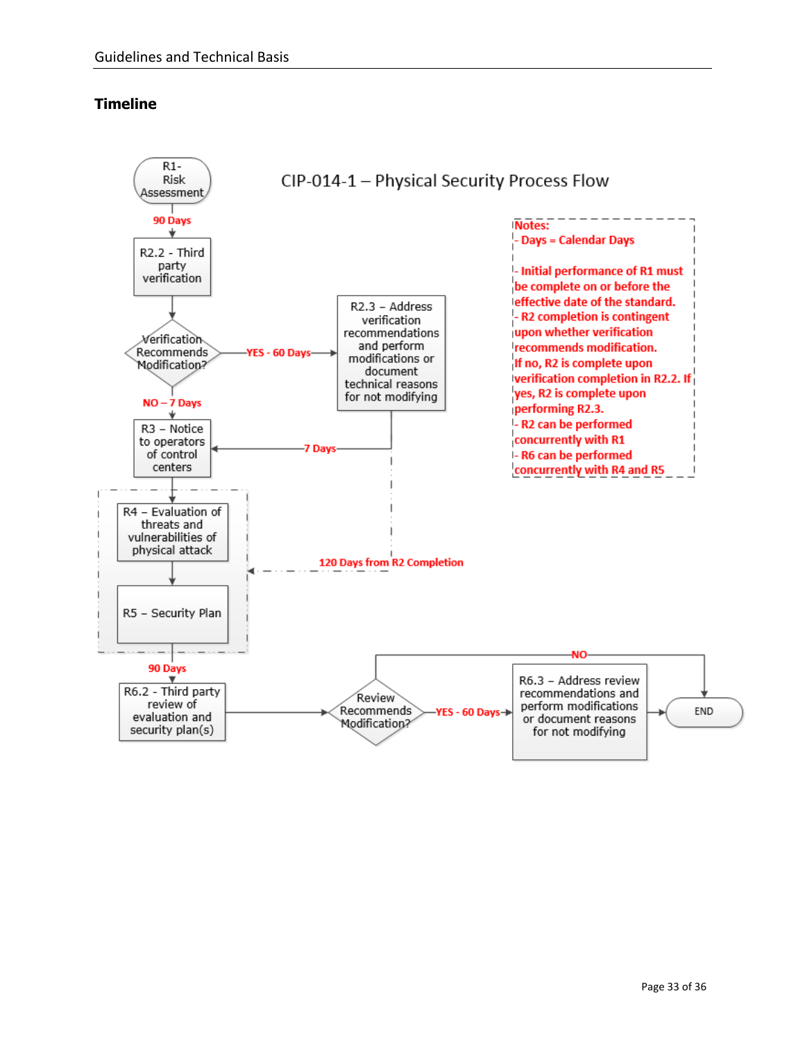## Timeline

CIP-014-1 – Physical Security Process Flow

R1- Risk Assessment

90 Days

R2.2 - Third party verification

Verification Recommends Modification?

YES - 60 Days

R2.3 – Address verification recommendations and perform modifications or document technical reasons for not modifying

NO – 7 Days

7 Days

R3 – Notice to operators of control centers

R4 – Evaluation of threats and vulnerabilities of physical attack

R5 – Security Plan

120 Days from R2 Completion

90 Days

R6.2 - Third party review of evaluation and security plan(s)

Review Recommends Modification?

YES - 60 Days

R6.3 – Address review recommendations and perform modifications or document reasons for not modifying

NO

END

**Notes:**
- **Days = Calendar Days**
- **Initial performance of R1 must be complete on or before the effective date of the standard.**
- **R2 completion is contingent upon whether verification recommends modification. If no, R2 is complete upon verification completion in R2.2. If yes, R2 is complete upon performing R2.3.**
- **R2 can be performed concurrently with R1**
- **R6 can be performed concurrently with R4 and R5**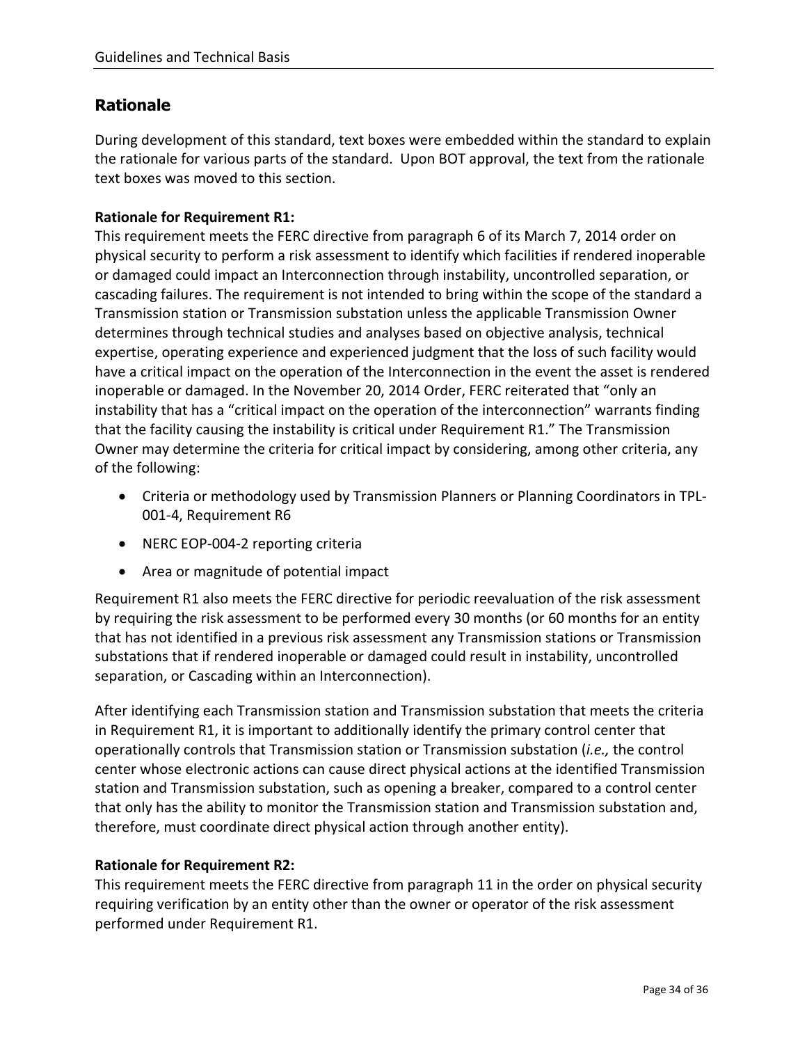## Rationale

During development of this standard, text boxes were embedded within the standard to explain the rationale for various parts of the standard. Upon BOT approval, the text from the rationale text boxes was moved to this section.

**Rationale for Requirement R1:**

This requirement meets the FERC directive from paragraph 6 of its March 7, 2014 order on physical security to perform a risk assessment to identify which facilities if rendered inoperable or damaged could impact an Interconnection through instability, uncontrolled separation, or cascading failures. The requirement is not intended to bring within the scope of the standard a Transmission station or Transmission substation unless the applicable Transmission Owner determines through technical studies and analyses based on objective analysis, technical expertise, operating experience and experienced judgment that the loss of such facility would have a critical impact on the operation of the Interconnection in the event the asset is rendered inoperable or damaged. In the November 20, 2014 Order, FERC reiterated that "only an instability that has a "critical impact on the operation of the interconnection" warrants finding that the facility causing the instability is critical under Requirement R1." The Transmission Owner may determine the criteria for critical impact by considering, among other criteria, any of the following:

- Criteria or methodology used by Transmission Planners or Planning Coordinators in TPL-001-4, Requirement R6
- NERC EOP-004-2 reporting criteria
- Area or magnitude of potential impact

Requirement R1 also meets the FERC directive for periodic reevaluation of the risk assessment by requiring the risk assessment to be performed every 30 months (or 60 months for an entity that has not identified in a previous risk assessment any Transmission stations or Transmission substations that if rendered inoperable or damaged could result in instability, uncontrolled separation, or Cascading within an Interconnection).

After identifying each Transmission station and Transmission substation that meets the criteria in Requirement R1, it is important to additionally identify the primary control center that operationally controls that Transmission station or Transmission substation (*i.e.,* the control center whose electronic actions can cause direct physical actions at the identified Transmission station and Transmission substation, such as opening a breaker, compared to a control center that only has the ability to monitor the Transmission station and Transmission substation and, therefore, must coordinate direct physical action through another entity).

**Rationale for Requirement R2:**

This requirement meets the FERC directive from paragraph 11 in the order on physical security requiring verification by an entity other than the owner or operator of the risk assessment performed under Requirement R1.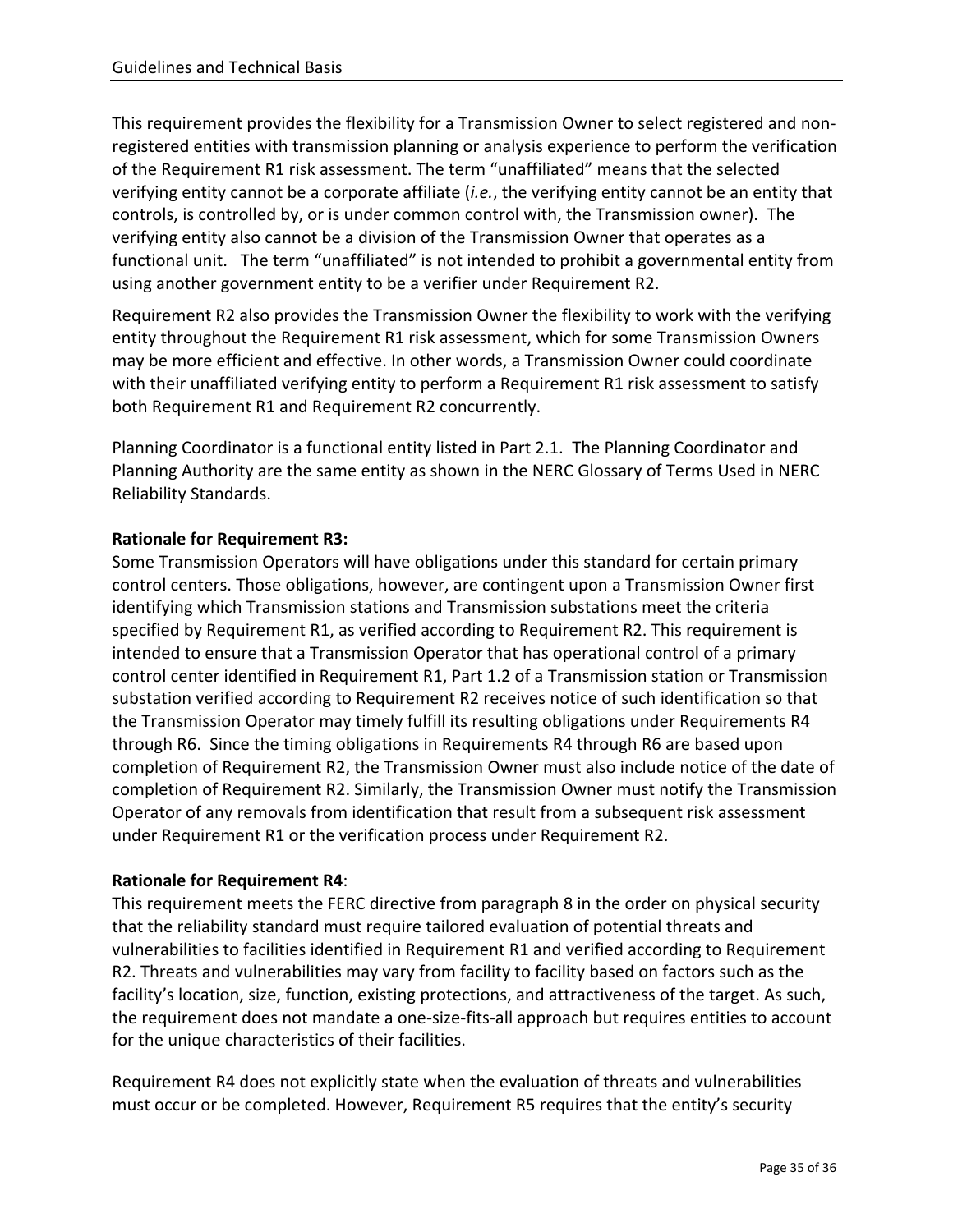This requirement provides the flexibility for a Transmission Owner to select registered and non-registered entities with transmission planning or analysis experience to perform the verification of the Requirement R1 risk assessment. The term "unaffiliated" means that the selected verifying entity cannot be a corporate affiliate (*i.e.*, the verifying entity cannot be an entity that controls, is controlled by, or is under common control with, the Transmission owner). The verifying entity also cannot be a division of the Transmission Owner that operates as a functional unit. The term "unaffiliated" is not intended to prohibit a governmental entity from using another government entity to be a verifier under Requirement R2.

Requirement R2 also provides the Transmission Owner the flexibility to work with the verifying entity throughout the Requirement R1 risk assessment, which for some Transmission Owners may be more efficient and effective. In other words, a Transmission Owner could coordinate with their unaffiliated verifying entity to perform a Requirement R1 risk assessment to satisfy both Requirement R1 and Requirement R2 concurrently.

Planning Coordinator is a functional entity listed in Part 2.1. The Planning Coordinator and Planning Authority are the same entity as shown in the NERC Glossary of Terms Used in NERC Reliability Standards.

**Rationale for Requirement R3:**
Some Transmission Operators will have obligations under this standard for certain primary control centers. Those obligations, however, are contingent upon a Transmission Owner first identifying which Transmission stations and Transmission substations meet the criteria specified by Requirement R1, as verified according to Requirement R2. This requirement is intended to ensure that a Transmission Operator that has operational control of a primary control center identified in Requirement R1, Part 1.2 of a Transmission station or Transmission substation verified according to Requirement R2 receives notice of such identification so that the Transmission Operator may timely fulfill its resulting obligations under Requirements R4 through R6. Since the timing obligations in Requirements R4 through R6 are based upon completion of Requirement R2, the Transmission Owner must also include notice of the date of completion of Requirement R2. Similarly, the Transmission Owner must notify the Transmission Operator of any removals from identification that result from a subsequent risk assessment under Requirement R1 or the verification process under Requirement R2.

**Rationale for Requirement R4**:
This requirement meets the FERC directive from paragraph 8 in the order on physical security that the reliability standard must require tailored evaluation of potential threats and vulnerabilities to facilities identified in Requirement R1 and verified according to Requirement R2. Threats and vulnerabilities may vary from facility to facility based on factors such as the facility's location, size, function, existing protections, and attractiveness of the target. As such, the requirement does not mandate a one-size-fits-all approach but requires entities to account for the unique characteristics of their facilities.

Requirement R4 does not explicitly state when the evaluation of threats and vulnerabilities must occur or be completed. However, Requirement R5 requires that the entity's security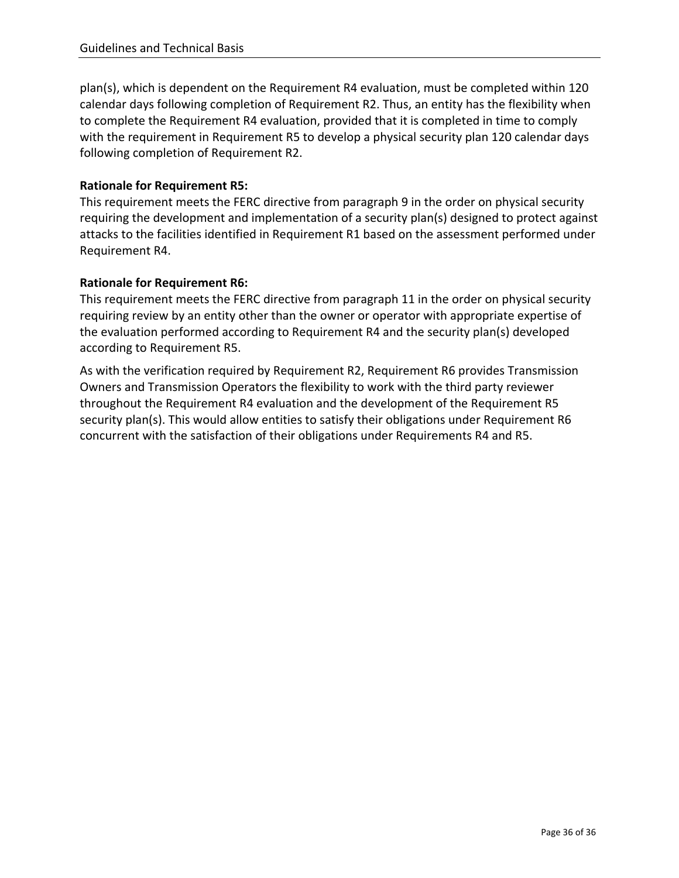plan(s), which is dependent on the Requirement R4 evaluation, must be completed within 120 calendar days following completion of Requirement R2. Thus, an entity has the flexibility when to complete the Requirement R4 evaluation, provided that it is completed in time to comply with the requirement in Requirement R5 to develop a physical security plan 120 calendar days following completion of Requirement R2.

**Rationale for Requirement R5:**
This requirement meets the FERC directive from paragraph 9 in the order on physical security requiring the development and implementation of a security plan(s) designed to protect against attacks to the facilities identified in Requirement R1 based on the assessment performed under Requirement R4.

**Rationale for Requirement R6:**
This requirement meets the FERC directive from paragraph 11 in the order on physical security requiring review by an entity other than the owner or operator with appropriate expertise of the evaluation performed according to Requirement R4 and the security plan(s) developed according to Requirement R5.

As with the verification required by Requirement R2, Requirement R6 provides Transmission Owners and Transmission Operators the flexibility to work with the third party reviewer throughout the Requirement R4 evaluation and the development of the Requirement R5 security plan(s). This would allow entities to satisfy their obligations under Requirement R6 concurrent with the satisfaction of their obligations under Requirements R4 and R5.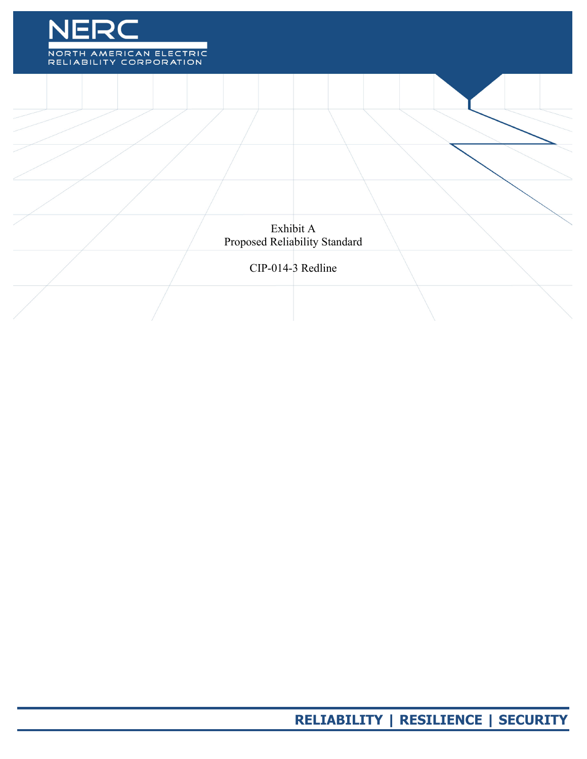Exhibit A
Proposed Reliability Standard

CIP-014-3 Redline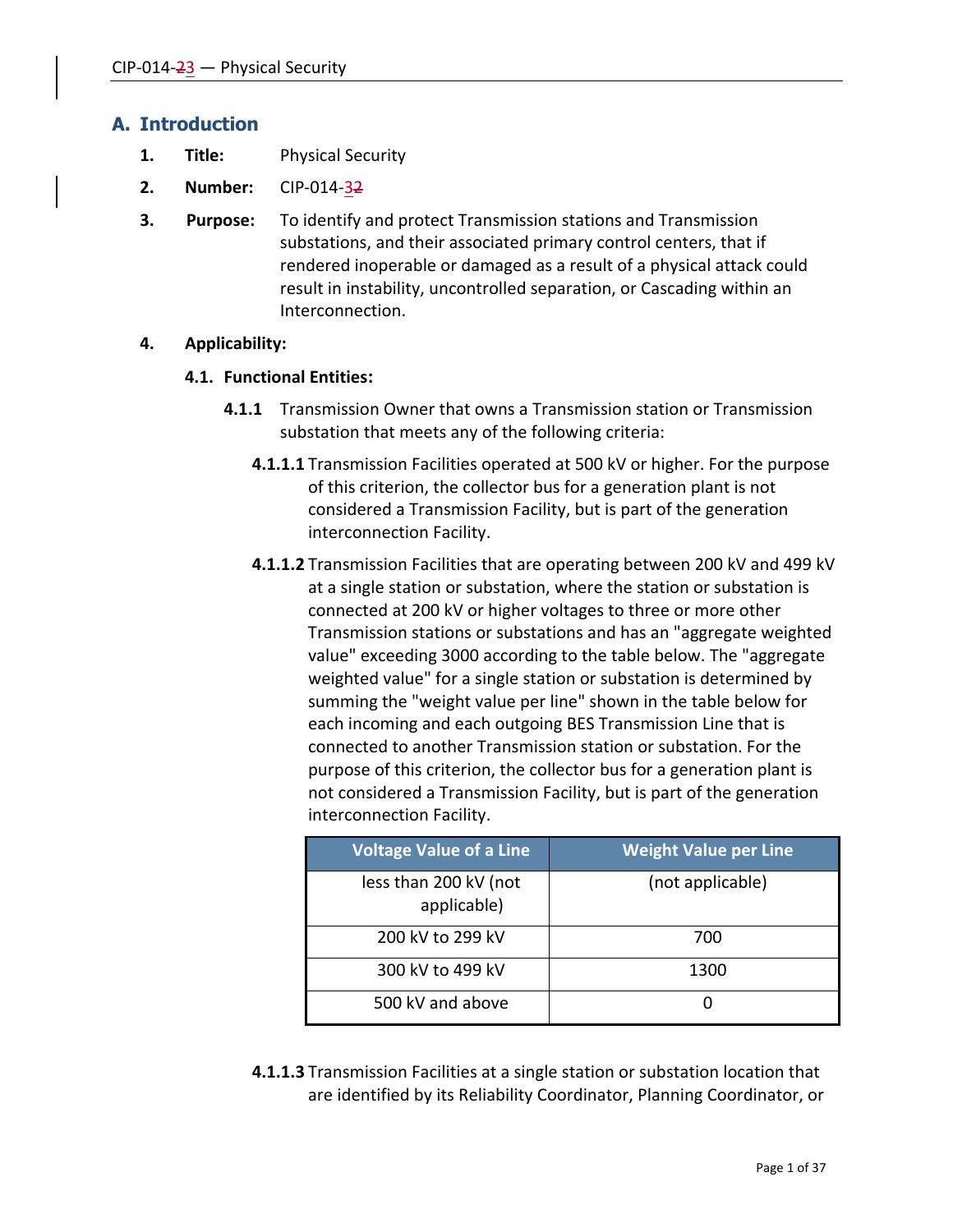## A. Introduction

1. **Title:** Physical Security

2. **Number:** CIP-014-32

3. **Purpose:** To identify and protect Transmission stations and Transmission substations, and their associated primary control centers, that if rendered inoperable or damaged as a result of a physical attack could result in instability, uncontrolled separation, or Cascading within an Interconnection.

4. **Applicability:**

   **4.1. Functional Entities:**

   **4.1.1** Transmission Owner that owns a Transmission station or Transmission substation that meets any of the following criteria:

   **4.1.1.1** Transmission Facilities operated at 500 kV or higher. For the purpose of this criterion, the collector bus for a generation plant is not considered a Transmission Facility, but is part of the generation interconnection Facility.

   **4.1.1.2** Transmission Facilities that are operating between 200 kV and 499 kV at a single station or substation, where the station or substation is connected at 200 kV or higher voltages to three or more other Transmission stations or substations and has an "aggregate weighted value" exceeding 3000 according to the table below. The "aggregate weighted value" for a single station or substation is determined by summing the "weight value per line" shown in the table below for each incoming and each outgoing BES Transmission Line that is connected to another Transmission station or substation. For the purpose of this criterion, the collector bus for a generation plant is not considered a Transmission Facility, but is part of the generation interconnection Facility.

| Voltage Value of a Line | Weight Value per Line |
|---|---|
| less than 200 kV (not applicable) | (not applicable) |
| 200 kV to 299 kV | 700 |
| 300 kV to 499 kV | 1300 |
| 500 kV and above | 0 |

   **4.1.1.3** Transmission Facilities at a single station or substation location that are identified by its Reliability Coordinator, Planning Coordinator, or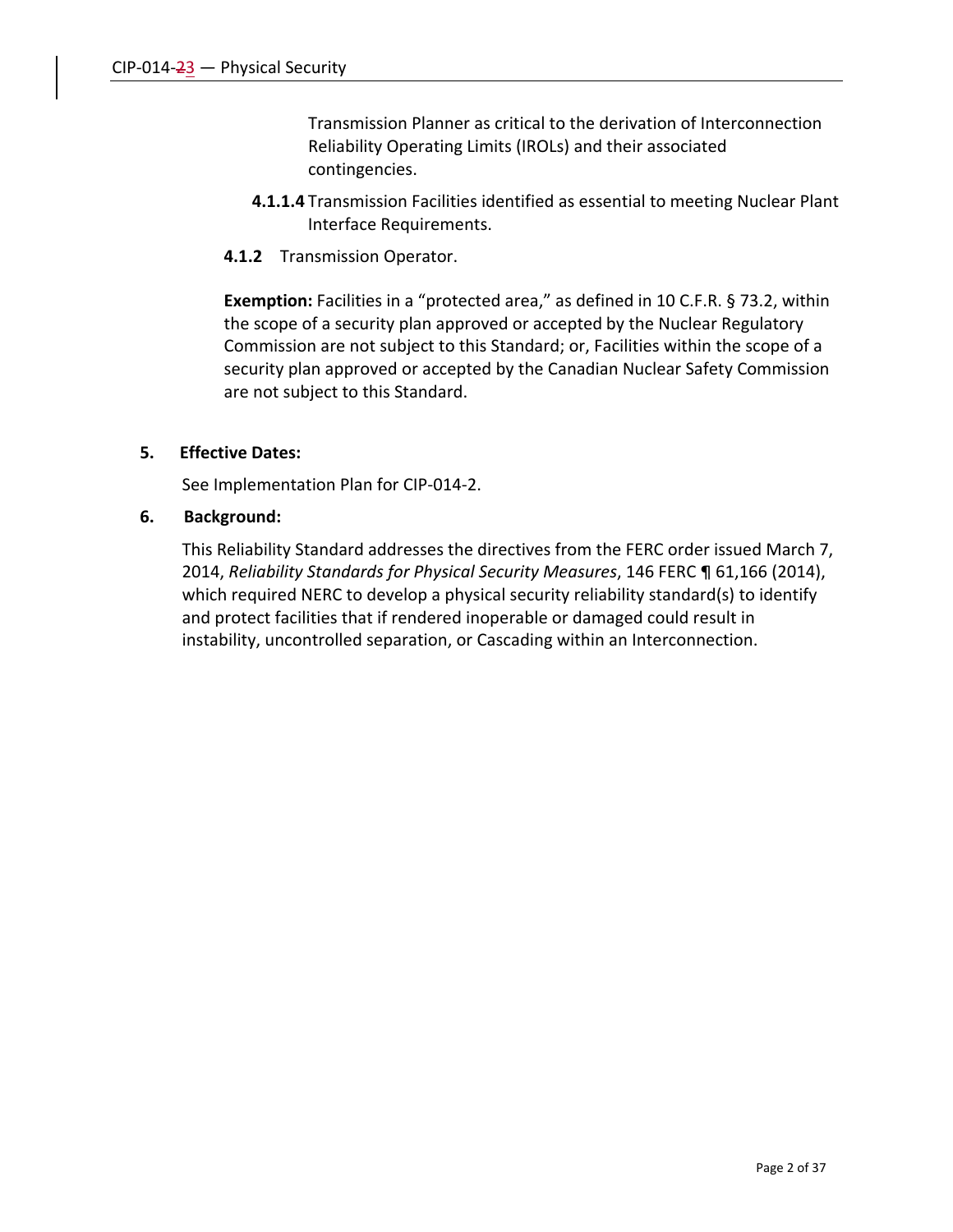Transmission Planner as critical to the derivation of Interconnection Reliability Operating Limits (IROLs) and their associated contingencies.

**4.1.1.4** Transmission Facilities identified as essential to meeting Nuclear Plant Interface Requirements.

**4.1.2** Transmission Operator.

**Exemption:** Facilities in a "protected area," as defined in 10 C.F.R. § 73.2, within the scope of a security plan approved or accepted by the Nuclear Regulatory Commission are not subject to this Standard; or, Facilities within the scope of a security plan approved or accepted by the Canadian Nuclear Safety Commission are not subject to this Standard.

**5. Effective Dates:**

See Implementation Plan for CIP-014-2.

**6. Background:**

This Reliability Standard addresses the directives from the FERC order issued March 7, 2014, *Reliability Standards for Physical Security Measures*, 146 FERC ¶ 61,166 (2014), which required NERC to develop a physical security reliability standard(s) to identify and protect facilities that if rendered inoperable or damaged could result in instability, uncontrolled separation, or Cascading within an Interconnection.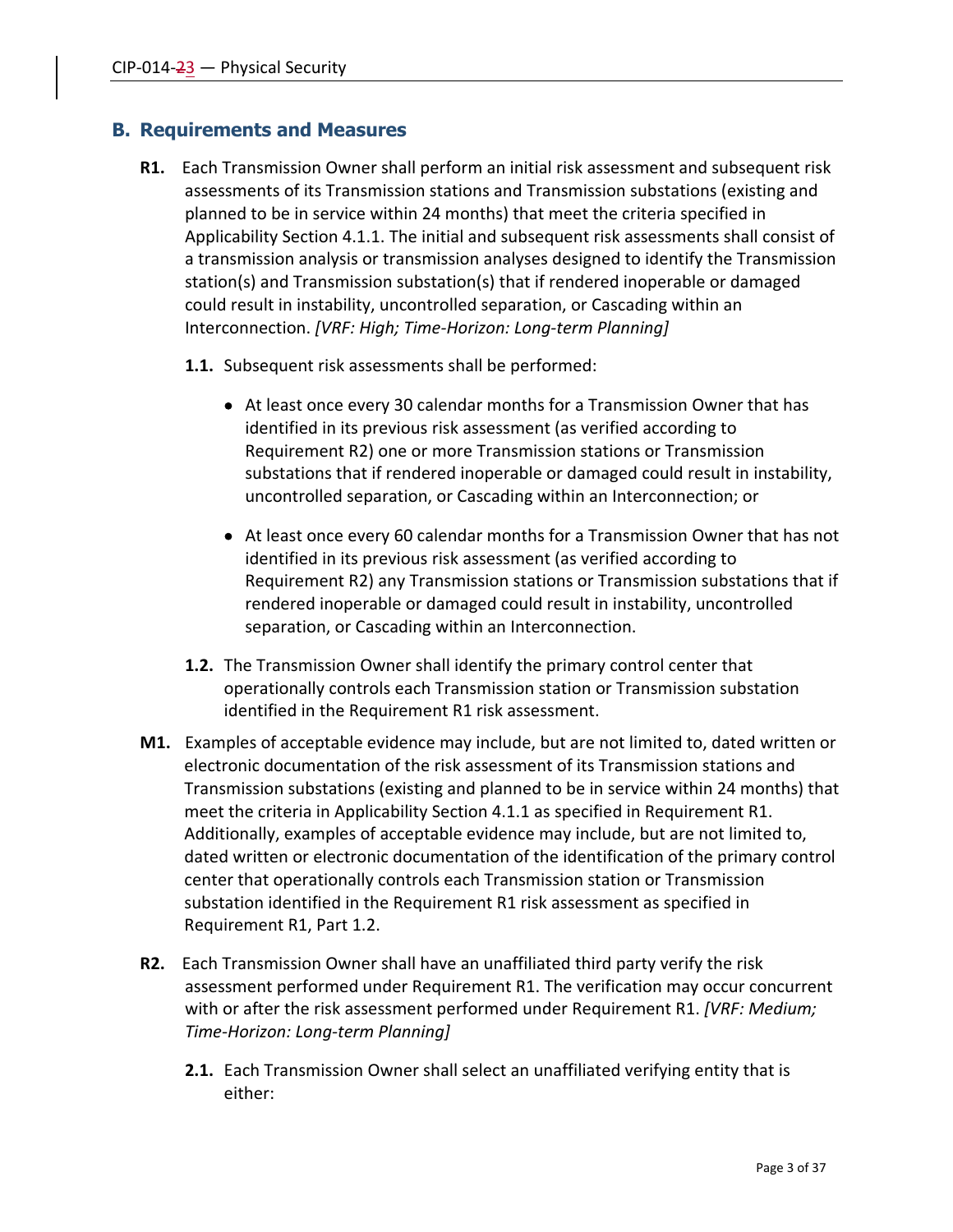## B. Requirements and Measures

**R1.** Each Transmission Owner shall perform an initial risk assessment and subsequent risk assessments of its Transmission stations and Transmission substations (existing and planned to be in service within 24 months) that meet the criteria specified in Applicability Section 4.1.1. The initial and subsequent risk assessments shall consist of a transmission analysis or transmission analyses designed to identify the Transmission station(s) and Transmission substation(s) that if rendered inoperable or damaged could result in instability, uncontrolled separation, or Cascading within an Interconnection. *[VRF: High; Time-Horizon: Long-term Planning]*

**1.1.** Subsequent risk assessments shall be performed:

- At least once every 30 calendar months for a Transmission Owner that has identified in its previous risk assessment (as verified according to Requirement R2) one or more Transmission stations or Transmission substations that if rendered inoperable or damaged could result in instability, uncontrolled separation, or Cascading within an Interconnection; or
- At least once every 60 calendar months for a Transmission Owner that has not identified in its previous risk assessment (as verified according to Requirement R2) any Transmission stations or Transmission substations that if rendered inoperable or damaged could result in instability, uncontrolled separation, or Cascading within an Interconnection.

**1.2.** The Transmission Owner shall identify the primary control center that operationally controls each Transmission station or Transmission substation identified in the Requirement R1 risk assessment.

**M1.** Examples of acceptable evidence may include, but are not limited to, dated written or electronic documentation of the risk assessment of its Transmission stations and Transmission substations (existing and planned to be in service within 24 months) that meet the criteria in Applicability Section 4.1.1 as specified in Requirement R1. Additionally, examples of acceptable evidence may include, but are not limited to, dated written or electronic documentation of the identification of the primary control center that operationally controls each Transmission station or Transmission substation identified in the Requirement R1 risk assessment as specified in Requirement R1, Part 1.2.

**R2.** Each Transmission Owner shall have an unaffiliated third party verify the risk assessment performed under Requirement R1. The verification may occur concurrent with or after the risk assessment performed under Requirement R1. *[VRF: Medium; Time-Horizon: Long-term Planning]*

**2.1.** Each Transmission Owner shall select an unaffiliated verifying entity that is either: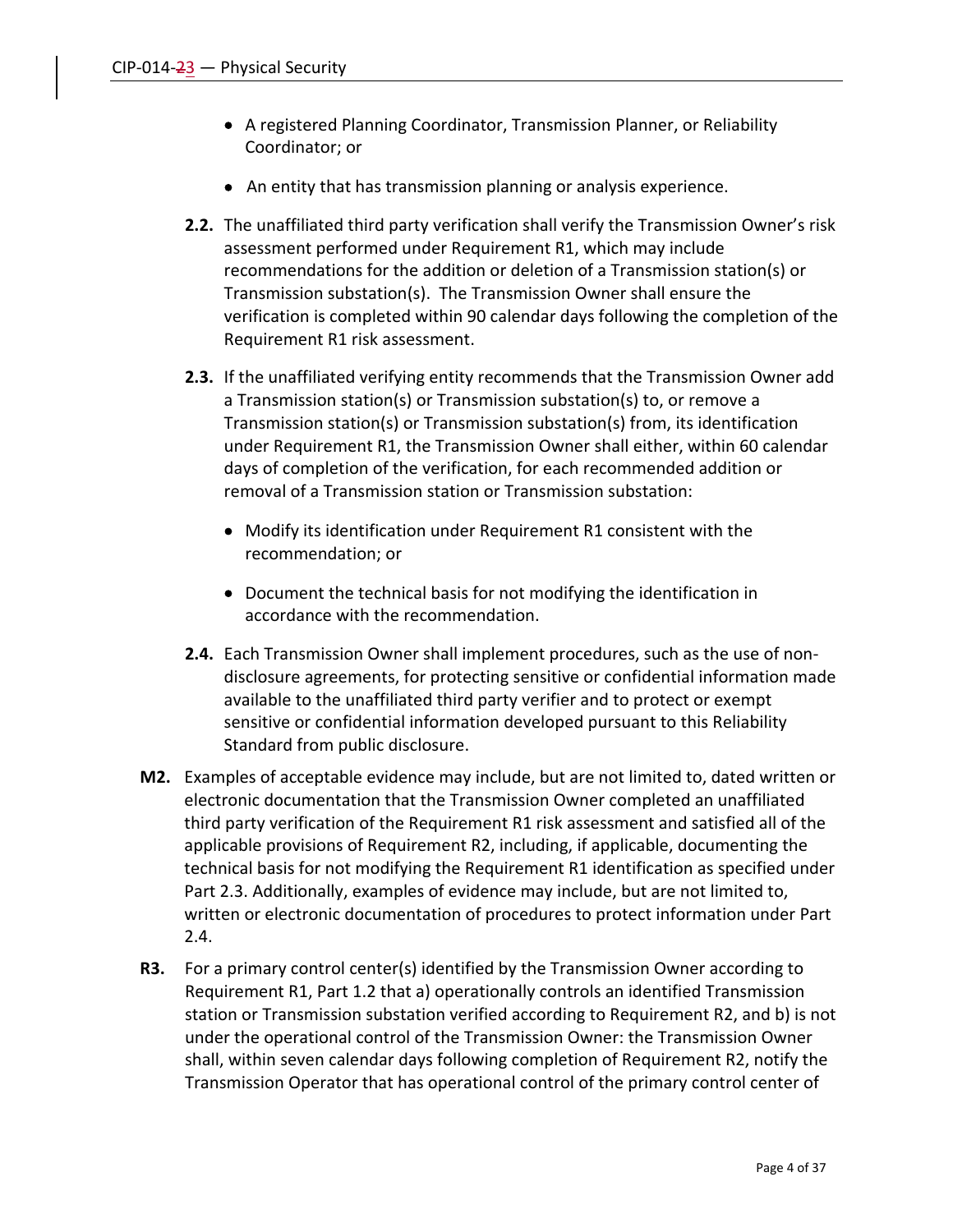- A registered Planning Coordinator, Transmission Planner, or Reliability Coordinator; or
- An entity that has transmission planning or analysis experience.

**2.2.** The unaffiliated third party verification shall verify the Transmission Owner's risk assessment performed under Requirement R1, which may include recommendations for the addition or deletion of a Transmission station(s) or Transmission substation(s). The Transmission Owner shall ensure the verification is completed within 90 calendar days following the completion of the Requirement R1 risk assessment.

**2.3.** If the unaffiliated verifying entity recommends that the Transmission Owner add a Transmission station(s) or Transmission substation(s) to, or remove a Transmission station(s) or Transmission substation(s) from, its identification under Requirement R1, the Transmission Owner shall either, within 60 calendar days of completion of the verification, for each recommended addition or removal of a Transmission station or Transmission substation:

- Modify its identification under Requirement R1 consistent with the recommendation; or
- Document the technical basis for not modifying the identification in accordance with the recommendation.

**2.4.** Each Transmission Owner shall implement procedures, such as the use of non-disclosure agreements, for protecting sensitive or confidential information made available to the unaffiliated third party verifier and to protect or exempt sensitive or confidential information developed pursuant to this Reliability Standard from public disclosure.

**M2.** Examples of acceptable evidence may include, but are not limited to, dated written or electronic documentation that the Transmission Owner completed an unaffiliated third party verification of the Requirement R1 risk assessment and satisfied all of the applicable provisions of Requirement R2, including, if applicable, documenting the technical basis for not modifying the Requirement R1 identification as specified under Part 2.3. Additionally, examples of evidence may include, but are not limited to, written or electronic documentation of procedures to protect information under Part 2.4.

**R3.** For a primary control center(s) identified by the Transmission Owner according to Requirement R1, Part 1.2 that a) operationally controls an identified Transmission station or Transmission substation verified according to Requirement R2, and b) is not under the operational control of the Transmission Owner: the Transmission Owner shall, within seven calendar days following completion of Requirement R2, notify the Transmission Operator that has operational control of the primary control center of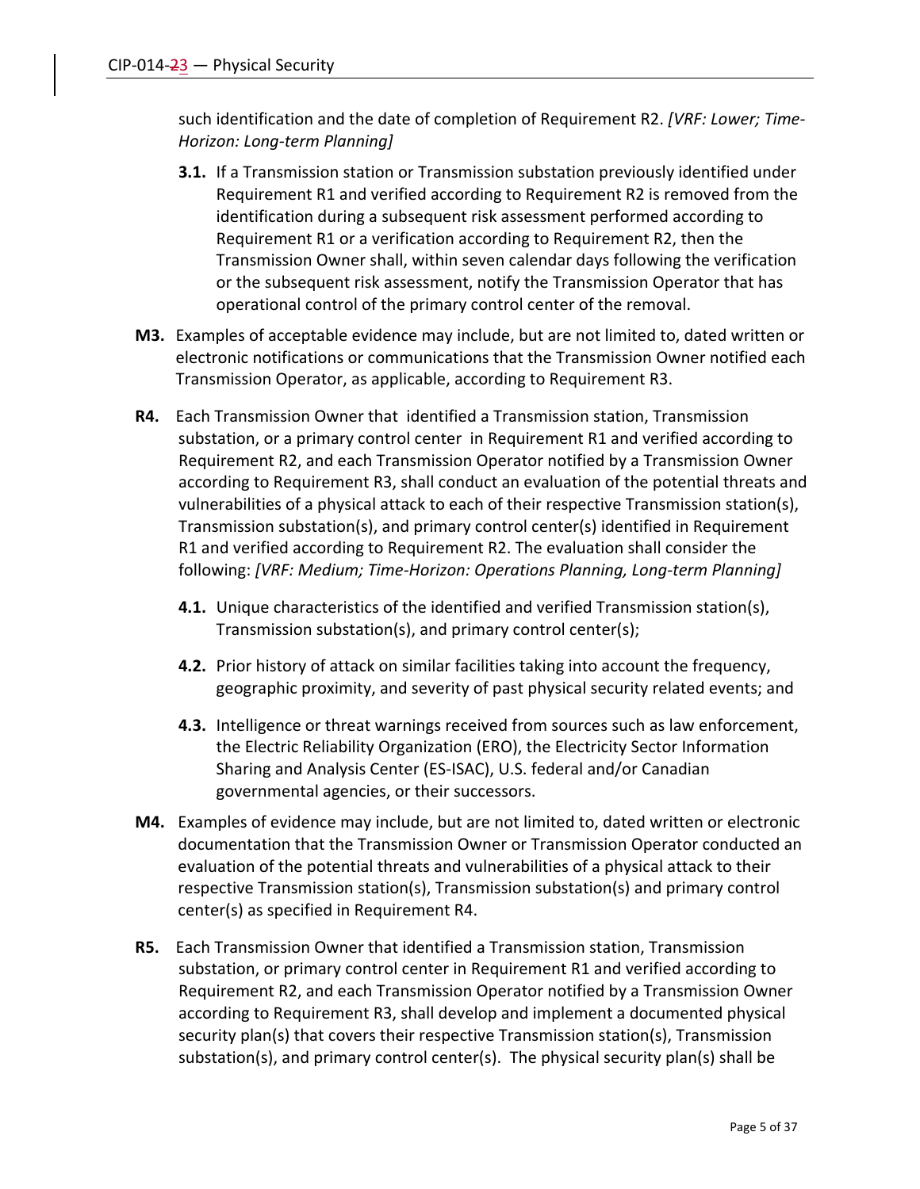such identification and the date of completion of Requirement R2. *[VRF: Lower; Time-Horizon: Long-term Planning]*

**3.1.** If a Transmission station or Transmission substation previously identified under Requirement R1 and verified according to Requirement R2 is removed from the identification during a subsequent risk assessment performed according to Requirement R1 or a verification according to Requirement R2, then the Transmission Owner shall, within seven calendar days following the verification or the subsequent risk assessment, notify the Transmission Operator that has operational control of the primary control center of the removal.

**M3.** Examples of acceptable evidence may include, but are not limited to, dated written or electronic notifications or communications that the Transmission Owner notified each Transmission Operator, as applicable, according to Requirement R3.

**R4.** Each Transmission Owner that identified a Transmission station, Transmission substation, or a primary control center in Requirement R1 and verified according to Requirement R2, and each Transmission Operator notified by a Transmission Owner according to Requirement R3, shall conduct an evaluation of the potential threats and vulnerabilities of a physical attack to each of their respective Transmission station(s), Transmission substation(s), and primary control center(s) identified in Requirement R1 and verified according to Requirement R2. The evaluation shall consider the following: *[VRF: Medium; Time-Horizon: Operations Planning, Long-term Planning]*

**4.1.** Unique characteristics of the identified and verified Transmission station(s), Transmission substation(s), and primary control center(s);

**4.2.** Prior history of attack on similar facilities taking into account the frequency, geographic proximity, and severity of past physical security related events; and

**4.3.** Intelligence or threat warnings received from sources such as law enforcement, the Electric Reliability Organization (ERO), the Electricity Sector Information Sharing and Analysis Center (ES-ISAC), U.S. federal and/or Canadian governmental agencies, or their successors.

**M4.** Examples of evidence may include, but are not limited to, dated written or electronic documentation that the Transmission Owner or Transmission Operator conducted an evaluation of the potential threats and vulnerabilities of a physical attack to their respective Transmission station(s), Transmission substation(s) and primary control center(s) as specified in Requirement R4.

**R5.** Each Transmission Owner that identified a Transmission station, Transmission substation, or primary control center in Requirement R1 and verified according to Requirement R2, and each Transmission Operator notified by a Transmission Owner according to Requirement R3, shall develop and implement a documented physical security plan(s) that covers their respective Transmission station(s), Transmission substation(s), and primary control center(s). The physical security plan(s) shall be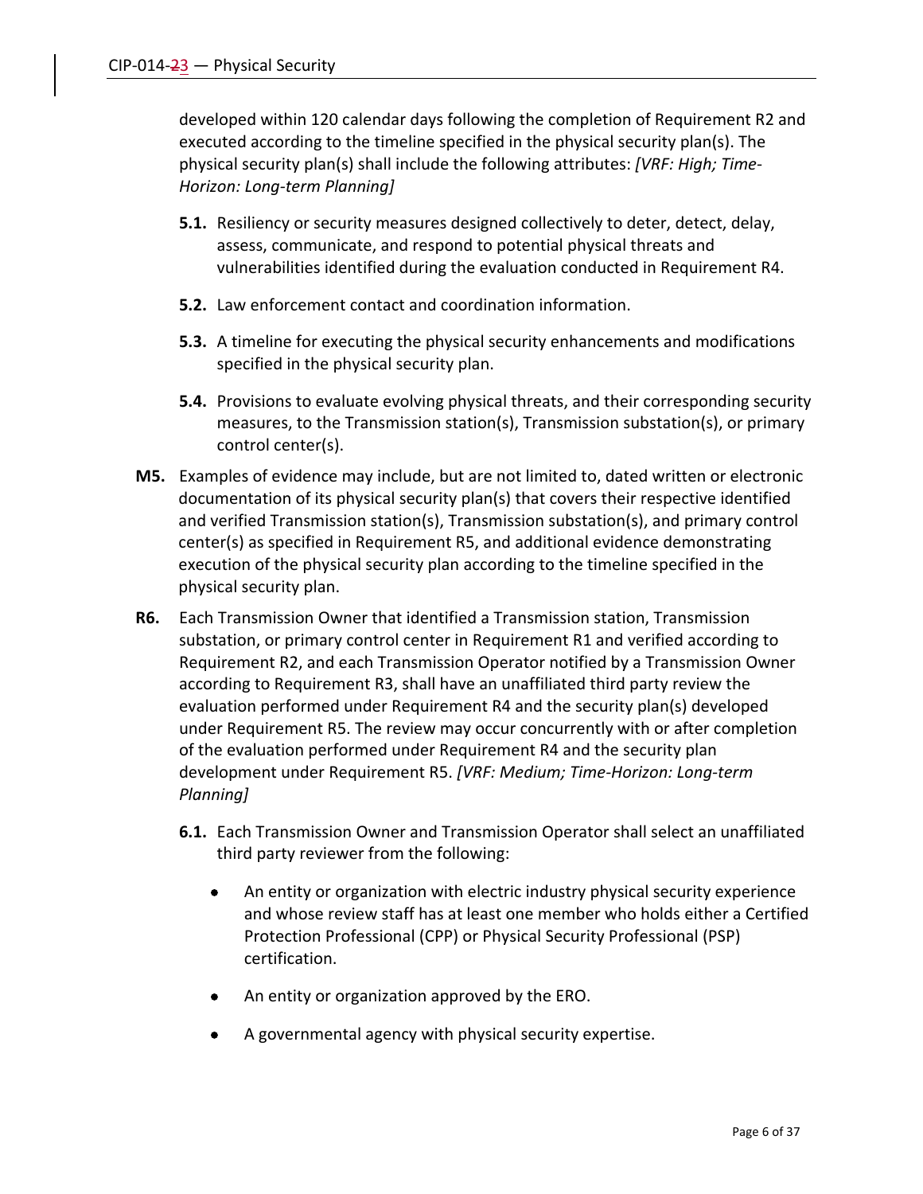developed within 120 calendar days following the completion of Requirement R2 and executed according to the timeline specified in the physical security plan(s). The physical security plan(s) shall include the following attributes: *[VRF: High; Time-Horizon: Long-term Planning]*

**5.1.** Resiliency or security measures designed collectively to deter, detect, delay, assess, communicate, and respond to potential physical threats and vulnerabilities identified during the evaluation conducted in Requirement R4.

**5.2.** Law enforcement contact and coordination information.

**5.3.** A timeline for executing the physical security enhancements and modifications specified in the physical security plan.

**5.4.** Provisions to evaluate evolving physical threats, and their corresponding security measures, to the Transmission station(s), Transmission substation(s), or primary control center(s).

**M5.** Examples of evidence may include, but are not limited to, dated written or electronic documentation of its physical security plan(s) that covers their respective identified and verified Transmission station(s), Transmission substation(s), and primary control center(s) as specified in Requirement R5, and additional evidence demonstrating execution of the physical security plan according to the timeline specified in the physical security plan.

**R6.** Each Transmission Owner that identified a Transmission station, Transmission substation, or primary control center in Requirement R1 and verified according to Requirement R2, and each Transmission Operator notified by a Transmission Owner according to Requirement R3, shall have an unaffiliated third party review the evaluation performed under Requirement R4 and the security plan(s) developed under Requirement R5. The review may occur concurrently with or after completion of the evaluation performed under Requirement R4 and the security plan development under Requirement R5. *[VRF: Medium; Time-Horizon: Long-term Planning]*

**6.1.** Each Transmission Owner and Transmission Operator shall select an unaffiliated third party reviewer from the following:

- An entity or organization with electric industry physical security experience and whose review staff has at least one member who holds either a Certified Protection Professional (CPP) or Physical Security Professional (PSP) certification.
- An entity or organization approved by the ERO.
- A governmental agency with physical security expertise.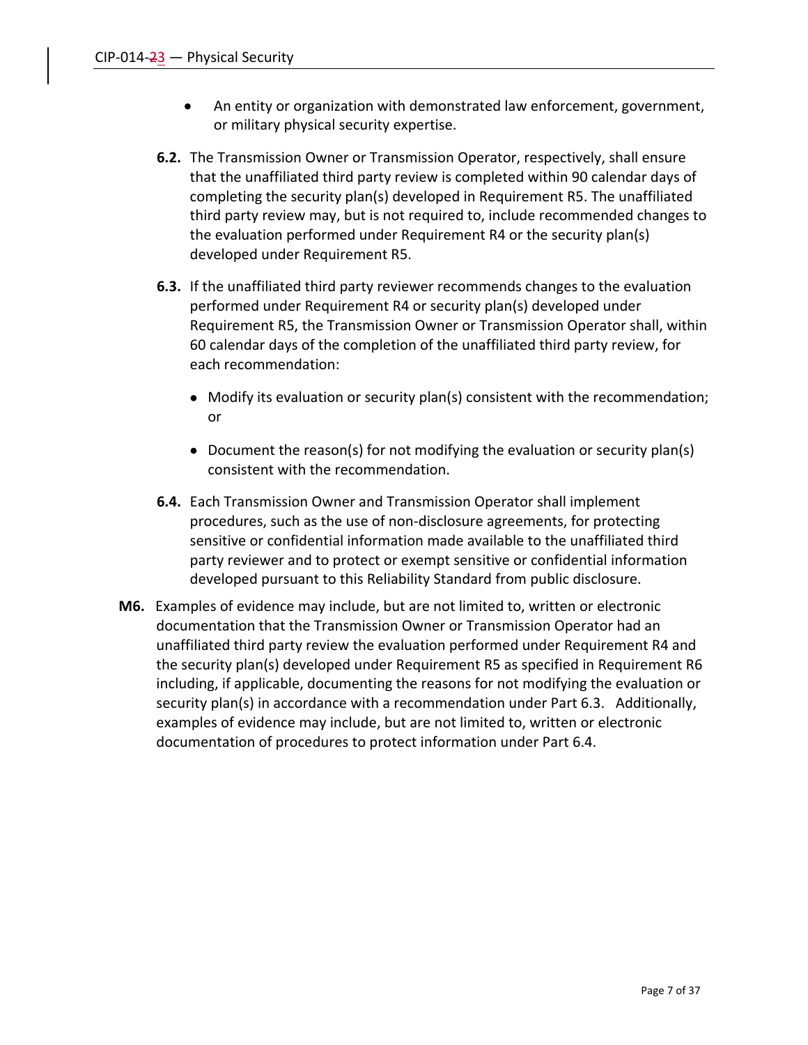- An entity or organization with demonstrated law enforcement, government, or military physical security expertise.

**6.2.** The Transmission Owner or Transmission Operator, respectively, shall ensure that the unaffiliated third party review is completed within 90 calendar days of completing the security plan(s) developed in Requirement R5. The unaffiliated third party review may, but is not required to, include recommended changes to the evaluation performed under Requirement R4 or the security plan(s) developed under Requirement R5.

**6.3.** If the unaffiliated third party reviewer recommends changes to the evaluation performed under Requirement R4 or security plan(s) developed under Requirement R5, the Transmission Owner or Transmission Operator shall, within 60 calendar days of the completion of the unaffiliated third party review, for each recommendation:

- Modify its evaluation or security plan(s) consistent with the recommendation; or
- Document the reason(s) for not modifying the evaluation or security plan(s) consistent with the recommendation.

**6.4.** Each Transmission Owner and Transmission Operator shall implement procedures, such as the use of non-disclosure agreements, for protecting sensitive or confidential information made available to the unaffiliated third party reviewer and to protect or exempt sensitive or confidential information developed pursuant to this Reliability Standard from public disclosure.

**M6.** Examples of evidence may include, but are not limited to, written or electronic documentation that the Transmission Owner or Transmission Operator had an unaffiliated third party review the evaluation performed under Requirement R4 and the security plan(s) developed under Requirement R5 as specified in Requirement R6 including, if applicable, documenting the reasons for not modifying the evaluation or security plan(s) in accordance with a recommendation under Part 6.3. Additionally, examples of evidence may include, but are not limited to, written or electronic documentation of procedures to protect information under Part 6.4.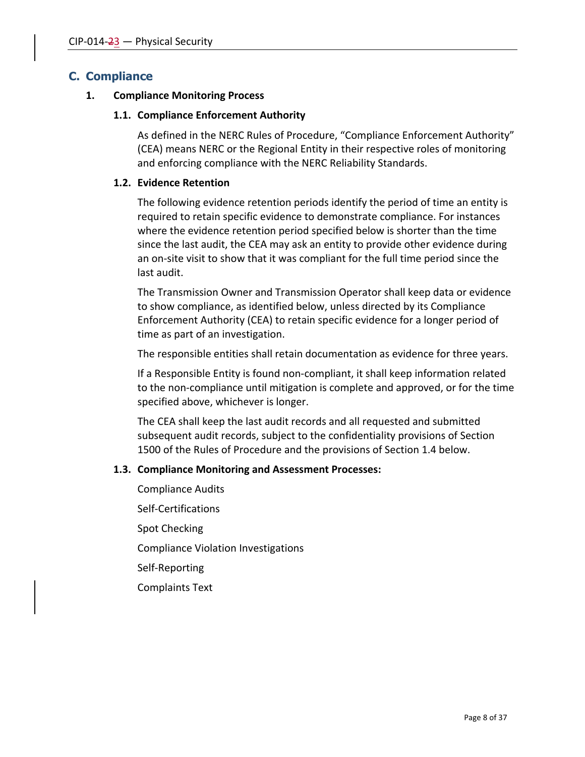## C. Compliance

### 1. Compliance Monitoring Process

#### 1.1. Compliance Enforcement Authority

As defined in the NERC Rules of Procedure, "Compliance Enforcement Authority" (CEA) means NERC or the Regional Entity in their respective roles of monitoring and enforcing compliance with the NERC Reliability Standards.

#### 1.2. Evidence Retention

The following evidence retention periods identify the period of time an entity is required to retain specific evidence to demonstrate compliance. For instances where the evidence retention period specified below is shorter than the time since the last audit, the CEA may ask an entity to provide other evidence during an on-site visit to show that it was compliant for the full time period since the last audit.

The Transmission Owner and Transmission Operator shall keep data or evidence to show compliance, as identified below, unless directed by its Compliance Enforcement Authority (CEA) to retain specific evidence for a longer period of time as part of an investigation.

The responsible entities shall retain documentation as evidence for three years.

If a Responsible Entity is found non-compliant, it shall keep information related to the non-compliance until mitigation is complete and approved, or for the time specified above, whichever is longer.

The CEA shall keep the last audit records and all requested and submitted subsequent audit records, subject to the confidentiality provisions of Section 1500 of the Rules of Procedure and the provisions of Section 1.4 below.

#### 1.3. Compliance Monitoring and Assessment Processes:

Compliance Audits

Self-Certifications

Spot Checking

Compliance Violation Investigations

Self-Reporting

Complaints Text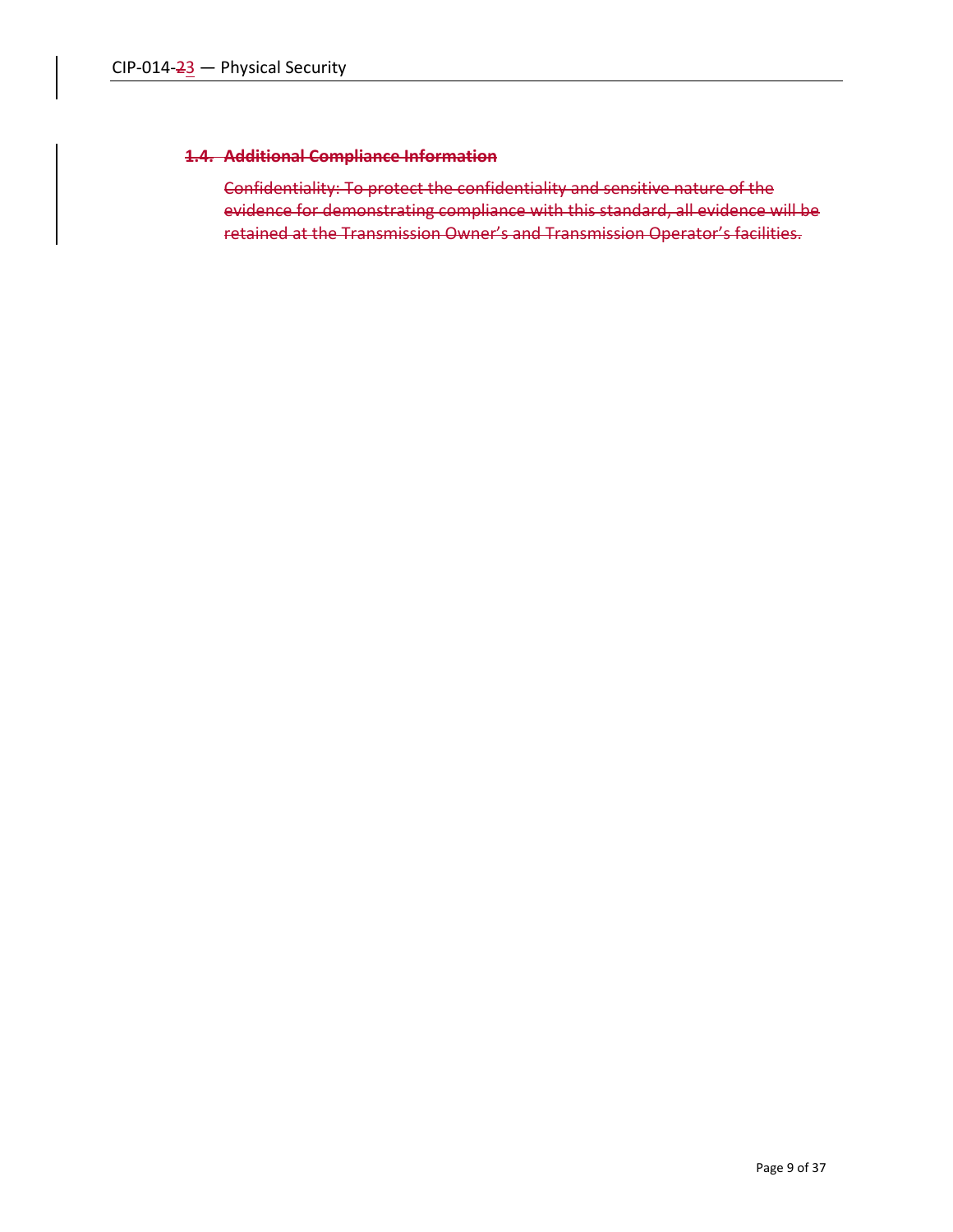**~~1.4. Additional Compliance Information~~**

~~Confidentiality: To protect the confidentiality and sensitive nature of the evidence for demonstrating compliance with this standard, all evidence will be retained at the Transmission Owner's and Transmission Operator's facilities.~~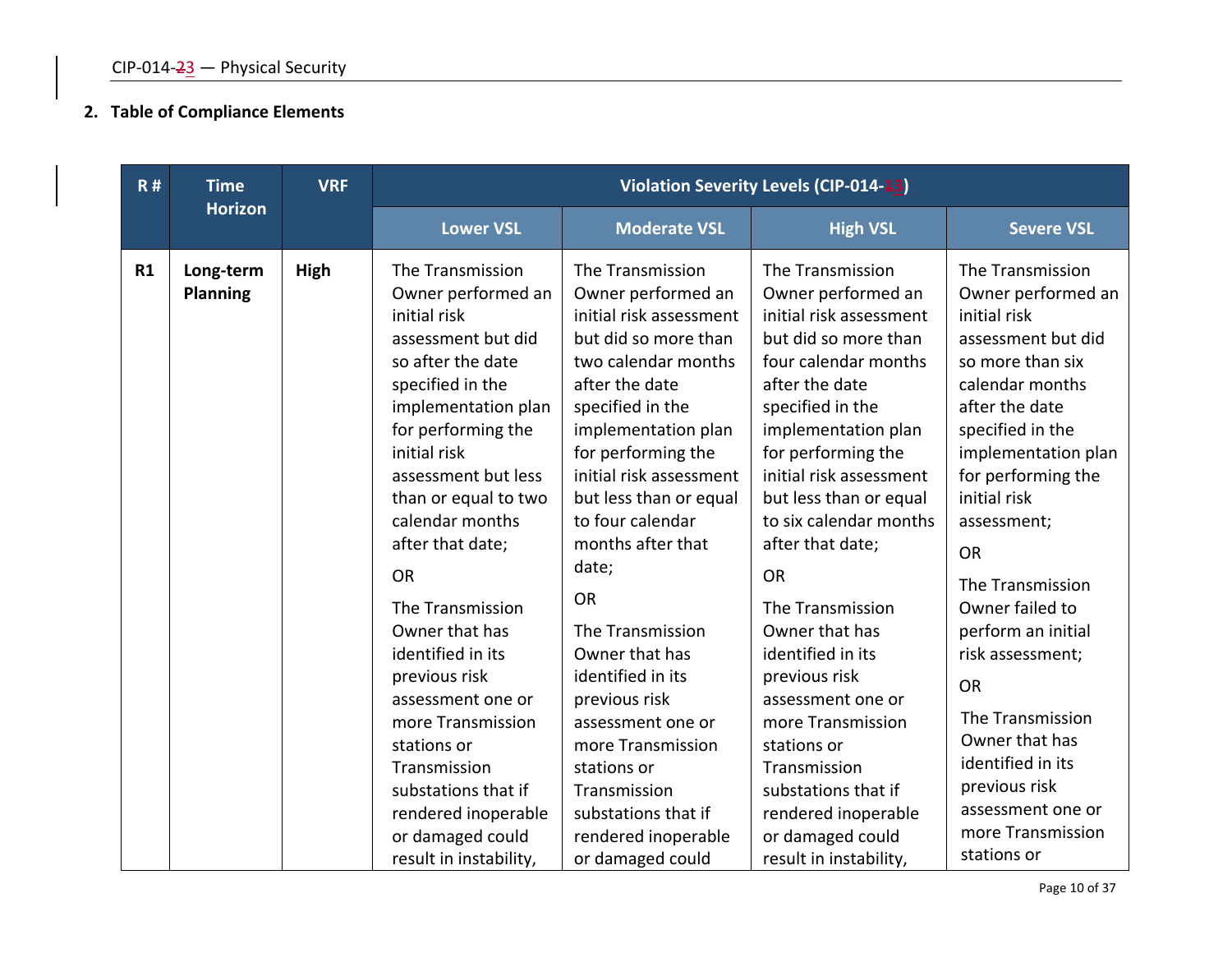## 2. Table of Compliance Elements

| R # | Time Horizon | VRF | Violation Severity Levels (CIP-014-13) | | | |
|---|---|---|---|---|---|---|
| | | | Lower VSL | Moderate VSL | High VSL | Severe VSL |
| R1 | Long-term Planning | High | The Transmission Owner performed an initial risk assessment but did so after the date specified in the implementation plan for performing the initial risk assessment but less than or equal to two calendar months after that date;<br><br>OR<br><br>The Transmission Owner that has identified in its previous risk assessment one or more Transmission stations or Transmission substations that if rendered inoperable or damaged could result in instability, | The Transmission Owner performed an initial risk assessment but did so more than two calendar months after the date specified in the implementation plan for performing the initial risk assessment but less than or equal to four calendar months after that date;<br><br>OR<br><br>The Transmission Owner that has identified in its previous risk assessment one or more Transmission stations or Transmission substations that if rendered inoperable or damaged could | The Transmission Owner performed an initial risk assessment but did so more than four calendar months after the date specified in the implementation plan for performing the initial risk assessment but less than or equal to six calendar months after that date;<br><br>OR<br><br>The Transmission Owner that has identified in its previous risk assessment one or more Transmission stations or Transmission substations that if rendered inoperable or damaged could result in instability, | The Transmission Owner performed an initial risk assessment but did so more than six calendar months after the date specified in the implementation plan for performing the initial risk assessment;<br><br>OR<br><br>The Transmission Owner failed to perform an initial risk assessment;<br><br>OR<br><br>The Transmission Owner that has identified in its previous risk assessment one or more Transmission stations or |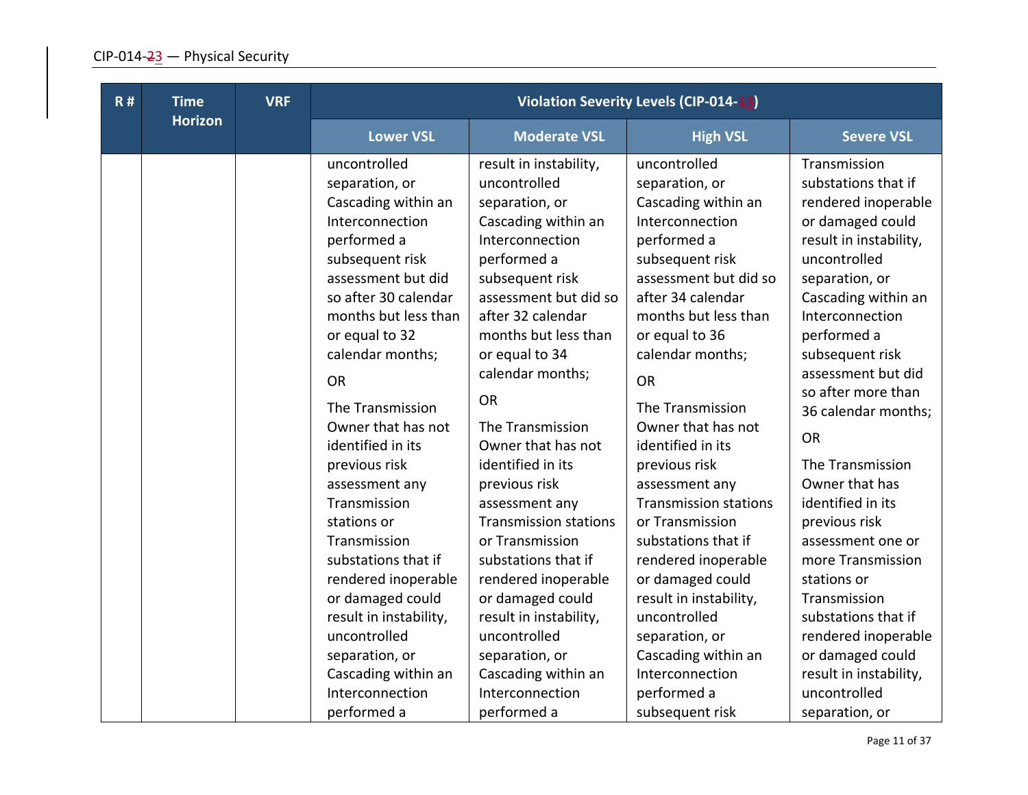| R # | Time Horizon | VRF | Violation Severity Levels (CIP-014-13) | | | |
|---|---|---|---|---|---|---|
| | | | Lower VSL | Moderate VSL | High VSL | Severe VSL |
| | | | uncontrolled separation, or Cascading within an Interconnection performed a subsequent risk assessment but did so after 30 calendar months but less than or equal to 32 calendar months;<br><br>OR<br><br>The Transmission Owner that has not identified in its previous risk assessment any Transmission stations or Transmission substations that if rendered inoperable or damaged could result in instability, uncontrolled separation, or Cascading within an Interconnection performed a | result in instability, uncontrolled separation, or Cascading within an Interconnection performed a subsequent risk assessment but did so after 32 calendar months but less than or equal to 34 calendar months;<br><br>OR<br><br>The Transmission Owner that has not identified in its previous risk assessment any Transmission stations or Transmission substations that if rendered inoperable or damaged could result in instability, uncontrolled separation, or Cascading within an Interconnection performed a | uncontrolled separation, or Cascading within an Interconnection performed a subsequent risk assessment but did so after 34 calendar months but less than or equal to 36 calendar months;<br><br>OR<br><br>The Transmission Owner that has not identified in its previous risk assessment any Transmission stations or Transmission substations that if rendered inoperable or damaged could result in instability, uncontrolled separation, or Cascading within an Interconnection performed a subsequent risk | Transmission substations that if rendered inoperable or damaged could result in instability, uncontrolled separation, or Cascading within an Interconnection performed a subsequent risk assessment but did so after more than 36 calendar months;<br><br>OR<br><br>The Transmission Owner that has identified in its previous risk assessment one or more Transmission stations or Transmission substations that if rendered inoperable or damaged could result in instability, uncontrolled separation, or |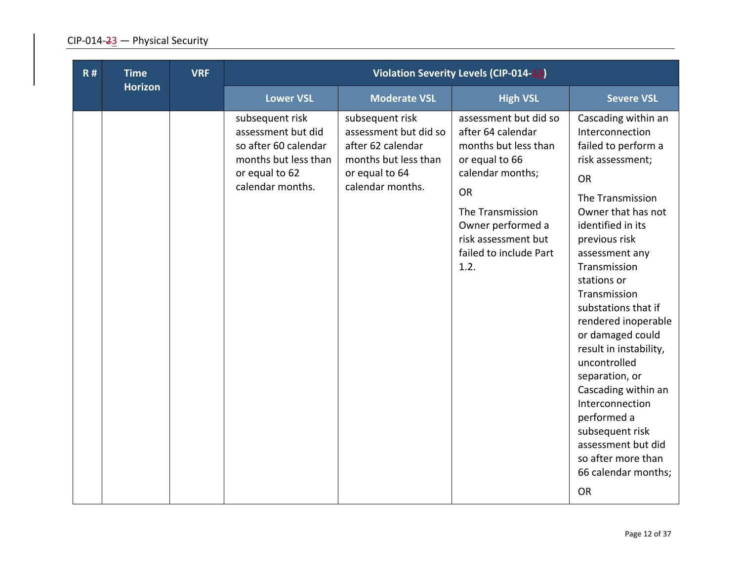| R # | Time Horizon | VRF | Violation Severity Levels (CIP-014-13) | | | |
|---|---|---|---|---|---|---|
| | | | Lower VSL | Moderate VSL | High VSL | Severe VSL |
| | | | subsequent risk assessment but did so after 60 calendar months but less than or equal to 62 calendar months. | subsequent risk assessment but did so after 62 calendar months but less than or equal to 64 calendar months. | assessment but did so after 64 calendar months but less than or equal to 66 calendar months;<br><br>OR<br><br>The Transmission Owner performed a risk assessment but failed to include Part 1.2. | Cascading within an Interconnection failed to perform a risk assessment;<br><br>OR<br><br>The Transmission Owner that has not identified in its previous risk assessment any Transmission stations or Transmission substations that if rendered inoperable or damaged could result in instability, uncontrolled separation, or Cascading within an Interconnection performed a subsequent risk assessment but did so after more than 66 calendar months;<br><br>OR |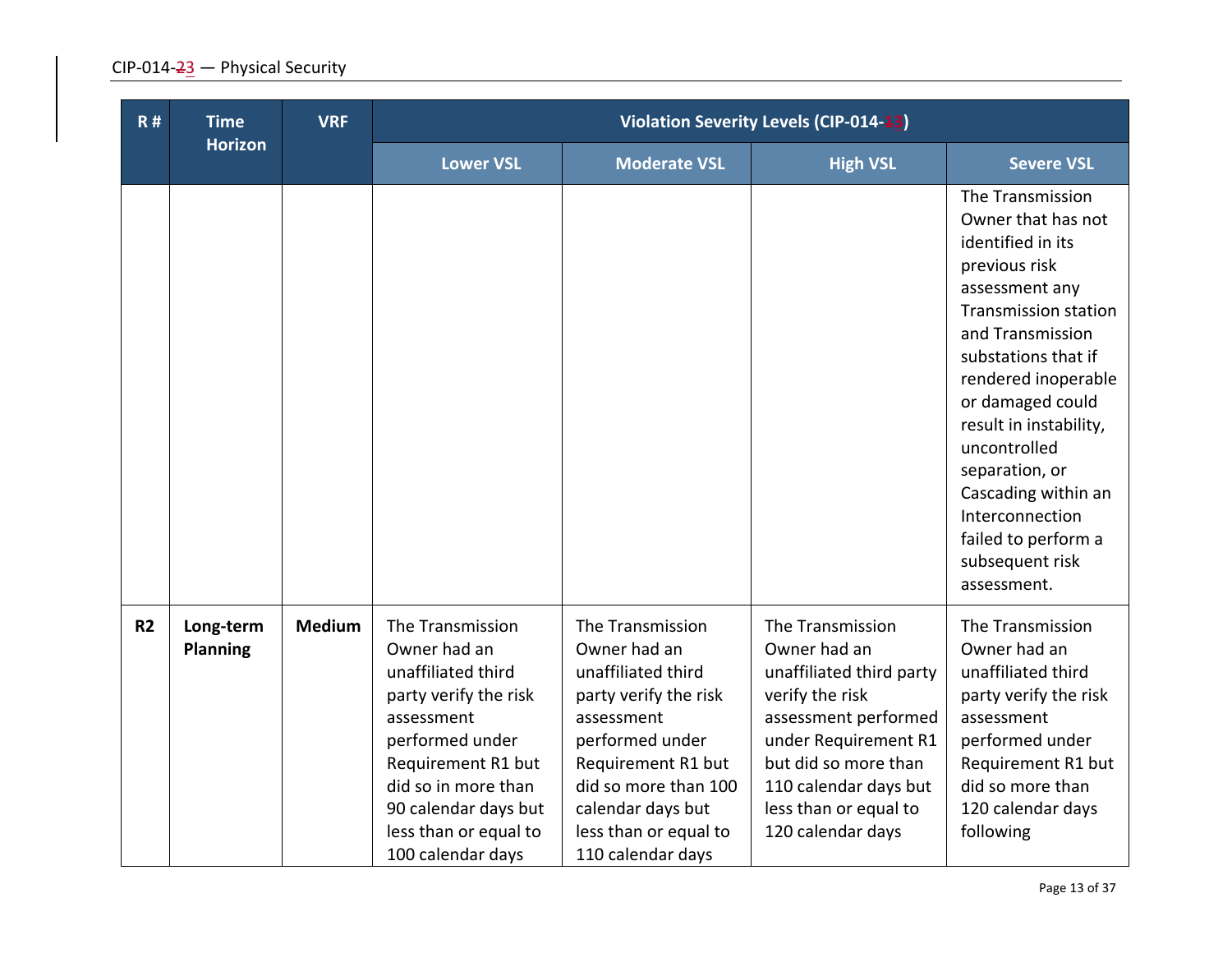| R # | Time Horizon | VRF | Violation Severity Levels (CIP-014-13) | | | |
|---|---|---|---|---|---|---|
| | | | Lower VSL | Moderate VSL | High VSL | Severe VSL |
| | | | | | | The Transmission Owner that has not identified in its previous risk assessment any Transmission station and Transmission substations that if rendered inoperable or damaged could result in instability, uncontrolled separation, or Cascading within an Interconnection failed to perform a subsequent risk assessment. |
| R2 | Long-term Planning | Medium | The Transmission Owner had an unaffiliated third party verify the risk assessment performed under Requirement R1 but did so in more than 90 calendar days but less than or equal to 100 calendar days | The Transmission Owner had an unaffiliated third party verify the risk assessment performed under Requirement R1 but did so more than 100 calendar days but less than or equal to 110 calendar days | The Transmission Owner had an unaffiliated third party verify the risk assessment performed under Requirement R1 but did so more than 110 calendar days but less than or equal to 120 calendar days | The Transmission Owner had an unaffiliated third party verify the risk assessment performed under Requirement R1 but did so more than 120 calendar days following |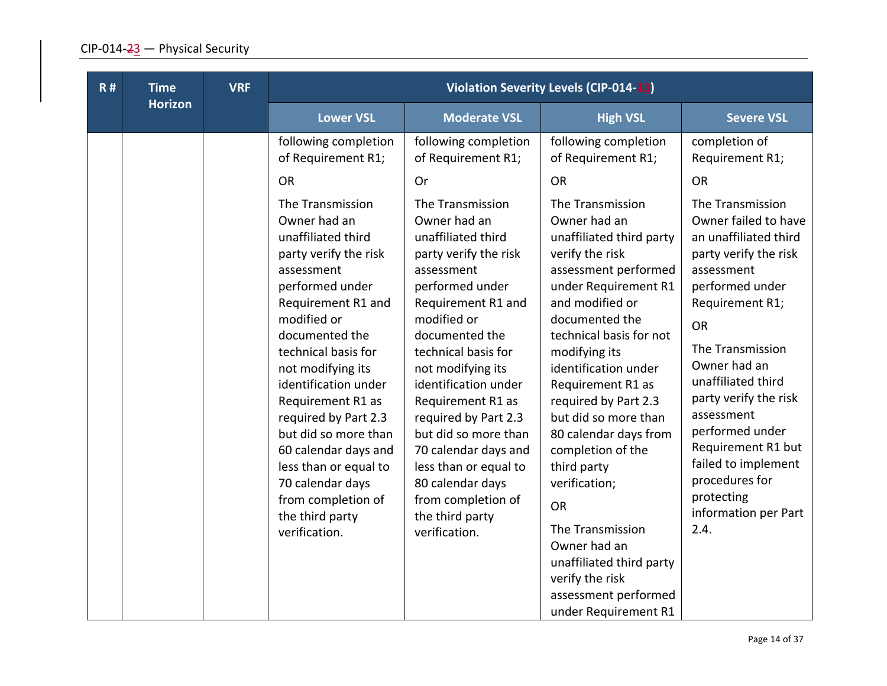| R # | Time Horizon | VRF | Violation Severity Levels (CIP-014-13) | | | |
|---|---|---|---|---|---|---|
| | | | Lower VSL | Moderate VSL | High VSL | Severe VSL |
| | | | following completion of Requirement R1;<br><br>OR<br><br>The Transmission Owner had an unaffiliated third party verify the risk assessment performed under Requirement R1 and modified or documented the technical basis for not modifying its identification under Requirement R1 as required by Part 2.3 but did so more than 60 calendar days and less than or equal to 70 calendar days from completion of the third party verification. | following completion of Requirement R1;<br><br>Or<br><br>The Transmission Owner had an unaffiliated third party verify the risk assessment performed under Requirement R1 and modified or documented the technical basis for not modifying its identification under Requirement R1 as required by Part 2.3 but did so more than 70 calendar days and less than or equal to 80 calendar days from completion of the third party verification. | following completion of Requirement R1;<br><br>OR<br><br>The Transmission Owner had an unaffiliated third party verify the risk assessment performed under Requirement R1 and modified or documented the technical basis for not modifying its identification under Requirement R1 as required by Part 2.3 but did so more than 80 calendar days from completion of the third party verification;<br><br>OR<br><br>The Transmission Owner had an unaffiliated third party verify the risk assessment performed under Requirement R1 | completion of Requirement R1;<br><br>OR<br><br>The Transmission Owner failed to have an unaffiliated third party verify the risk assessment performed under Requirement R1;<br><br>OR<br><br>The Transmission Owner had an unaffiliated third party verify the risk assessment performed under Requirement R1 but failed to implement procedures for protecting information per Part 2.4. |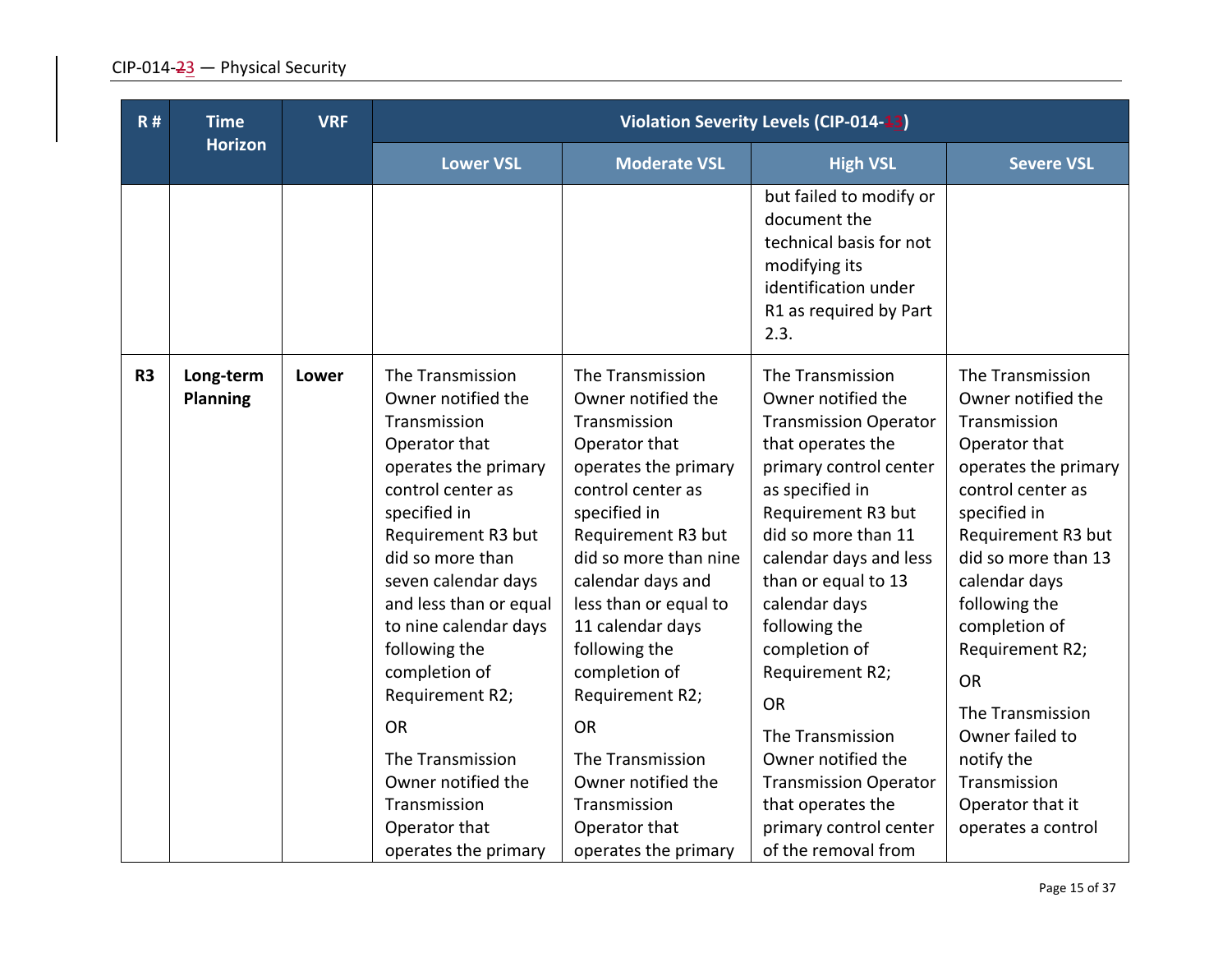| R # | Time Horizon | VRF | Violation Severity Levels (CIP-014-13) | | | |
|---|---|---|---|---|---|---|
| | | | Lower VSL | Moderate VSL | High VSL | Severe VSL |
| | | | | | but failed to modify or document the technical basis for not modifying its identification under R1 as required by Part 2.3. | |
| R3 | **Long-term Planning** | **Lower** | The Transmission Owner notified the Transmission Operator that operates the primary control center as specified in Requirement R3 but did so more than seven calendar days and less than or equal to nine calendar days following the completion of Requirement R2;<br><br>OR<br><br>The Transmission Owner notified the Transmission Operator that operates the primary | The Transmission Owner notified the Transmission Operator that operates the primary control center as specified in Requirement R3 but did so more than nine calendar days and less than or equal to 11 calendar days following the completion of Requirement R2;<br><br>OR<br><br>The Transmission Owner notified the Transmission Operator that operates the primary | The Transmission Owner notified the Transmission Operator that operates the primary control center as specified in Requirement R3 but did so more than 11 calendar days and less than or equal to 13 calendar days following the completion of Requirement R2;<br><br>OR<br><br>The Transmission Owner notified the Transmission Operator that operates the primary control center of the removal from | The Transmission Owner notified the Transmission Operator that operates the primary control center as specified in Requirement R3 but did so more than 13 calendar days following the completion of Requirement R2;<br><br>OR<br><br>The Transmission Owner failed to notify the Transmission Operator that it operates a control |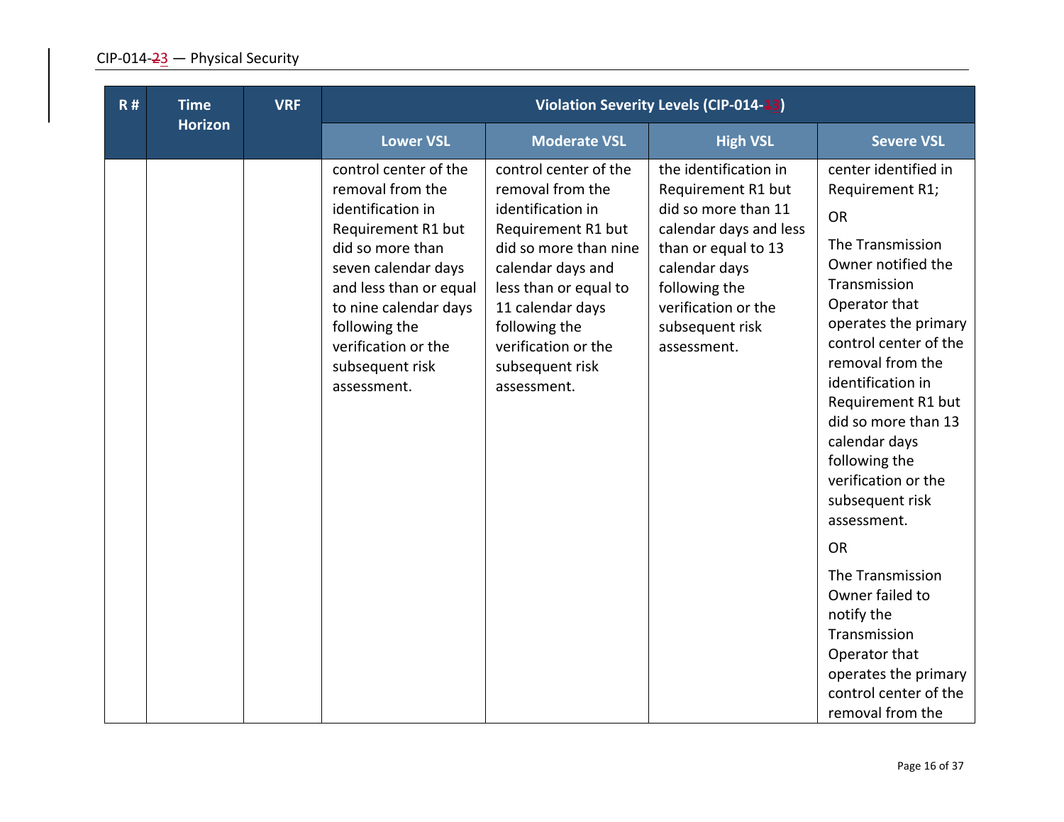| R # | Time Horizon | VRF | Violation Severity Levels (CIP-014-13) | | | |
|---|---|---|---|---|---|---|
| | | | Lower VSL | Moderate VSL | High VSL | Severe VSL |
| | | | control center of the removal from the identification in Requirement R1 but did so more than seven calendar days and less than or equal to nine calendar days following the verification or the subsequent risk assessment. | control center of the removal from the identification in Requirement R1 but did so more than nine calendar days and less than or equal to 11 calendar days following the verification or the subsequent risk assessment. | the identification in Requirement R1 but did so more than 11 calendar days and less than or equal to 13 calendar days following the verification or the subsequent risk assessment. | center identified in Requirement R1;<br><br>OR<br><br>The Transmission Owner notified the Transmission Operator that operates the primary control center of the removal from the identification in Requirement R1 but did so more than 13 calendar days following the verification or the subsequent risk assessment.<br><br>OR<br><br>The Transmission Owner failed to notify the Transmission Operator that operates the primary control center of the removal from the |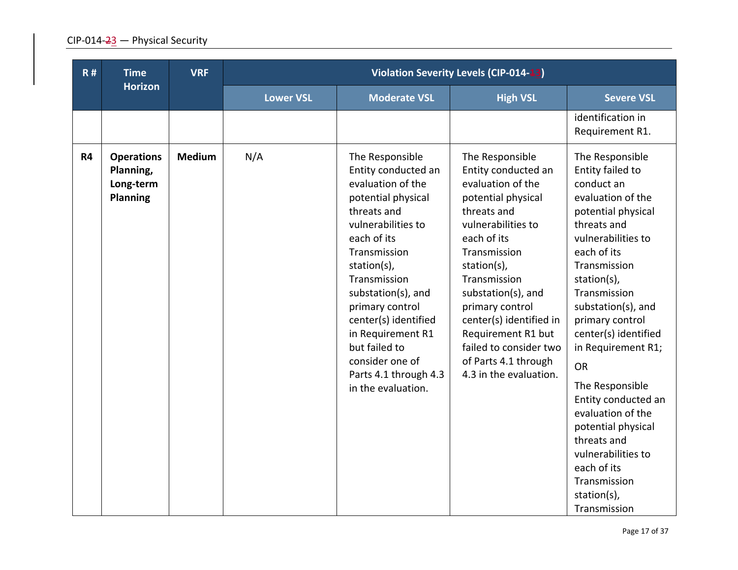| R # | Time Horizon | VRF | Violation Severity Levels (CIP-014-~~1~~3) | | | |
|---|---|---|---|---|---|---|
| | | | Lower VSL | Moderate VSL | High VSL | Severe VSL |
| | | | | | | identification in Requirement R1. |
| R4 | **Operations Planning, Long-term Planning** | **Medium** | N/A | The Responsible Entity conducted an evaluation of the potential physical threats and vulnerabilities to each of its Transmission station(s), Transmission substation(s), and primary control center(s) identified in Requirement R1 but failed to consider one of Parts 4.1 through 4.3 in the evaluation. | The Responsible Entity conducted an evaluation of the potential physical threats and vulnerabilities to each of its Transmission station(s), Transmission substation(s), and primary control center(s) identified in Requirement R1 but failed to consider two of Parts 4.1 through 4.3 in the evaluation. | The Responsible Entity failed to conduct an evaluation of the potential physical threats and vulnerabilities to each of its Transmission station(s), Transmission substation(s), and primary control center(s) identified in Requirement R1;<br><br>OR<br><br>The Responsible Entity conducted an evaluation of the potential physical threats and vulnerabilities to each of its Transmission station(s), Transmission |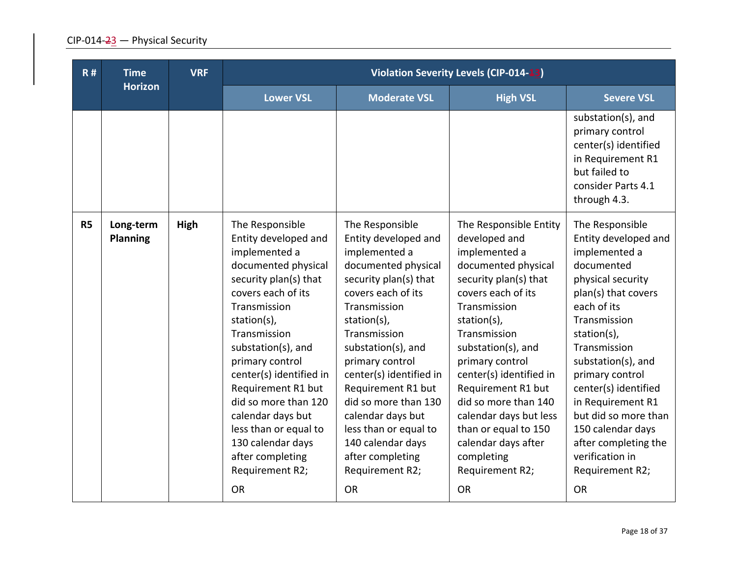| R # | Time Horizon | VRF | Violation Severity Levels (CIP-014-~~1~~3) | | | |
|---|---|---|---|---|---|---|
| | | | Lower VSL | Moderate VSL | High VSL | Severe VSL |
| | | | | | | substation(s), and primary control center(s) identified in Requirement R1 but failed to consider Parts 4.1 through 4.3. |
| **R5** | **Long-term Planning** | **High** | The Responsible Entity developed and implemented a documented physical security plan(s) that covers each of its Transmission station(s), Transmission substation(s), and primary control center(s) identified in Requirement R1 but did so more than 120 calendar days but less than or equal to 130 calendar days after completing Requirement R2;<br><br>OR | The Responsible Entity developed and implemented a documented physical security plan(s) that covers each of its Transmission station(s), Transmission substation(s), and primary control center(s) identified in Requirement R1 but did so more than 130 calendar days but less than or equal to 140 calendar days after completing Requirement R2;<br><br>OR | The Responsible Entity developed and implemented a documented physical security plan(s) that covers each of its Transmission station(s), Transmission substation(s), and primary control center(s) identified in Requirement R1 but did so more than 140 calendar days but less than or equal to 150 calendar days after completing Requirement R2;<br><br>OR | The Responsible Entity developed and implemented a documented physical security plan(s) that covers each of its Transmission station(s), Transmission substation(s), and primary control center(s) identified in Requirement R1 but did so more than 150 calendar days after completing the verification in Requirement R2;<br><br>OR |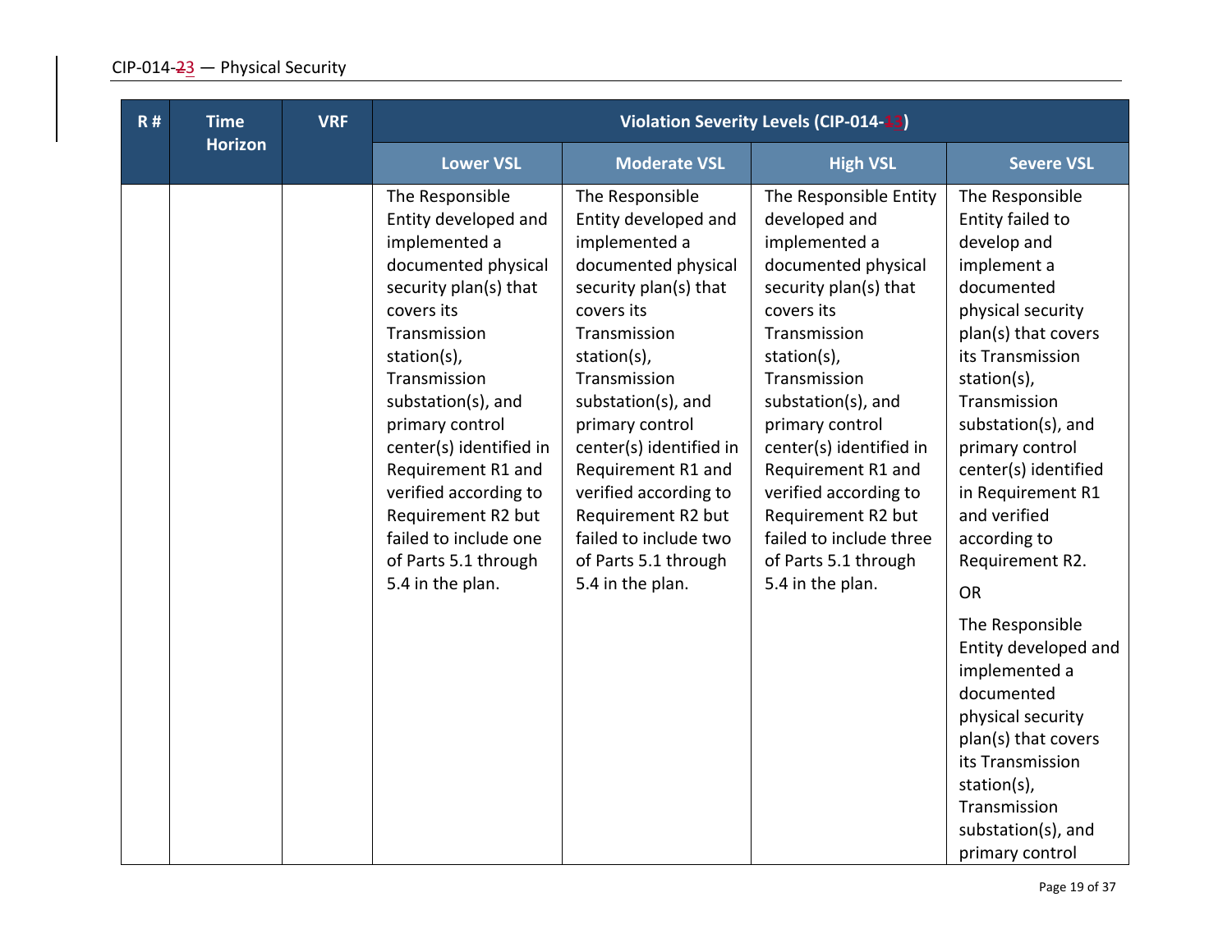| R # | Time Horizon | VRF | Violation Severity Levels (CIP-014-13) | | | |
|---|---|---|---|---|---|---|
| | | | Lower VSL | Moderate VSL | High VSL | Severe VSL |
| | | | The Responsible Entity developed and implemented a documented physical security plan(s) that covers its Transmission station(s), Transmission substation(s), and primary control center(s) identified in Requirement R1 and verified according to Requirement R2 but failed to include one of Parts 5.1 through 5.4 in the plan. | The Responsible Entity developed and implemented a documented physical security plan(s) that covers its Transmission station(s), Transmission substation(s), and primary control center(s) identified in Requirement R1 and verified according to Requirement R2 but failed to include two of Parts 5.1 through 5.4 in the plan. | The Responsible Entity developed and implemented a documented physical security plan(s) that covers its Transmission station(s), Transmission substation(s), and primary control center(s) identified in Requirement R1 and verified according to Requirement R2 but failed to include three of Parts 5.1 through 5.4 in the plan. | The Responsible Entity failed to develop and implement a documented physical security plan(s) that covers its Transmission station(s), Transmission substation(s), and primary control center(s) identified in Requirement R1 and verified according to Requirement R2.<br><br>OR<br><br>The Responsible Entity developed and implemented a documented physical security plan(s) that covers its Transmission station(s), Transmission substation(s), and primary control |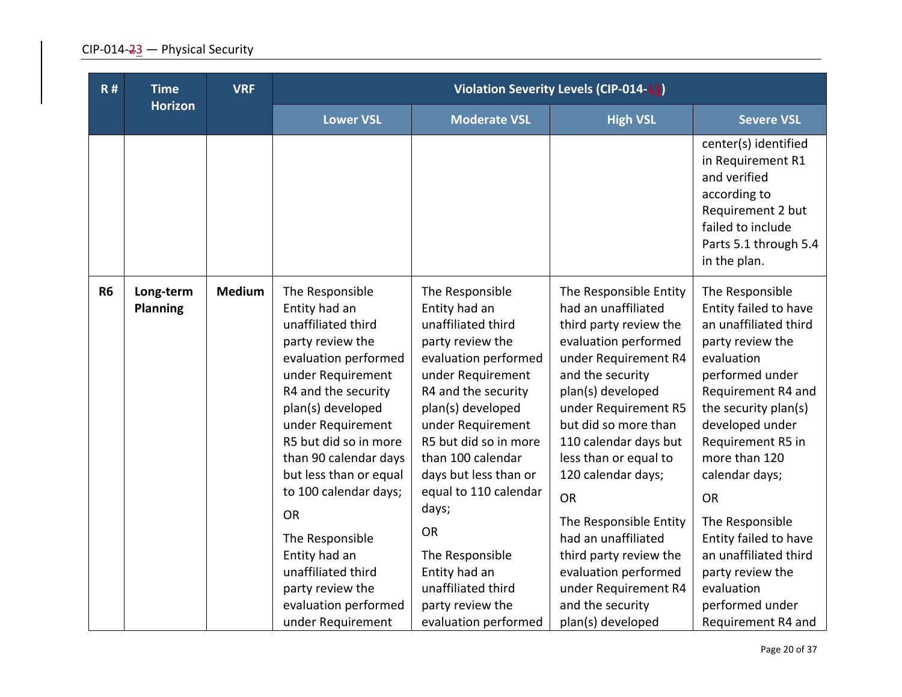| R # | Time Horizon | VRF | Violation Severity Levels (CIP-014-13) | | | |
|---|---|---|---|---|---|---|
| | | | Lower VSL | Moderate VSL | High VSL | Severe VSL |
| | | | | | | center(s) identified in Requirement R1 and verified according to Requirement 2 but failed to include Parts 5.1 through 5.4 in the plan. |
| **R6** | **Long-term Planning** | **Medium** | The Responsible Entity had an unaffiliated third party review the evaluation performed under Requirement R4 and the security plan(s) developed under Requirement R5 but did so in more than 90 calendar days but less than or equal to 100 calendar days;<br><br>OR<br><br>The Responsible Entity had an unaffiliated third party review the evaluation performed under Requirement | The Responsible Entity had an unaffiliated third party review the evaluation performed under Requirement R4 and the security plan(s) developed under Requirement R5 but did so in more than 100 calendar days but less than or equal to 110 calendar days;<br><br>OR<br><br>The Responsible Entity had an unaffiliated third party review the evaluation performed | The Responsible Entity had an unaffiliated third party review the evaluation performed under Requirement R4 and the security plan(s) developed under Requirement R5 but did so more than 110 calendar days but less than or equal to 120 calendar days;<br><br>OR<br><br>The Responsible Entity had an unaffiliated third party review the evaluation performed under Requirement R4 and the security plan(s) developed | The Responsible Entity failed to have an unaffiliated third party review the evaluation performed under Requirement R4 and the security plan(s) developed under Requirement R5 in more than 120 calendar days;<br><br>OR<br><br>The Responsible Entity failed to have an unaffiliated third party review the evaluation performed under Requirement R4 and |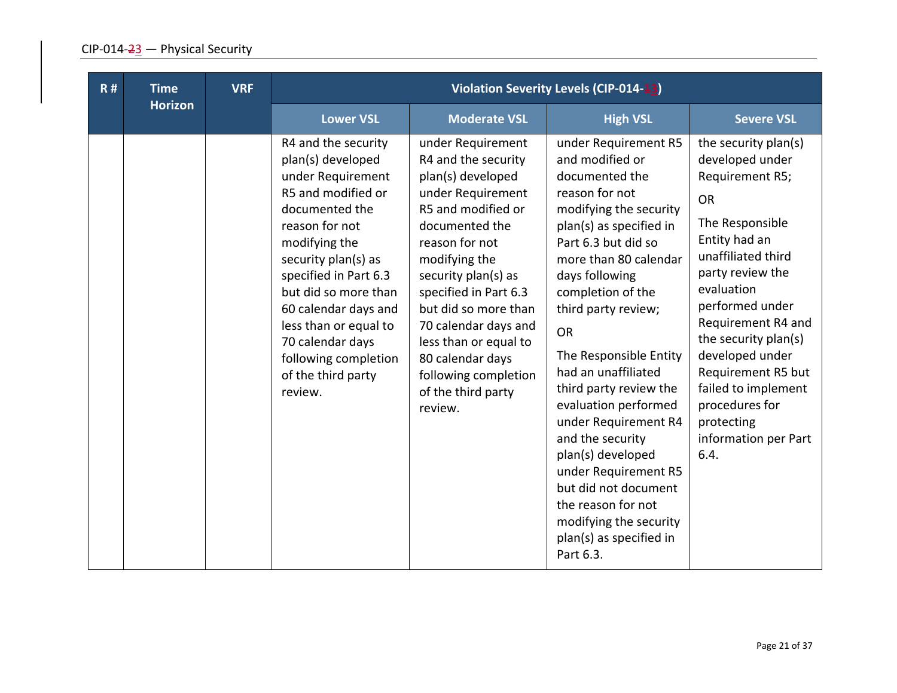| R # | Time Horizon | VRF | Violation Severity Levels (CIP-014-13) | | | |
|---|---|---|---|---|---|---|
| | | | Lower VSL | Moderate VSL | High VSL | Severe VSL |
| | | | R4 and the security plan(s) developed under Requirement R5 and modified or documented the reason for not modifying the security plan(s) as specified in Part 6.3 but did so more than 60 calendar days and less than or equal to 70 calendar days following completion of the third party review. | under Requirement R4 and the security plan(s) developed under Requirement R5 and modified or documented the reason for not modifying the security plan(s) as specified in Part 6.3 but did so more than 70 calendar days and less than or equal to 80 calendar days following completion of the third party review. | under Requirement R5 and modified or documented the reason for not modifying the security plan(s) as specified in Part 6.3 but did so more than 80 calendar days following completion of the third party review;<br><br>OR<br><br>The Responsible Entity had an unaffiliated third party review the evaluation performed under Requirement R4 and the security plan(s) developed under Requirement R5 but did not document the reason for not modifying the security plan(s) as specified in Part 6.3. | the security plan(s) developed under Requirement R5;<br><br>OR<br><br>The Responsible Entity had an unaffiliated third party review the evaluation performed under Requirement R4 and the security plan(s) developed under Requirement R5 but failed to implement procedures for protecting information per Part 6.4. |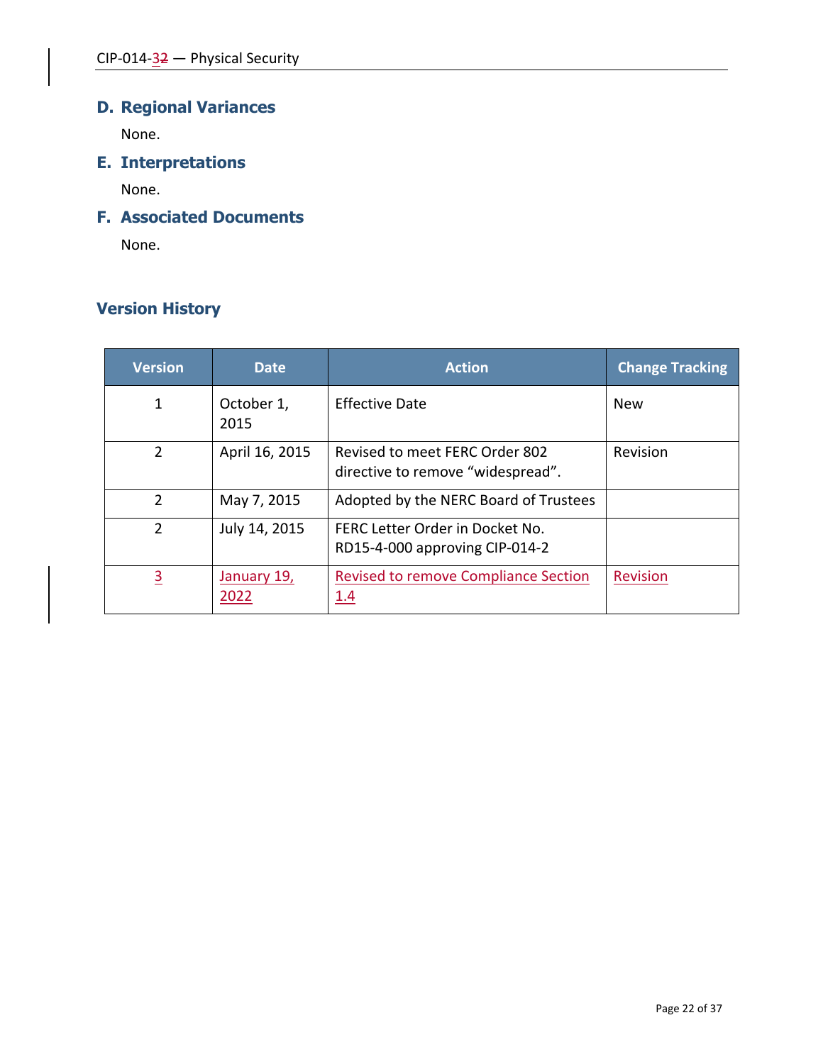## D. Regional Variances

None.

## E. Interpretations

None.

## F. Associated Documents

None.

## Version History

| Version | Date | Action | Change Tracking |
|---|---|---|---|
| 1 | October 1, 2015 | Effective Date | New |
| 2 | April 16, 2015 | Revised to meet FERC Order 802 directive to remove “widespread”. | Revision |
| 2 | May 7, 2015 | Adopted by the NERC Board of Trustees | |
| 2 | July 14, 2015 | FERC Letter Order in Docket No. RD15-4-000 approving CIP-014-2 | |
| 3 | January 19, 2022 | Revised to remove Compliance Section 1.4 | Revision |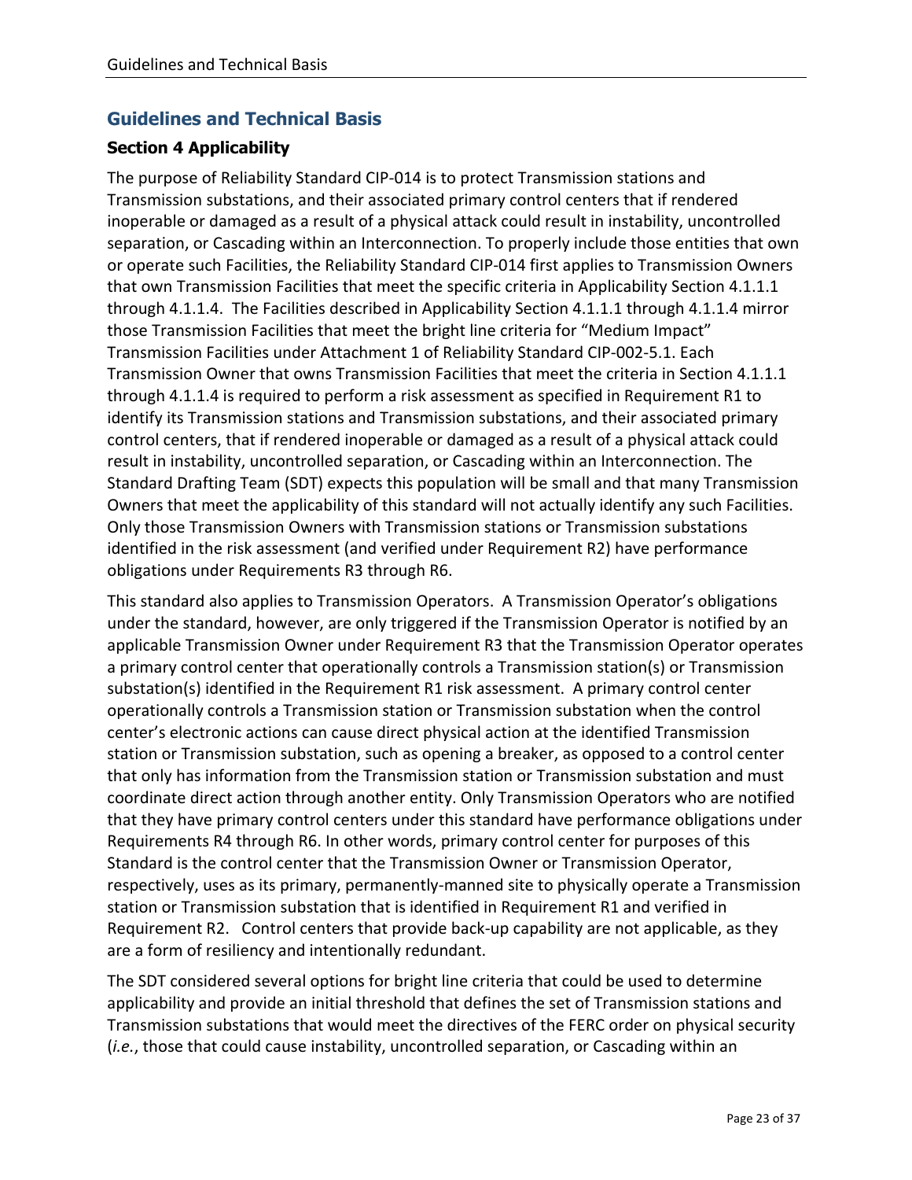## Guidelines and Technical Basis

### Section 4 Applicability

The purpose of Reliability Standard CIP-014 is to protect Transmission stations and Transmission substations, and their associated primary control centers that if rendered inoperable or damaged as a result of a physical attack could result in instability, uncontrolled separation, or Cascading within an Interconnection. To properly include those entities that own or operate such Facilities, the Reliability Standard CIP-014 first applies to Transmission Owners that own Transmission Facilities that meet the specific criteria in Applicability Section 4.1.1.1 through 4.1.1.4. The Facilities described in Applicability Section 4.1.1.1 through 4.1.1.4 mirror those Transmission Facilities that meet the bright line criteria for "Medium Impact" Transmission Facilities under Attachment 1 of Reliability Standard CIP-002-5.1. Each Transmission Owner that owns Transmission Facilities that meet the criteria in Section 4.1.1.1 through 4.1.1.4 is required to perform a risk assessment as specified in Requirement R1 to identify its Transmission stations and Transmission substations, and their associated primary control centers, that if rendered inoperable or damaged as a result of a physical attack could result in instability, uncontrolled separation, or Cascading within an Interconnection. The Standard Drafting Team (SDT) expects this population will be small and that many Transmission Owners that meet the applicability of this standard will not actually identify any such Facilities. Only those Transmission Owners with Transmission stations or Transmission substations identified in the risk assessment (and verified under Requirement R2) have performance obligations under Requirements R3 through R6.

This standard also applies to Transmission Operators. A Transmission Operator's obligations under the standard, however, are only triggered if the Transmission Operator is notified by an applicable Transmission Owner under Requirement R3 that the Transmission Operator operates a primary control center that operationally controls a Transmission station(s) or Transmission substation(s) identified in the Requirement R1 risk assessment. A primary control center operationally controls a Transmission station or Transmission substation when the control center's electronic actions can cause direct physical action at the identified Transmission station or Transmission substation, such as opening a breaker, as opposed to a control center that only has information from the Transmission station or Transmission substation and must coordinate direct action through another entity. Only Transmission Operators who are notified that they have primary control centers under this standard have performance obligations under Requirements R4 through R6. In other words, primary control center for purposes of this Standard is the control center that the Transmission Owner or Transmission Operator, respectively, uses as its primary, permanently-manned site to physically operate a Transmission station or Transmission substation that is identified in Requirement R1 and verified in Requirement R2. Control centers that provide back-up capability are not applicable, as they are a form of resiliency and intentionally redundant.

The SDT considered several options for bright line criteria that could be used to determine applicability and provide an initial threshold that defines the set of Transmission stations and Transmission substations that would meet the directives of the FERC order on physical security (*i.e.*, those that could cause instability, uncontrolled separation, or Cascading within an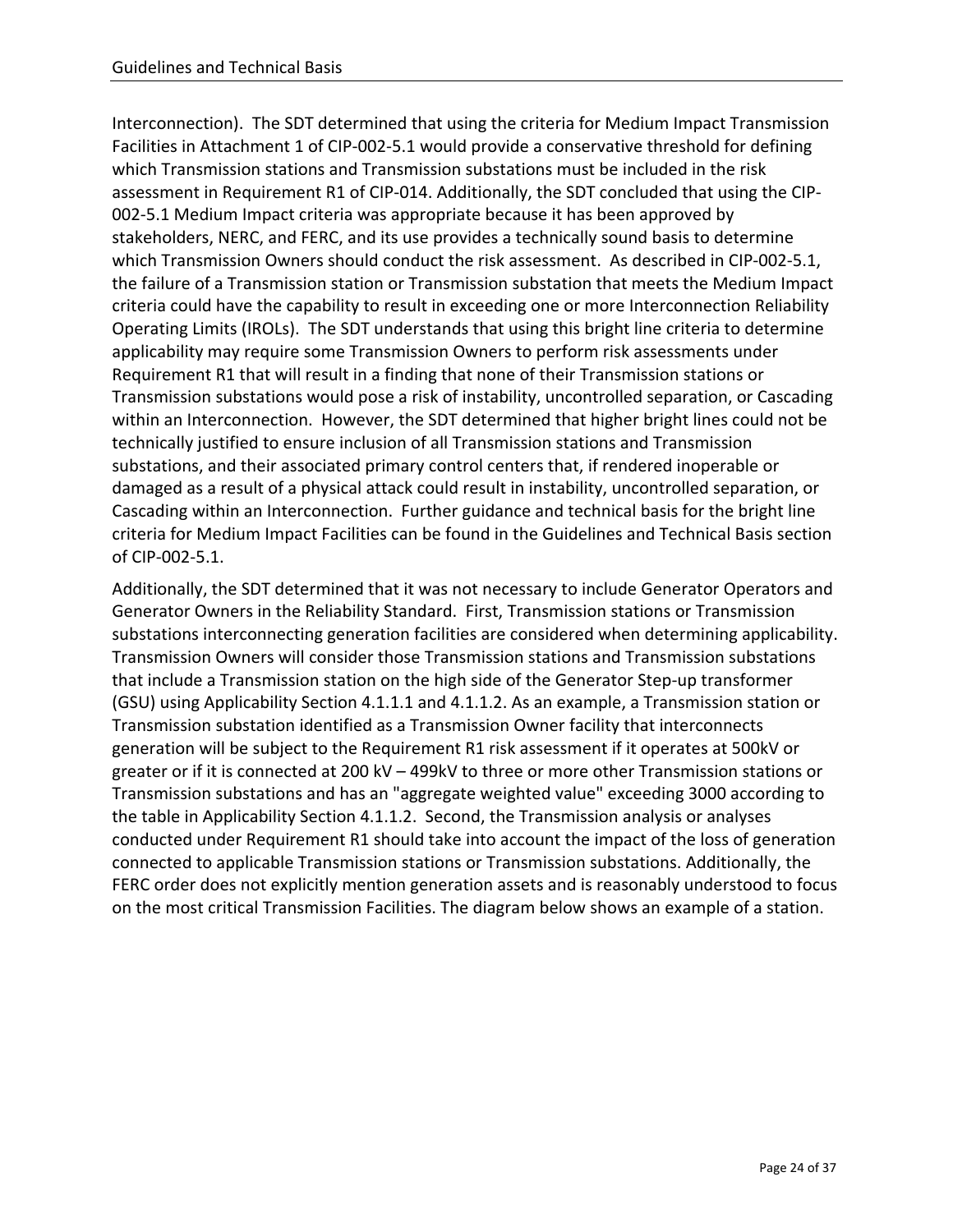Interconnection). The SDT determined that using the criteria for Medium Impact Transmission Facilities in Attachment 1 of CIP-002-5.1 would provide a conservative threshold for defining which Transmission stations and Transmission substations must be included in the risk assessment in Requirement R1 of CIP-014. Additionally, the SDT concluded that using the CIP-002-5.1 Medium Impact criteria was appropriate because it has been approved by stakeholders, NERC, and FERC, and its use provides a technically sound basis to determine which Transmission Owners should conduct the risk assessment. As described in CIP-002-5.1, the failure of a Transmission station or Transmission substation that meets the Medium Impact criteria could have the capability to result in exceeding one or more Interconnection Reliability Operating Limits (IROLs). The SDT understands that using this bright line criteria to determine applicability may require some Transmission Owners to perform risk assessments under Requirement R1 that will result in a finding that none of their Transmission stations or Transmission substations would pose a risk of instability, uncontrolled separation, or Cascading within an Interconnection. However, the SDT determined that higher bright lines could not be technically justified to ensure inclusion of all Transmission stations and Transmission substations, and their associated primary control centers that, if rendered inoperable or damaged as a result of a physical attack could result in instability, uncontrolled separation, or Cascading within an Interconnection. Further guidance and technical basis for the bright line criteria for Medium Impact Facilities can be found in the Guidelines and Technical Basis section of CIP-002-5.1.

Additionally, the SDT determined that it was not necessary to include Generator Operators and Generator Owners in the Reliability Standard. First, Transmission stations or Transmission substations interconnecting generation facilities are considered when determining applicability. Transmission Owners will consider those Transmission stations and Transmission substations that include a Transmission station on the high side of the Generator Step-up transformer (GSU) using Applicability Section 4.1.1.1 and 4.1.1.2. As an example, a Transmission station or Transmission substation identified as a Transmission Owner facility that interconnects generation will be subject to the Requirement R1 risk assessment if it operates at 500kV or greater or if it is connected at 200 kV – 499kV to three or more other Transmission stations or Transmission substations and has an "aggregate weighted value" exceeding 3000 according to the table in Applicability Section 4.1.1.2. Second, the Transmission analysis or analyses conducted under Requirement R1 should take into account the impact of the loss of generation connected to applicable Transmission stations or Transmission substations. Additionally, the FERC order does not explicitly mention generation assets and is reasonably understood to focus on the most critical Transmission Facilities. The diagram below shows an example of a station.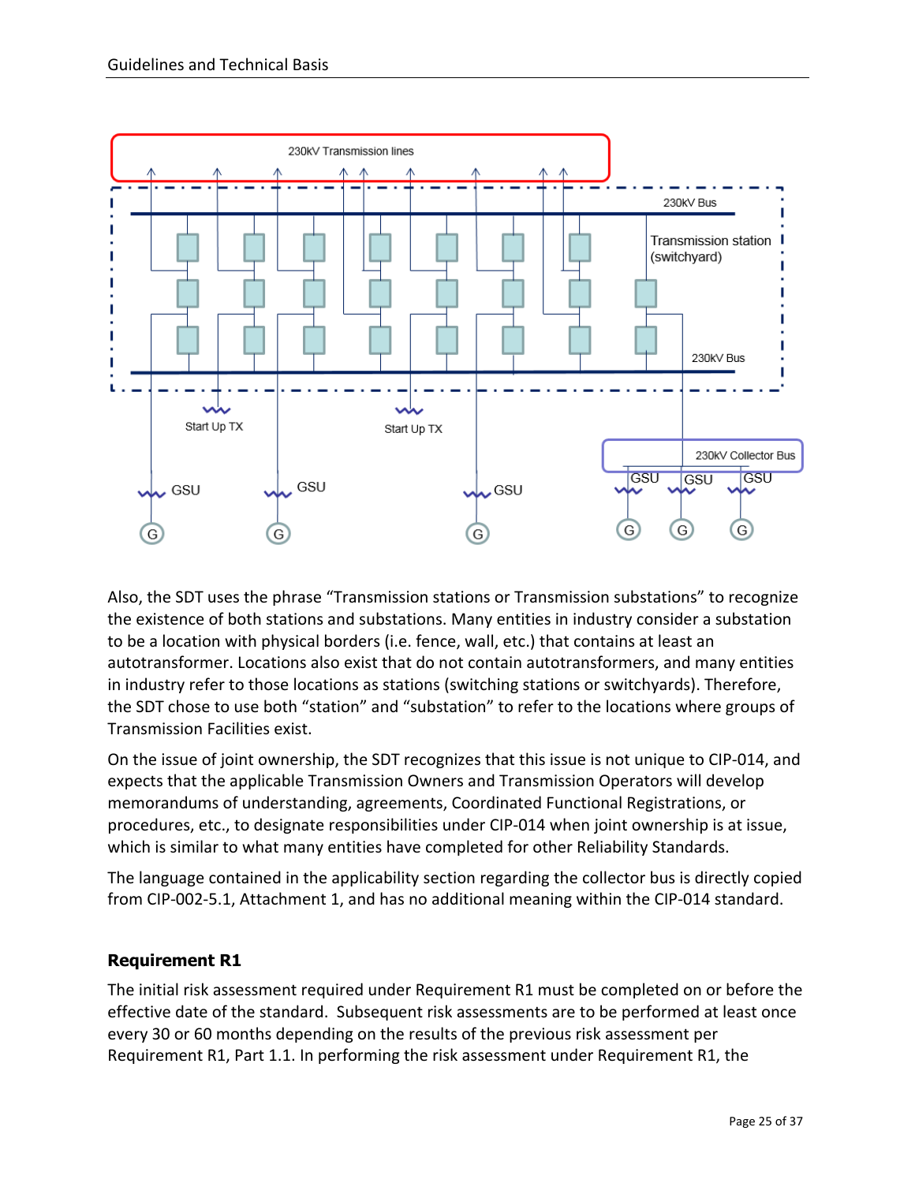Also, the SDT uses the phrase “Transmission stations or Transmission substations” to recognize the existence of both stations and substations. Many entities in industry consider a substation to be a location with physical borders (i.e. fence, wall, etc.) that contains at least an autotransformer. Locations also exist that do not contain autotransformers, and many entities in industry refer to those locations as stations (switching stations or switchyards). Therefore, the SDT chose to use both “station” and “substation” to refer to the locations where groups of Transmission Facilities exist.

On the issue of joint ownership, the SDT recognizes that this issue is not unique to CIP-014, and expects that the applicable Transmission Owners and Transmission Operators will develop memorandums of understanding, agreements, Coordinated Functional Registrations, or procedures, etc., to designate responsibilities under CIP-014 when joint ownership is at issue, which is similar to what many entities have completed for other Reliability Standards.

The language contained in the applicability section regarding the collector bus is directly copied from CIP-002-5.1, Attachment 1, and has no additional meaning within the CIP-014 standard.

### Requirement R1

The initial risk assessment required under Requirement R1 must be completed on or before the effective date of the standard. Subsequent risk assessments are to be performed at least once every 30 or 60 months depending on the results of the previous risk assessment per Requirement R1, Part 1.1. In performing the risk assessment under Requirement R1, the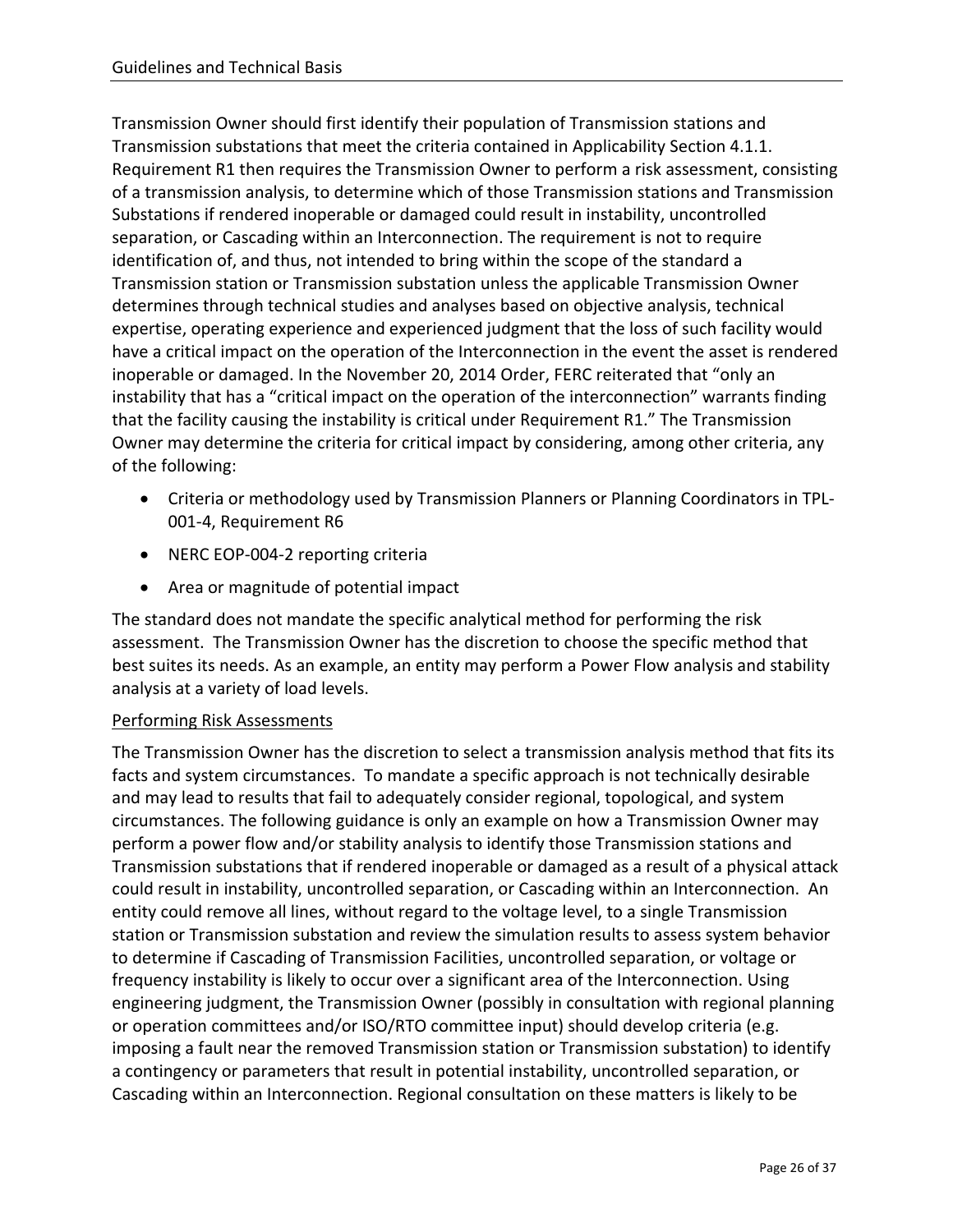Transmission Owner should first identify their population of Transmission stations and Transmission substations that meet the criteria contained in Applicability Section 4.1.1. Requirement R1 then requires the Transmission Owner to perform a risk assessment, consisting of a transmission analysis, to determine which of those Transmission stations and Transmission Substations if rendered inoperable or damaged could result in instability, uncontrolled separation, or Cascading within an Interconnection. The requirement is not to require identification of, and thus, not intended to bring within the scope of the standard a Transmission station or Transmission substation unless the applicable Transmission Owner determines through technical studies and analyses based on objective analysis, technical expertise, operating experience and experienced judgment that the loss of such facility would have a critical impact on the operation of the Interconnection in the event the asset is rendered inoperable or damaged. In the November 20, 2014 Order, FERC reiterated that "only an instability that has a "critical impact on the operation of the interconnection" warrants finding that the facility causing the instability is critical under Requirement R1." The Transmission Owner may determine the criteria for critical impact by considering, among other criteria, any of the following:

- Criteria or methodology used by Transmission Planners or Planning Coordinators in TPL-001-4, Requirement R6
- NERC EOP-004-2 reporting criteria
- Area or magnitude of potential impact

The standard does not mandate the specific analytical method for performing the risk assessment. The Transmission Owner has the discretion to choose the specific method that best suites its needs. As an example, an entity may perform a Power Flow analysis and stability analysis at a variety of load levels.

<u>Performing Risk Assessments</u>

The Transmission Owner has the discretion to select a transmission analysis method that fits its facts and system circumstances. To mandate a specific approach is not technically desirable and may lead to results that fail to adequately consider regional, topological, and system circumstances. The following guidance is only an example on how a Transmission Owner may perform a power flow and/or stability analysis to identify those Transmission stations and Transmission substations that if rendered inoperable or damaged as a result of a physical attack could result in instability, uncontrolled separation, or Cascading within an Interconnection. An entity could remove all lines, without regard to the voltage level, to a single Transmission station or Transmission substation and review the simulation results to assess system behavior to determine if Cascading of Transmission Facilities, uncontrolled separation, or voltage or frequency instability is likely to occur over a significant area of the Interconnection. Using engineering judgment, the Transmission Owner (possibly in consultation with regional planning or operation committees and/or ISO/RTO committee input) should develop criteria (e.g. imposing a fault near the removed Transmission station or Transmission substation) to identify a contingency or parameters that result in potential instability, uncontrolled separation, or Cascading within an Interconnection. Regional consultation on these matters is likely to be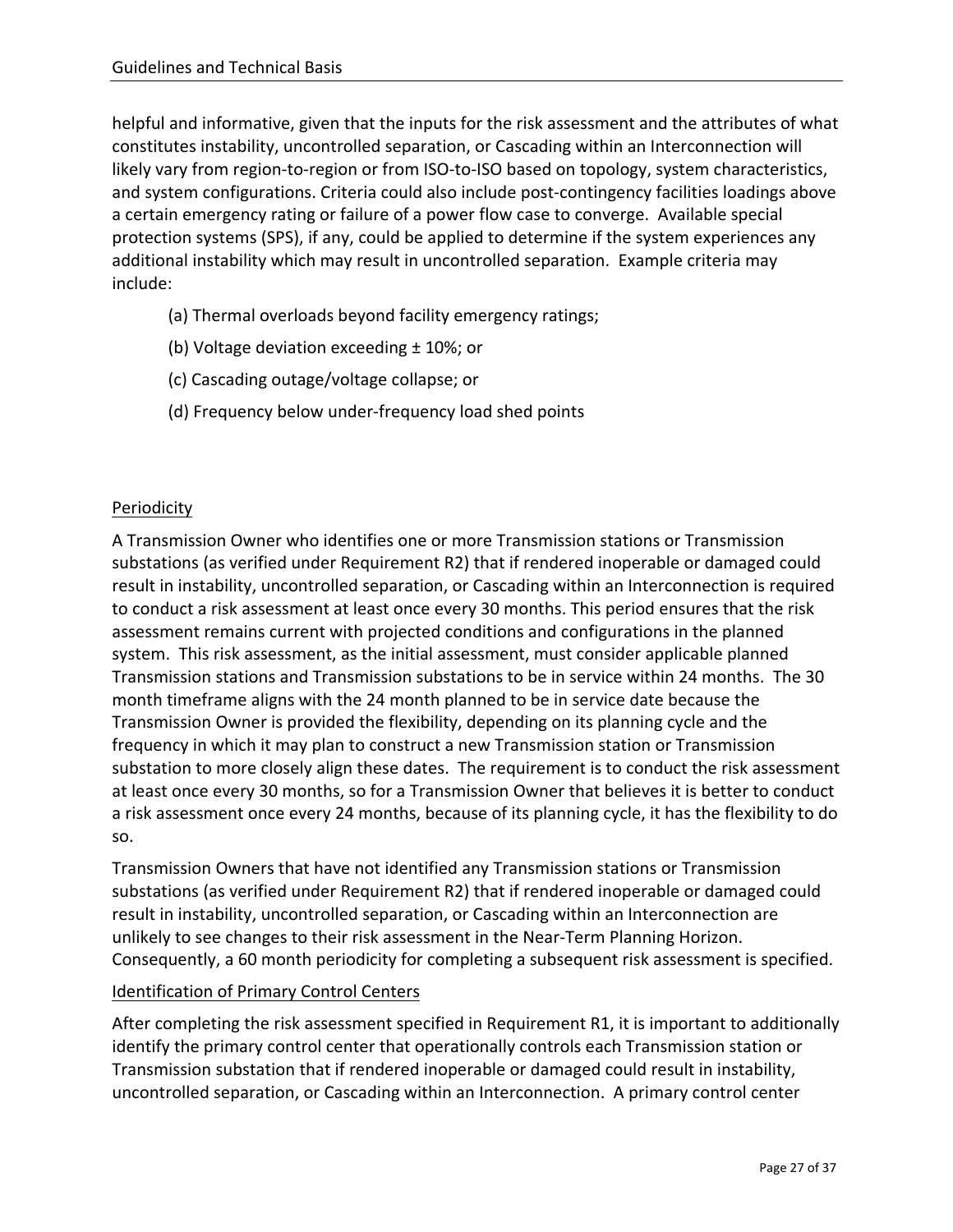helpful and informative, given that the inputs for the risk assessment and the attributes of what constitutes instability, uncontrolled separation, or Cascading within an Interconnection will likely vary from region-to-region or from ISO-to-ISO based on topology, system characteristics, and system configurations. Criteria could also include post-contingency facilities loadings above a certain emergency rating or failure of a power flow case to converge. Available special protection systems (SPS), if any, could be applied to determine if the system experiences any additional instability which may result in uncontrolled separation. Example criteria may include:

(a) Thermal overloads beyond facility emergency ratings;

(b) Voltage deviation exceeding ± 10%; or

(c) Cascading outage/voltage collapse; or

(d) Frequency below under-frequency load shed points

## Periodicity

A Transmission Owner who identifies one or more Transmission stations or Transmission substations (as verified under Requirement R2) that if rendered inoperable or damaged could result in instability, uncontrolled separation, or Cascading within an Interconnection is required to conduct a risk assessment at least once every 30 months. This period ensures that the risk assessment remains current with projected conditions and configurations in the planned system. This risk assessment, as the initial assessment, must consider applicable planned Transmission stations and Transmission substations to be in service within 24 months. The 30 month timeframe aligns with the 24 month planned to be in service date because the Transmission Owner is provided the flexibility, depending on its planning cycle and the frequency in which it may plan to construct a new Transmission station or Transmission substation to more closely align these dates. The requirement is to conduct the risk assessment at least once every 30 months, so for a Transmission Owner that believes it is better to conduct a risk assessment once every 24 months, because of its planning cycle, it has the flexibility to do so.

Transmission Owners that have not identified any Transmission stations or Transmission substations (as verified under Requirement R2) that if rendered inoperable or damaged could result in instability, uncontrolled separation, or Cascading within an Interconnection are unlikely to see changes to their risk assessment in the Near-Term Planning Horizon. Consequently, a 60 month periodicity for completing a subsequent risk assessment is specified.

## Identification of Primary Control Centers

After completing the risk assessment specified in Requirement R1, it is important to additionally identify the primary control center that operationally controls each Transmission station or Transmission substation that if rendered inoperable or damaged could result in instability, uncontrolled separation, or Cascading within an Interconnection. A primary control center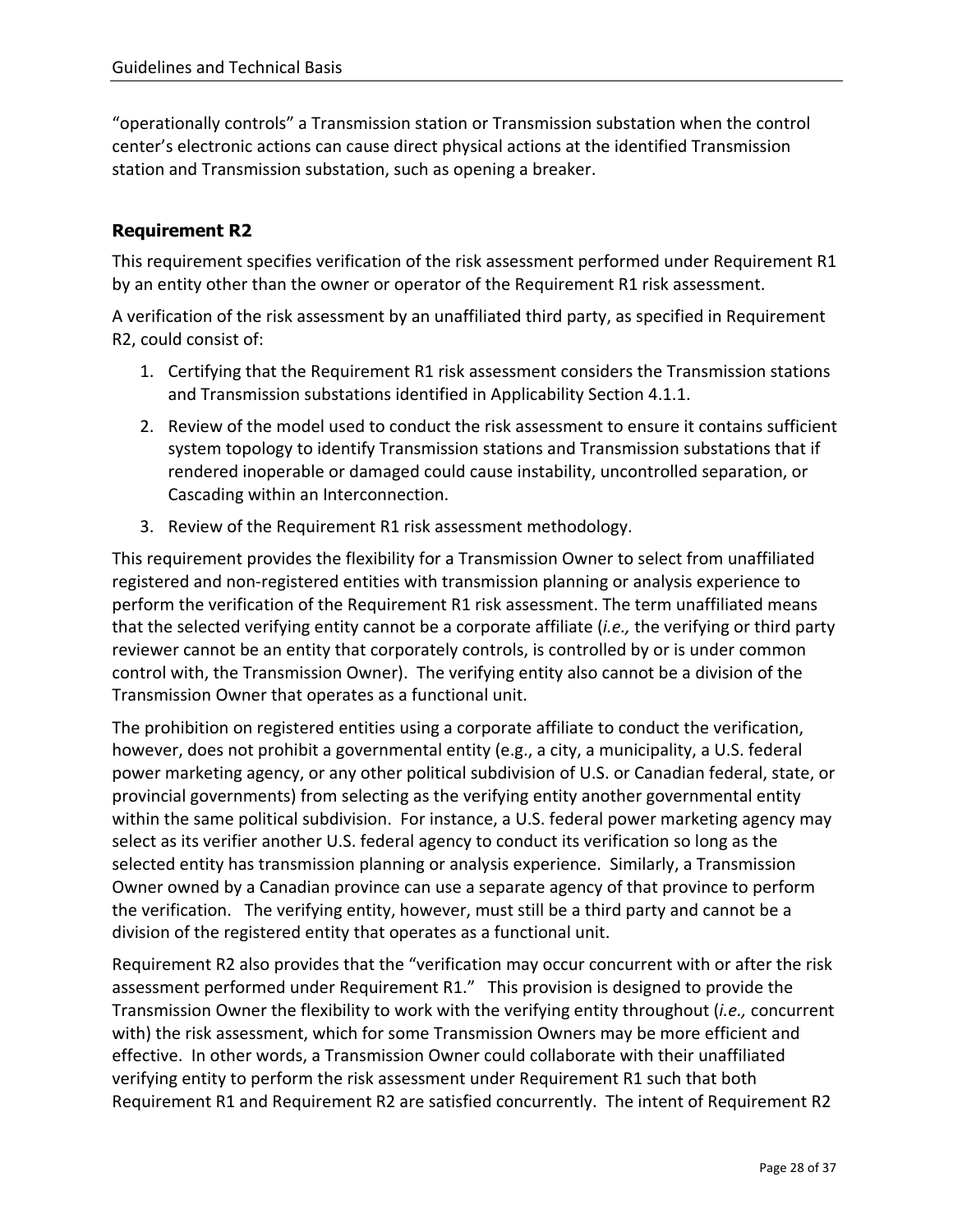"operationally controls" a Transmission station or Transmission substation when the control center's electronic actions can cause direct physical actions at the identified Transmission station and Transmission substation, such as opening a breaker.

### Requirement R2

This requirement specifies verification of the risk assessment performed under Requirement R1 by an entity other than the owner or operator of the Requirement R1 risk assessment.

A verification of the risk assessment by an unaffiliated third party, as specified in Requirement R2, could consist of:

1. Certifying that the Requirement R1 risk assessment considers the Transmission stations and Transmission substations identified in Applicability Section 4.1.1.
2. Review of the model used to conduct the risk assessment to ensure it contains sufficient system topology to identify Transmission stations and Transmission substations that if rendered inoperable or damaged could cause instability, uncontrolled separation, or Cascading within an Interconnection.
3. Review of the Requirement R1 risk assessment methodology.

This requirement provides the flexibility for a Transmission Owner to select from unaffiliated registered and non-registered entities with transmission planning or analysis experience to perform the verification of the Requirement R1 risk assessment. The term unaffiliated means that the selected verifying entity cannot be a corporate affiliate (*i.e.,* the verifying or third party reviewer cannot be an entity that corporately controls, is controlled by or is under common control with, the Transmission Owner). The verifying entity also cannot be a division of the Transmission Owner that operates as a functional unit.

The prohibition on registered entities using a corporate affiliate to conduct the verification, however, does not prohibit a governmental entity (e.g., a city, a municipality, a U.S. federal power marketing agency, or any other political subdivision of U.S. or Canadian federal, state, or provincial governments) from selecting as the verifying entity another governmental entity within the same political subdivision. For instance, a U.S. federal power marketing agency may select as its verifier another U.S. federal agency to conduct its verification so long as the selected entity has transmission planning or analysis experience. Similarly, a Transmission Owner owned by a Canadian province can use a separate agency of that province to perform the verification. The verifying entity, however, must still be a third party and cannot be a division of the registered entity that operates as a functional unit.

Requirement R2 also provides that the "verification may occur concurrent with or after the risk assessment performed under Requirement R1." This provision is designed to provide the Transmission Owner the flexibility to work with the verifying entity throughout (*i.e.,* concurrent with) the risk assessment, which for some Transmission Owners may be more efficient and effective. In other words, a Transmission Owner could collaborate with their unaffiliated verifying entity to perform the risk assessment under Requirement R1 such that both Requirement R1 and Requirement R2 are satisfied concurrently. The intent of Requirement R2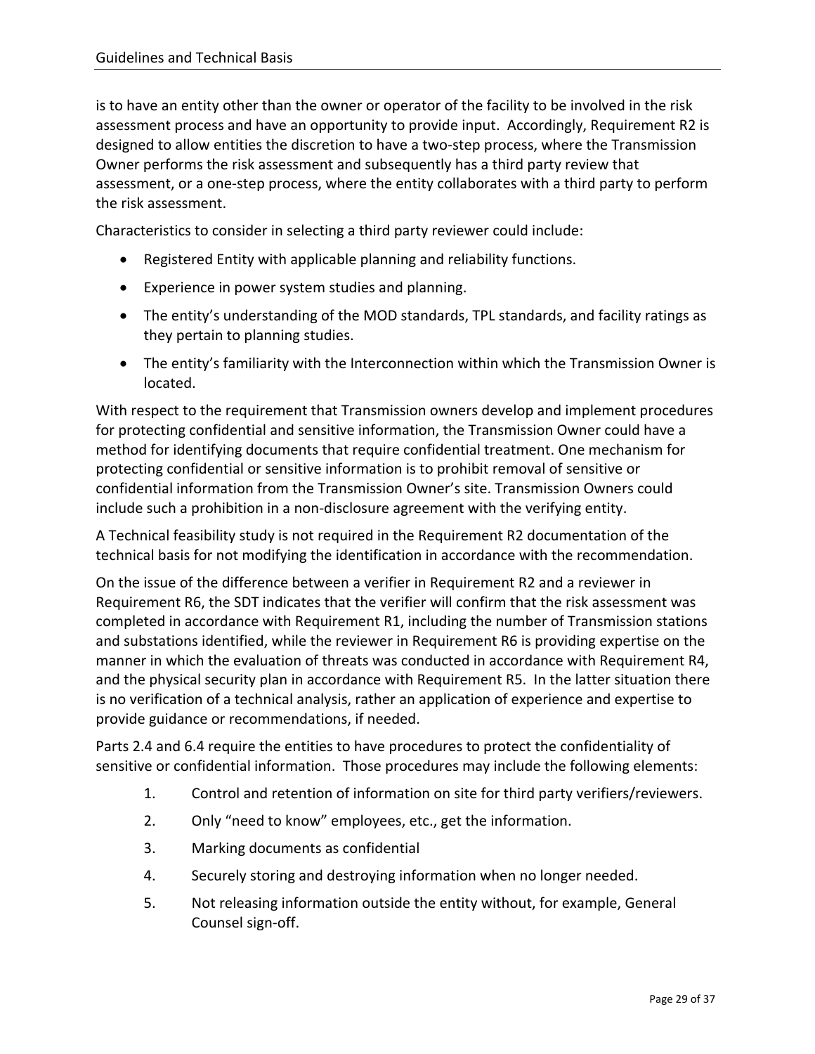is to have an entity other than the owner or operator of the facility to be involved in the risk assessment process and have an opportunity to provide input. Accordingly, Requirement R2 is designed to allow entities the discretion to have a two-step process, where the Transmission Owner performs the risk assessment and subsequently has a third party review that assessment, or a one-step process, where the entity collaborates with a third party to perform the risk assessment.

Characteristics to consider in selecting a third party reviewer could include:

- Registered Entity with applicable planning and reliability functions.
- Experience in power system studies and planning.
- The entity's understanding of the MOD standards, TPL standards, and facility ratings as they pertain to planning studies.
- The entity's familiarity with the Interconnection within which the Transmission Owner is located.

With respect to the requirement that Transmission owners develop and implement procedures for protecting confidential and sensitive information, the Transmission Owner could have a method for identifying documents that require confidential treatment. One mechanism for protecting confidential or sensitive information is to prohibit removal of sensitive or confidential information from the Transmission Owner's site. Transmission Owners could include such a prohibition in a non-disclosure agreement with the verifying entity.

A Technical feasibility study is not required in the Requirement R2 documentation of the technical basis for not modifying the identification in accordance with the recommendation.

On the issue of the difference between a verifier in Requirement R2 and a reviewer in Requirement R6, the SDT indicates that the verifier will confirm that the risk assessment was completed in accordance with Requirement R1, including the number of Transmission stations and substations identified, while the reviewer in Requirement R6 is providing expertise on the manner in which the evaluation of threats was conducted in accordance with Requirement R4, and the physical security plan in accordance with Requirement R5. In the latter situation there is no verification of a technical analysis, rather an application of experience and expertise to provide guidance or recommendations, if needed.

Parts 2.4 and 6.4 require the entities to have procedures to protect the confidentiality of sensitive or confidential information. Those procedures may include the following elements:

1. Control and retention of information on site for third party verifiers/reviewers.
2. Only "need to know" employees, etc., get the information.
3. Marking documents as confidential
4. Securely storing and destroying information when no longer needed.
5. Not releasing information outside the entity without, for example, General Counsel sign-off.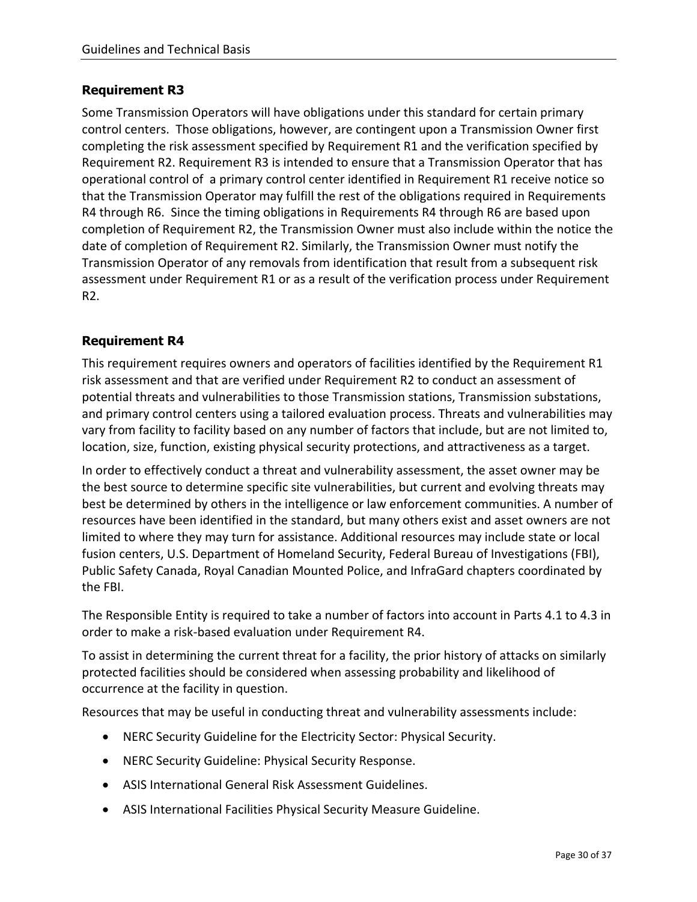### Requirement R3

Some Transmission Operators will have obligations under this standard for certain primary control centers. Those obligations, however, are contingent upon a Transmission Owner first completing the risk assessment specified by Requirement R1 and the verification specified by Requirement R2. Requirement R3 is intended to ensure that a Transmission Operator that has operational control of a primary control center identified in Requirement R1 receive notice so that the Transmission Operator may fulfill the rest of the obligations required in Requirements R4 through R6. Since the timing obligations in Requirements R4 through R6 are based upon completion of Requirement R2, the Transmission Owner must also include within the notice the date of completion of Requirement R2. Similarly, the Transmission Owner must notify the Transmission Operator of any removals from identification that result from a subsequent risk assessment under Requirement R1 or as a result of the verification process under Requirement R2.

### Requirement R4

This requirement requires owners and operators of facilities identified by the Requirement R1 risk assessment and that are verified under Requirement R2 to conduct an assessment of potential threats and vulnerabilities to those Transmission stations, Transmission substations, and primary control centers using a tailored evaluation process. Threats and vulnerabilities may vary from facility to facility based on any number of factors that include, but are not limited to, location, size, function, existing physical security protections, and attractiveness as a target.

In order to effectively conduct a threat and vulnerability assessment, the asset owner may be the best source to determine specific site vulnerabilities, but current and evolving threats may best be determined by others in the intelligence or law enforcement communities. A number of resources have been identified in the standard, but many others exist and asset owners are not limited to where they may turn for assistance. Additional resources may include state or local fusion centers, U.S. Department of Homeland Security, Federal Bureau of Investigations (FBI), Public Safety Canada, Royal Canadian Mounted Police, and InfraGard chapters coordinated by the FBI.

The Responsible Entity is required to take a number of factors into account in Parts 4.1 to 4.3 in order to make a risk-based evaluation under Requirement R4.

To assist in determining the current threat for a facility, the prior history of attacks on similarly protected facilities should be considered when assessing probability and likelihood of occurrence at the facility in question.

Resources that may be useful in conducting threat and vulnerability assessments include:

- NERC Security Guideline for the Electricity Sector: Physical Security.
- NERC Security Guideline: Physical Security Response.
- ASIS International General Risk Assessment Guidelines.
- ASIS International Facilities Physical Security Measure Guideline.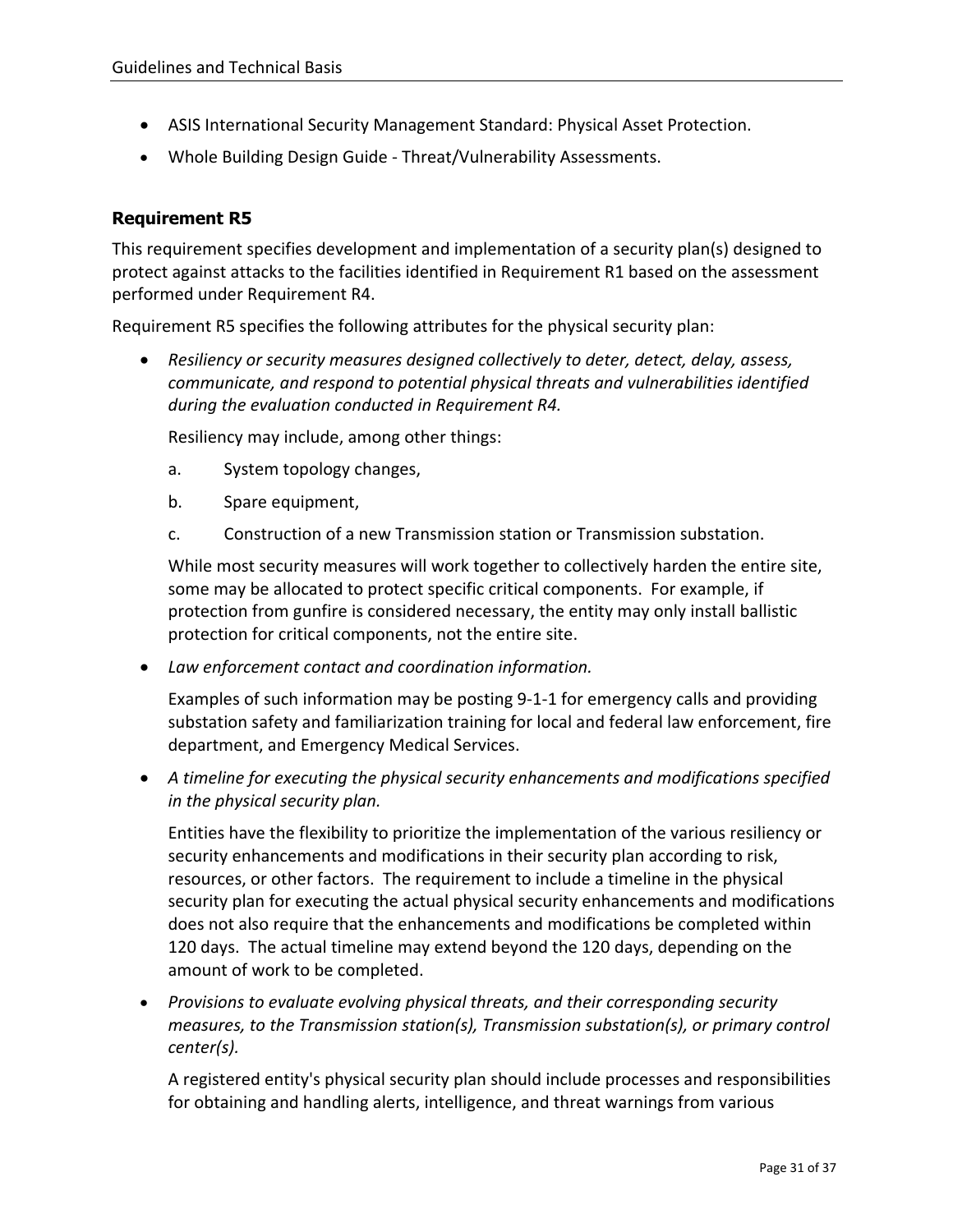- ASIS International Security Management Standard: Physical Asset Protection.
- Whole Building Design Guide - Threat/Vulnerability Assessments.

### Requirement R5

This requirement specifies development and implementation of a security plan(s) designed to protect against attacks to the facilities identified in Requirement R1 based on the assessment performed under Requirement R4.

Requirement R5 specifies the following attributes for the physical security plan:

- *Resiliency or security measures designed collectively to deter, detect, delay, assess, communicate, and respond to potential physical threats and vulnerabilities identified during the evaluation conducted in Requirement R4.*

  Resiliency may include, among other things:

  a. System topology changes,

  b. Spare equipment,

  c. Construction of a new Transmission station or Transmission substation.

  While most security measures will work together to collectively harden the entire site, some may be allocated to protect specific critical components. For example, if protection from gunfire is considered necessary, the entity may only install ballistic protection for critical components, not the entire site.

- *Law enforcement contact and coordination information.*

  Examples of such information may be posting 9-1-1 for emergency calls and providing substation safety and familiarization training for local and federal law enforcement, fire department, and Emergency Medical Services.

- *A timeline for executing the physical security enhancements and modifications specified in the physical security plan.*

  Entities have the flexibility to prioritize the implementation of the various resiliency or security enhancements and modifications in their security plan according to risk, resources, or other factors. The requirement to include a timeline in the physical security plan for executing the actual physical security enhancements and modifications does not also require that the enhancements and modifications be completed within 120 days. The actual timeline may extend beyond the 120 days, depending on the amount of work to be completed.

- *Provisions to evaluate evolving physical threats, and their corresponding security measures, to the Transmission station(s), Transmission substation(s), or primary control center(s).*

  A registered entity's physical security plan should include processes and responsibilities for obtaining and handling alerts, intelligence, and threat warnings from various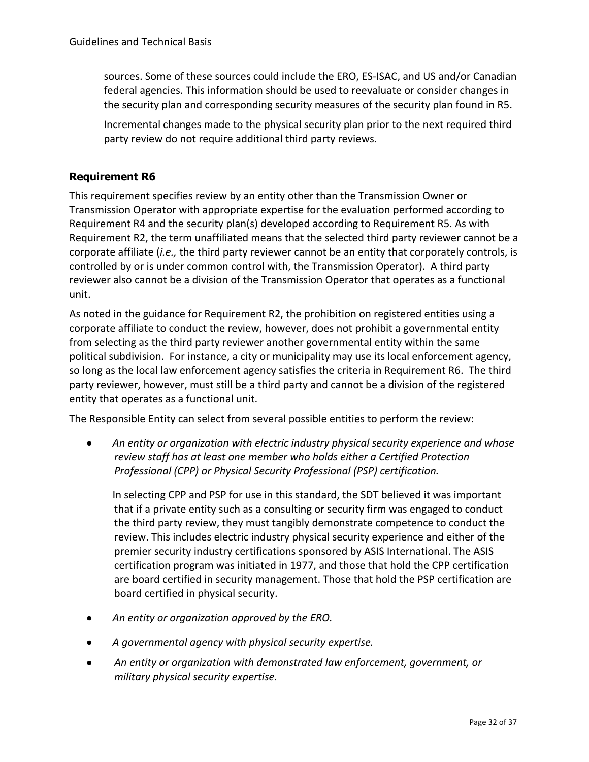sources. Some of these sources could include the ERO, ES-ISAC, and US and/or Canadian federal agencies. This information should be used to reevaluate or consider changes in the security plan and corresponding security measures of the security plan found in R5.

Incremental changes made to the physical security plan prior to the next required third party review do not require additional third party reviews.

### Requirement R6

This requirement specifies review by an entity other than the Transmission Owner or Transmission Operator with appropriate expertise for the evaluation performed according to Requirement R4 and the security plan(s) developed according to Requirement R5. As with Requirement R2, the term unaffiliated means that the selected third party reviewer cannot be a corporate affiliate (*i.e.,* the third party reviewer cannot be an entity that corporately controls, is controlled by or is under common control with, the Transmission Operator). A third party reviewer also cannot be a division of the Transmission Operator that operates as a functional unit.

As noted in the guidance for Requirement R2, the prohibition on registered entities using a corporate affiliate to conduct the review, however, does not prohibit a governmental entity from selecting as the third party reviewer another governmental entity within the same political subdivision. For instance, a city or municipality may use its local enforcement agency, so long as the local law enforcement agency satisfies the criteria in Requirement R6. The third party reviewer, however, must still be a third party and cannot be a division of the registered entity that operates as a functional unit.

The Responsible Entity can select from several possible entities to perform the review:

- *An entity or organization with electric industry physical security experience and whose review staff has at least one member who holds either a Certified Protection Professional (CPP) or Physical Security Professional (PSP) certification.*

  In selecting CPP and PSP for use in this standard, the SDT believed it was important that if a private entity such as a consulting or security firm was engaged to conduct the third party review, they must tangibly demonstrate competence to conduct the review. This includes electric industry physical security experience and either of the premier security industry certifications sponsored by ASIS International. The ASIS certification program was initiated in 1977, and those that hold the CPP certification are board certified in security management. Those that hold the PSP certification are board certified in physical security.

- *An entity or organization approved by the ERO.*

- *A governmental agency with physical security expertise.*

- *An entity or organization with demonstrated law enforcement, government, or military physical security expertise.*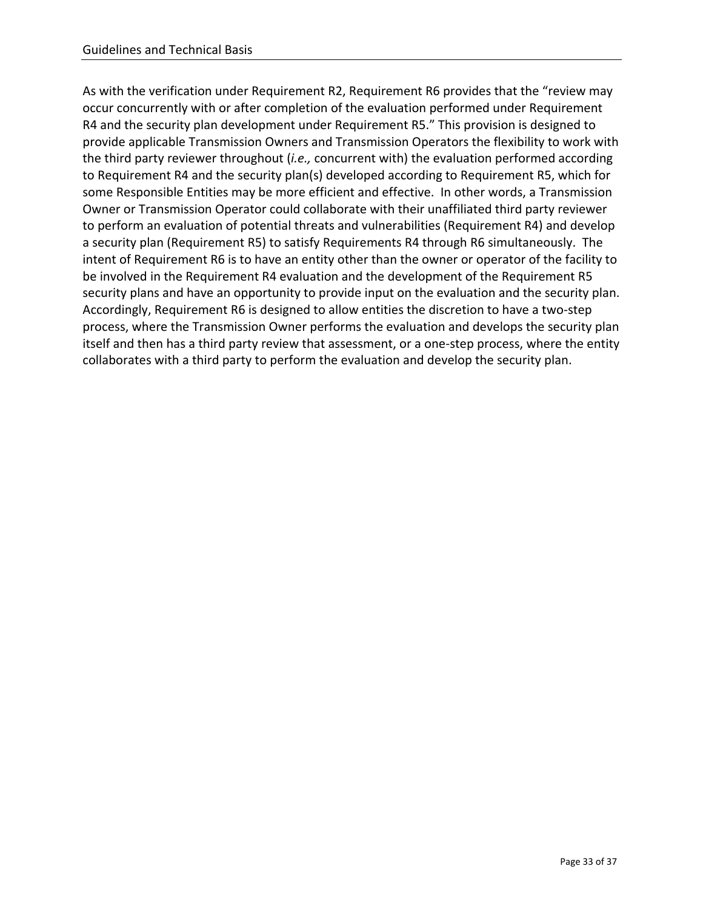As with the verification under Requirement R2, Requirement R6 provides that the "review may occur concurrently with or after completion of the evaluation performed under Requirement R4 and the security plan development under Requirement R5." This provision is designed to provide applicable Transmission Owners and Transmission Operators the flexibility to work with the third party reviewer throughout (*i.e.,* concurrent with) the evaluation performed according to Requirement R4 and the security plan(s) developed according to Requirement R5, which for some Responsible Entities may be more efficient and effective. In other words, a Transmission Owner or Transmission Operator could collaborate with their unaffiliated third party reviewer to perform an evaluation of potential threats and vulnerabilities (Requirement R4) and develop a security plan (Requirement R5) to satisfy Requirements R4 through R6 simultaneously. The intent of Requirement R6 is to have an entity other than the owner or operator of the facility to be involved in the Requirement R4 evaluation and the development of the Requirement R5 security plans and have an opportunity to provide input on the evaluation and the security plan. Accordingly, Requirement R6 is designed to allow entities the discretion to have a two-step process, where the Transmission Owner performs the evaluation and develops the security plan itself and then has a third party review that assessment, or a one-step process, where the entity collaborates with a third party to perform the evaluation and develop the security plan.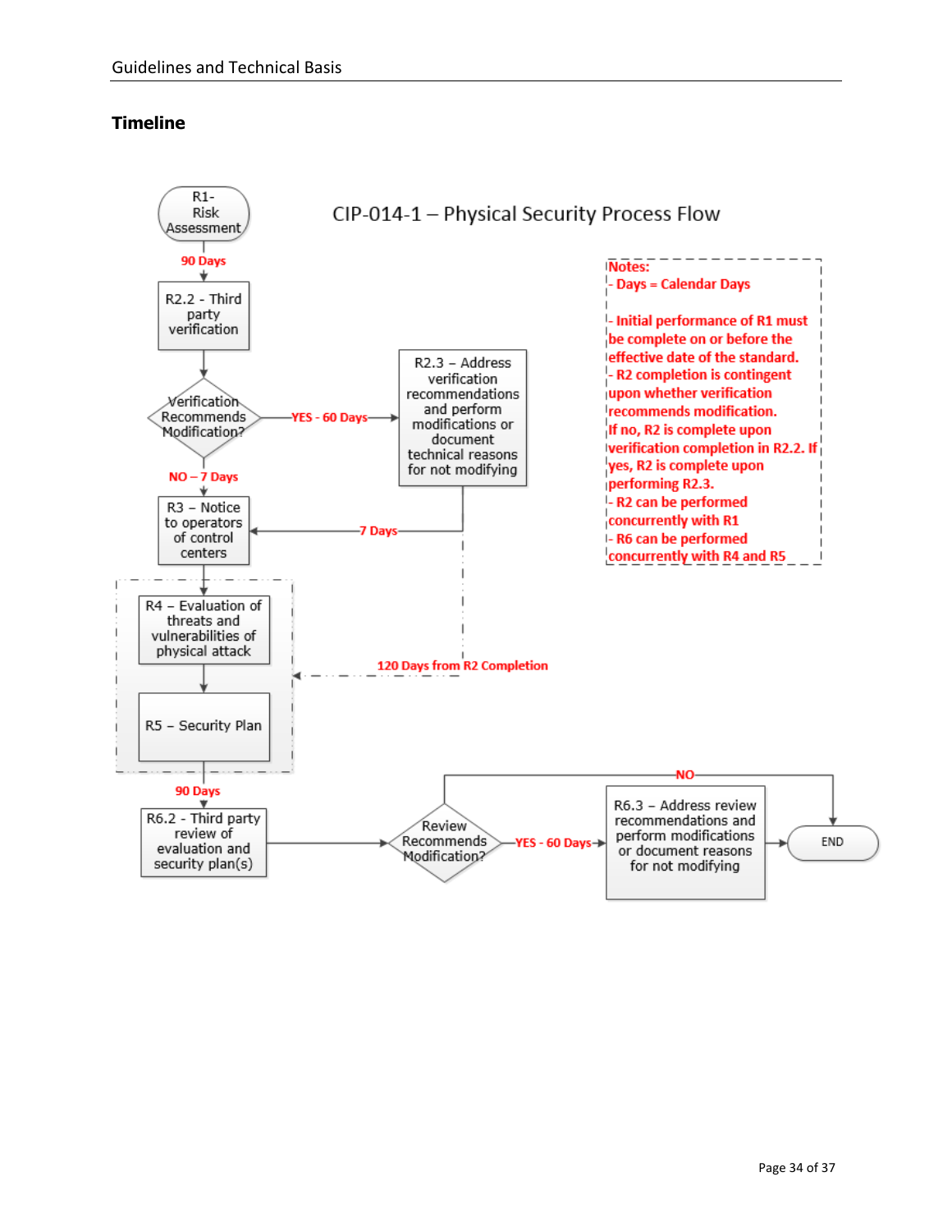## Timeline

CIP-014-1 – Physical Security Process Flow

R1- Risk Assessment

90 Days

R2.2 - Third party verification

Verification Recommends Modification?

YES - 60 Days

R2.3 – Address verification recommendations and perform modifications or document technical reasons for not modifying

NO – 7 Days

7 Days

R3 – Notice to operators of control centers

R4 – Evaluation of threats and vulnerabilities of physical attack

120 Days from R2 Completion

R5 – Security Plan

90 Days

R6.2 - Third party review of evaluation and security plan(s)

Review Recommends Modification?

YES - 60 Days

R6.3 – Address review recommendations and perform modifications or document reasons for not modifying

NO

END

**Notes:**

- Days = Calendar Days
- Initial performance of R1 must be complete on or before the effective date of the standard.
- R2 completion is contingent upon whether verification recommends modification. If no, R2 is complete upon verification completion in R2.2. If yes, R2 is complete upon performing R2.3.
- R2 can be performed concurrently with R1
- R6 can be performed concurrently with R4 and R5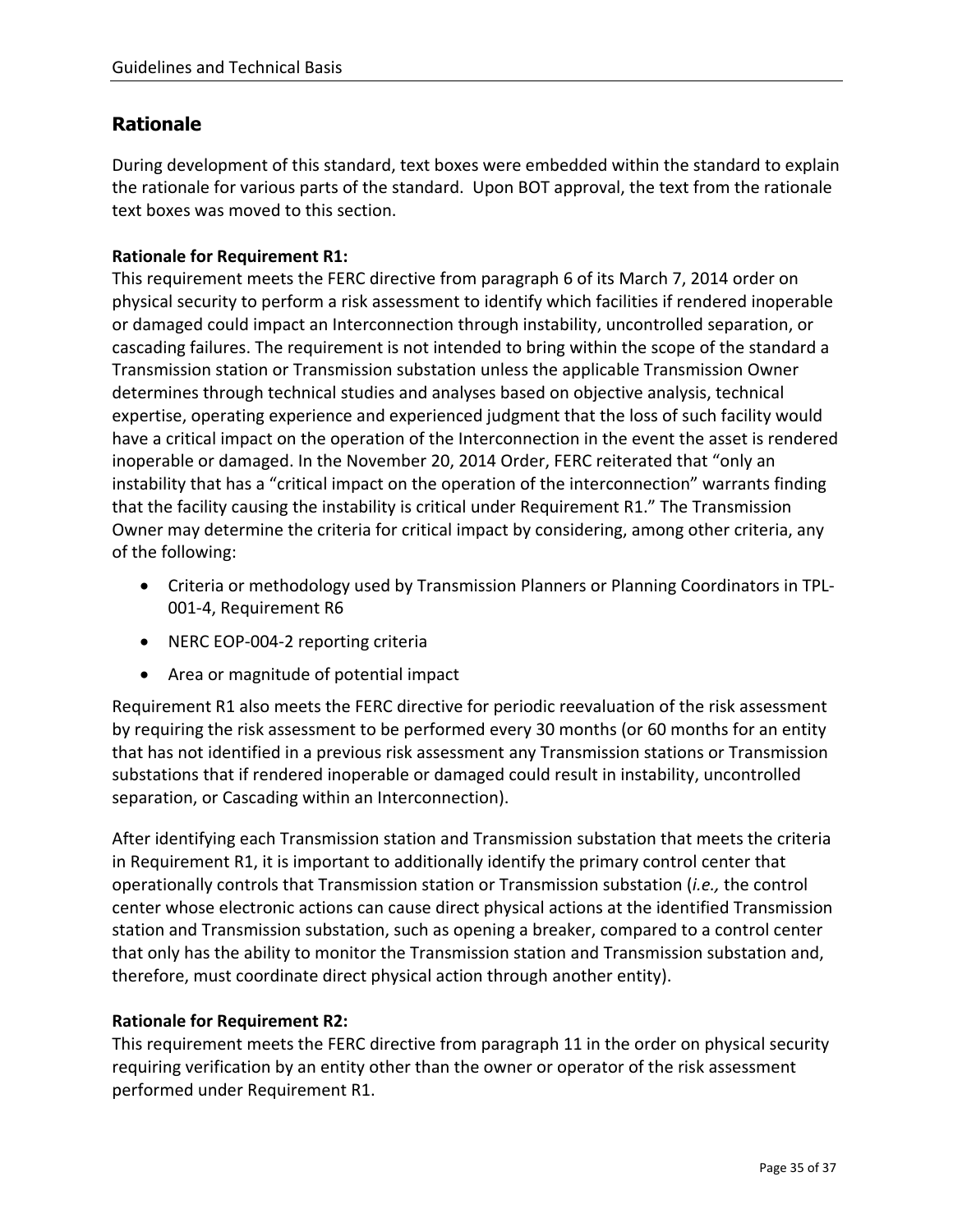## Rationale

During development of this standard, text boxes were embedded within the standard to explain the rationale for various parts of the standard. Upon BOT approval, the text from the rationale text boxes was moved to this section.

**Rationale for Requirement R1:**

This requirement meets the FERC directive from paragraph 6 of its March 7, 2014 order on physical security to perform a risk assessment to identify which facilities if rendered inoperable or damaged could impact an Interconnection through instability, uncontrolled separation, or cascading failures. The requirement is not intended to bring within the scope of the standard a Transmission station or Transmission substation unless the applicable Transmission Owner determines through technical studies and analyses based on objective analysis, technical expertise, operating experience and experienced judgment that the loss of such facility would have a critical impact on the operation of the Interconnection in the event the asset is rendered inoperable or damaged. In the November 20, 2014 Order, FERC reiterated that "only an instability that has a "critical impact on the operation of the interconnection" warrants finding that the facility causing the instability is critical under Requirement R1." The Transmission Owner may determine the criteria for critical impact by considering, among other criteria, any of the following:

- Criteria or methodology used by Transmission Planners or Planning Coordinators in TPL-001-4, Requirement R6
- NERC EOP-004-2 reporting criteria
- Area or magnitude of potential impact

Requirement R1 also meets the FERC directive for periodic reevaluation of the risk assessment by requiring the risk assessment to be performed every 30 months (or 60 months for an entity that has not identified in a previous risk assessment any Transmission stations or Transmission substations that if rendered inoperable or damaged could result in instability, uncontrolled separation, or Cascading within an Interconnection).

After identifying each Transmission station and Transmission substation that meets the criteria in Requirement R1, it is important to additionally identify the primary control center that operationally controls that Transmission station or Transmission substation (*i.e.,* the control center whose electronic actions can cause direct physical actions at the identified Transmission station and Transmission substation, such as opening a breaker, compared to a control center that only has the ability to monitor the Transmission station and Transmission substation and, therefore, must coordinate direct physical action through another entity).

**Rationale for Requirement R2:**

This requirement meets the FERC directive from paragraph 11 in the order on physical security requiring verification by an entity other than the owner or operator of the risk assessment performed under Requirement R1.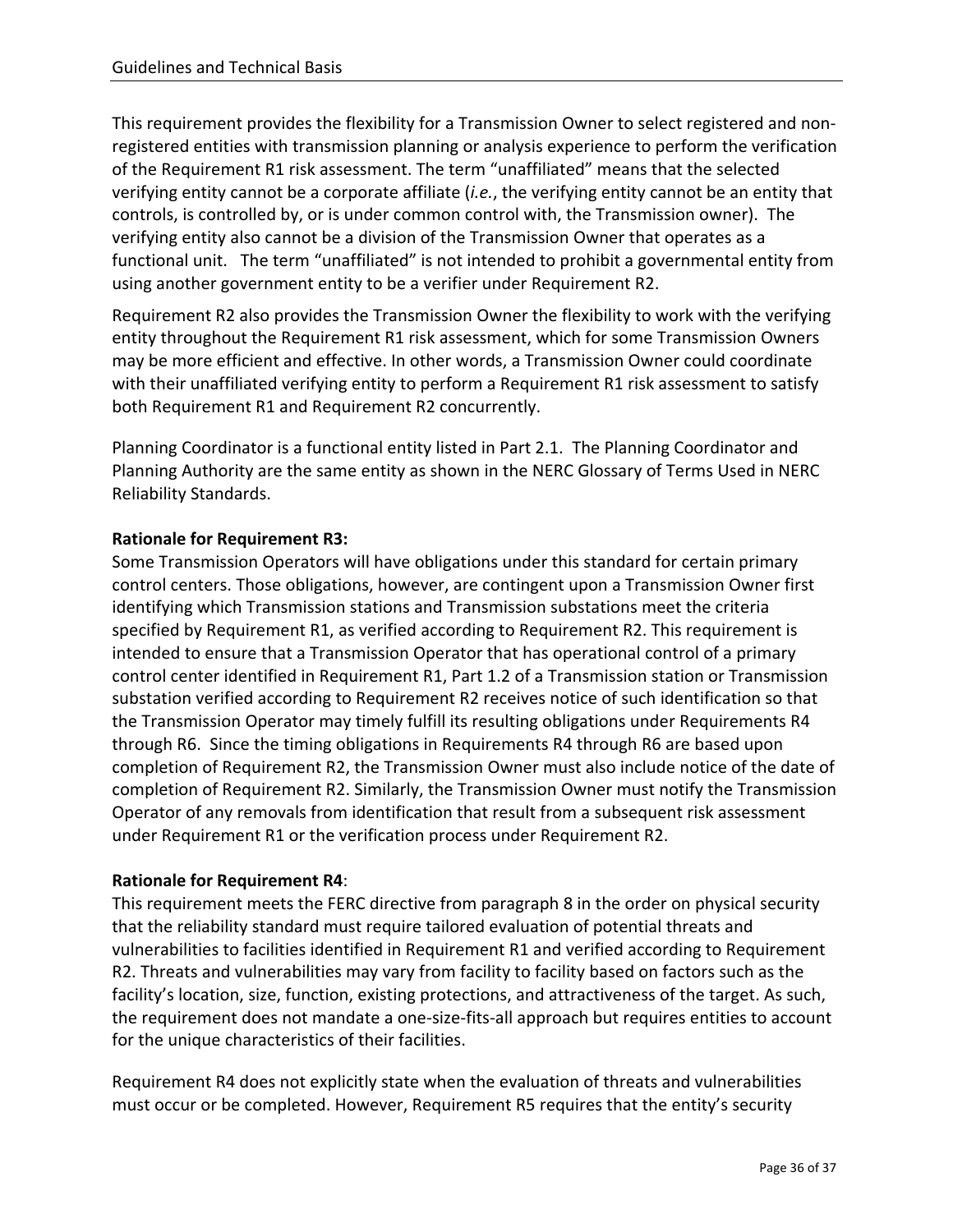This requirement provides the flexibility for a Transmission Owner to select registered and non-registered entities with transmission planning or analysis experience to perform the verification of the Requirement R1 risk assessment. The term "unaffiliated" means that the selected verifying entity cannot be a corporate affiliate (*i.e.*, the verifying entity cannot be an entity that controls, is controlled by, or is under common control with, the Transmission owner). The verifying entity also cannot be a division of the Transmission Owner that operates as a functional unit. The term "unaffiliated" is not intended to prohibit a governmental entity from using another government entity to be a verifier under Requirement R2.

Requirement R2 also provides the Transmission Owner the flexibility to work with the verifying entity throughout the Requirement R1 risk assessment, which for some Transmission Owners may be more efficient and effective. In other words, a Transmission Owner could coordinate with their unaffiliated verifying entity to perform a Requirement R1 risk assessment to satisfy both Requirement R1 and Requirement R2 concurrently.

Planning Coordinator is a functional entity listed in Part 2.1. The Planning Coordinator and Planning Authority are the same entity as shown in the NERC Glossary of Terms Used in NERC Reliability Standards.

**Rationale for Requirement R3:**
Some Transmission Operators will have obligations under this standard for certain primary control centers. Those obligations, however, are contingent upon a Transmission Owner first identifying which Transmission stations and Transmission substations meet the criteria specified by Requirement R1, as verified according to Requirement R2. This requirement is intended to ensure that a Transmission Operator that has operational control of a primary control center identified in Requirement R1, Part 1.2 of a Transmission station or Transmission substation verified according to Requirement R2 receives notice of such identification so that the Transmission Operator may timely fulfill its resulting obligations under Requirements R4 through R6. Since the timing obligations in Requirements R4 through R6 are based upon completion of Requirement R2, the Transmission Owner must also include notice of the date of completion of Requirement R2. Similarly, the Transmission Owner must notify the Transmission Operator of any removals from identification that result from a subsequent risk assessment under Requirement R1 or the verification process under Requirement R2.

**Rationale for Requirement R4**:
This requirement meets the FERC directive from paragraph 8 in the order on physical security that the reliability standard must require tailored evaluation of potential threats and vulnerabilities to facilities identified in Requirement R1 and verified according to Requirement R2. Threats and vulnerabilities may vary from facility to facility based on factors such as the facility's location, size, function, existing protections, and attractiveness of the target. As such, the requirement does not mandate a one-size-fits-all approach but requires entities to account for the unique characteristics of their facilities.

Requirement R4 does not explicitly state when the evaluation of threats and vulnerabilities must occur or be completed. However, Requirement R5 requires that the entity's security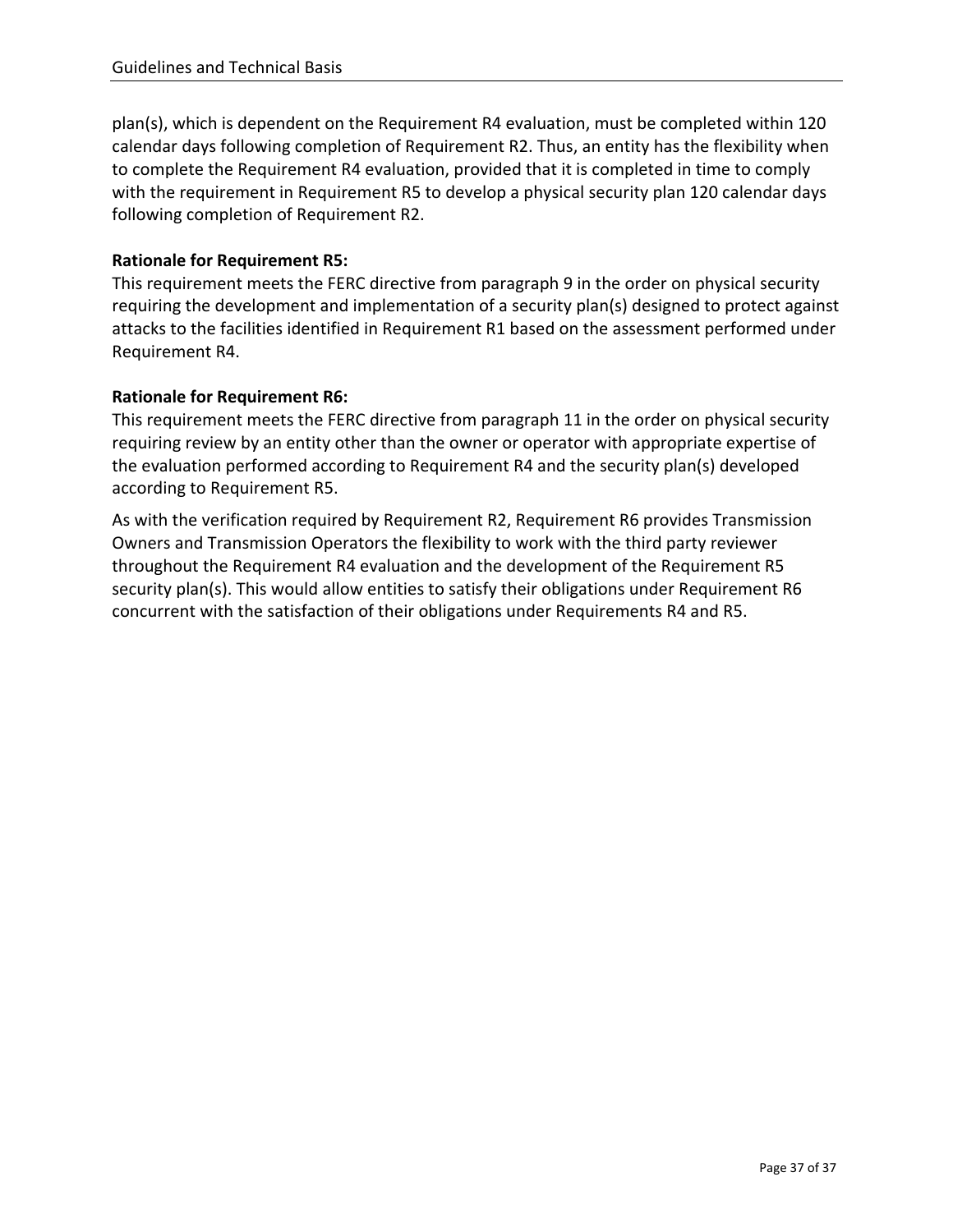plan(s), which is dependent on the Requirement R4 evaluation, must be completed within 120 calendar days following completion of Requirement R2. Thus, an entity has the flexibility when to complete the Requirement R4 evaluation, provided that it is completed in time to comply with the requirement in Requirement R5 to develop a physical security plan 120 calendar days following completion of Requirement R2.

**Rationale for Requirement R5:**
This requirement meets the FERC directive from paragraph 9 in the order on physical security requiring the development and implementation of a security plan(s) designed to protect against attacks to the facilities identified in Requirement R1 based on the assessment performed under Requirement R4.

**Rationale for Requirement R6:**
This requirement meets the FERC directive from paragraph 11 in the order on physical security requiring review by an entity other than the owner or operator with appropriate expertise of the evaluation performed according to Requirement R4 and the security plan(s) developed according to Requirement R5.

As with the verification required by Requirement R2, Requirement R6 provides Transmission Owners and Transmission Operators the flexibility to work with the third party reviewer throughout the Requirement R4 evaluation and the development of the Requirement R5 security plan(s). This would allow entities to satisfy their obligations under Requirement R6 concurrent with the satisfaction of their obligations under Requirements R4 and R5.